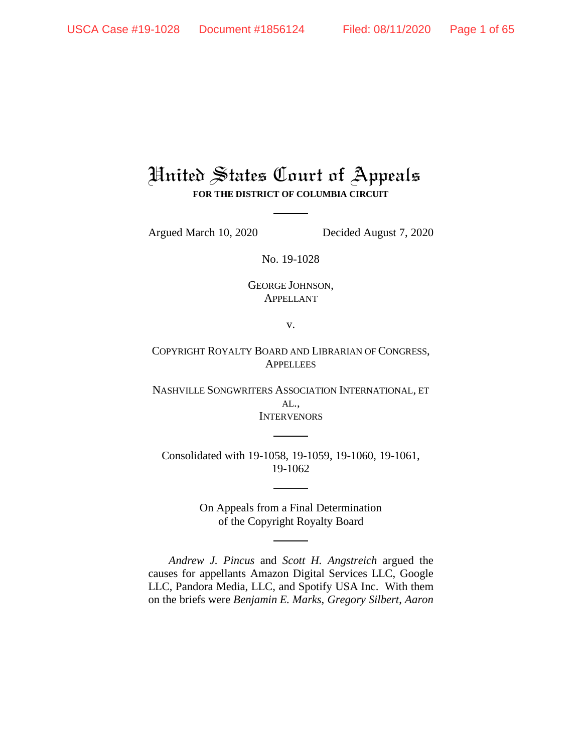# United States Court of Appeals

**FOR THE DISTRICT OF COLUMBIA CIRCUIT**

Argued March 10, 2020 Decided August 7, 2020

No. 19-1028

GEORGE JOHNSON,
APPELLANT

v.

COPYRIGHT ROYALTY BOARD AND LIBRARIAN OF CONGRESS,
APPELLEES

NASHVILLE SONGWRITERS ASSOCIATION INTERNATIONAL, ET AL.,
INTERVENORS

Consolidated with 19-1058, 19-1059, 19-1060, 19-1061, 19-1062

On Appeals from a Final Determination
of the Copyright Royalty Board

*Andrew J. Pincus* and *Scott H. Angstreich* argued the causes for appellants Amazon Digital Services LLC, Google LLC, Pandora Media, LLC, and Spotify USA Inc. With them on the briefs were *Benjamin E. Marks*, *Gregory Silbert*, *Aaron*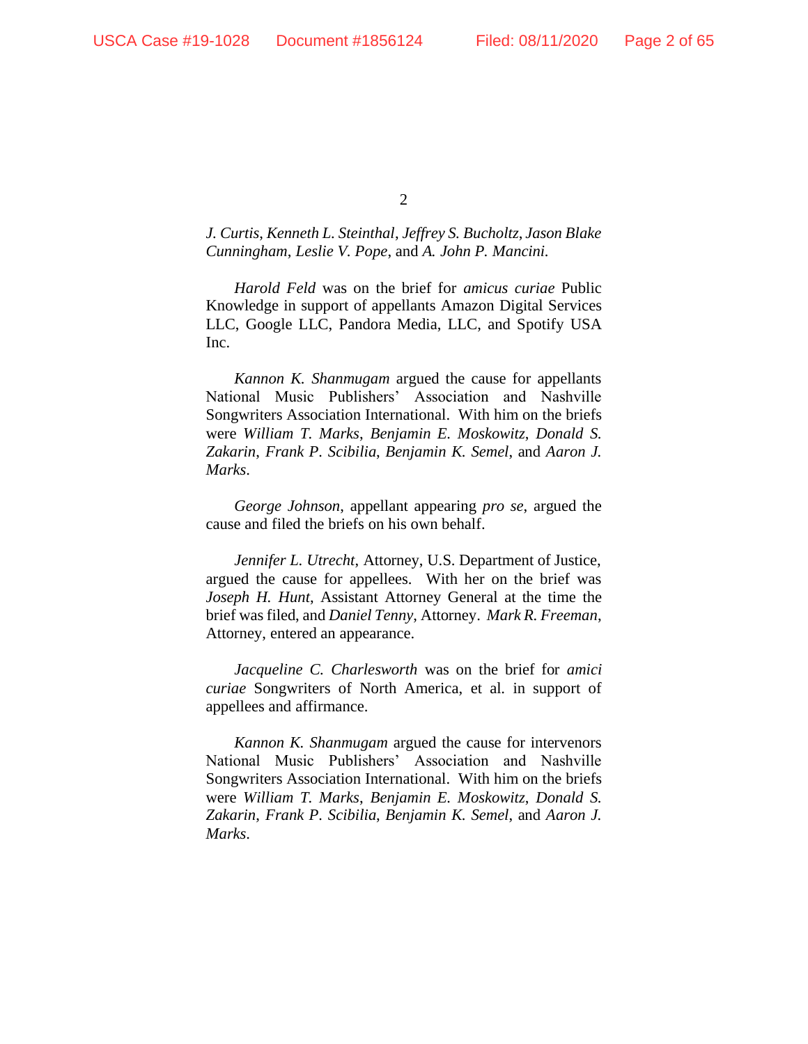*J. Curtis*, *Kenneth L. Steinthal*, *Jeffrey S. Bucholtz*, *Jason Blake Cunningham*, *Leslie V. Pope*, and *A. John P. Mancini*.

*Harold Feld* was on the brief for *amicus curiae* Public Knowledge in support of appellants Amazon Digital Services LLC, Google LLC, Pandora Media, LLC, and Spotify USA Inc.

*Kannon K. Shanmugam* argued the cause for appellants National Music Publishers' Association and Nashville Songwriters Association International. With him on the briefs were *William T. Marks*, *Benjamin E. Moskowitz*, *Donald S. Zakarin*, *Frank P. Scibilia*, *Benjamin K. Semel*, and *Aaron J. Marks*.

*George Johnson*, appellant appearing *pro se*, argued the cause and filed the briefs on his own behalf.

*Jennifer L. Utrecht*, Attorney, U.S. Department of Justice, argued the cause for appellees. With her on the brief was *Joseph H. Hunt*, Assistant Attorney General at the time the brief was filed, and *Daniel Tenny*, Attorney. *Mark R. Freeman*, Attorney, entered an appearance.

*Jacqueline C. Charlesworth* was on the brief for *amici curiae* Songwriters of North America, et al. in support of appellees and affirmance.

*Kannon K. Shanmugam* argued the cause for intervenors National Music Publishers' Association and Nashville Songwriters Association International. With him on the briefs were *William T. Marks*, *Benjamin E. Moskowitz*, *Donald S. Zakarin*, *Frank P. Scibilia*, *Benjamin K. Semel*, and *Aaron J. Marks*.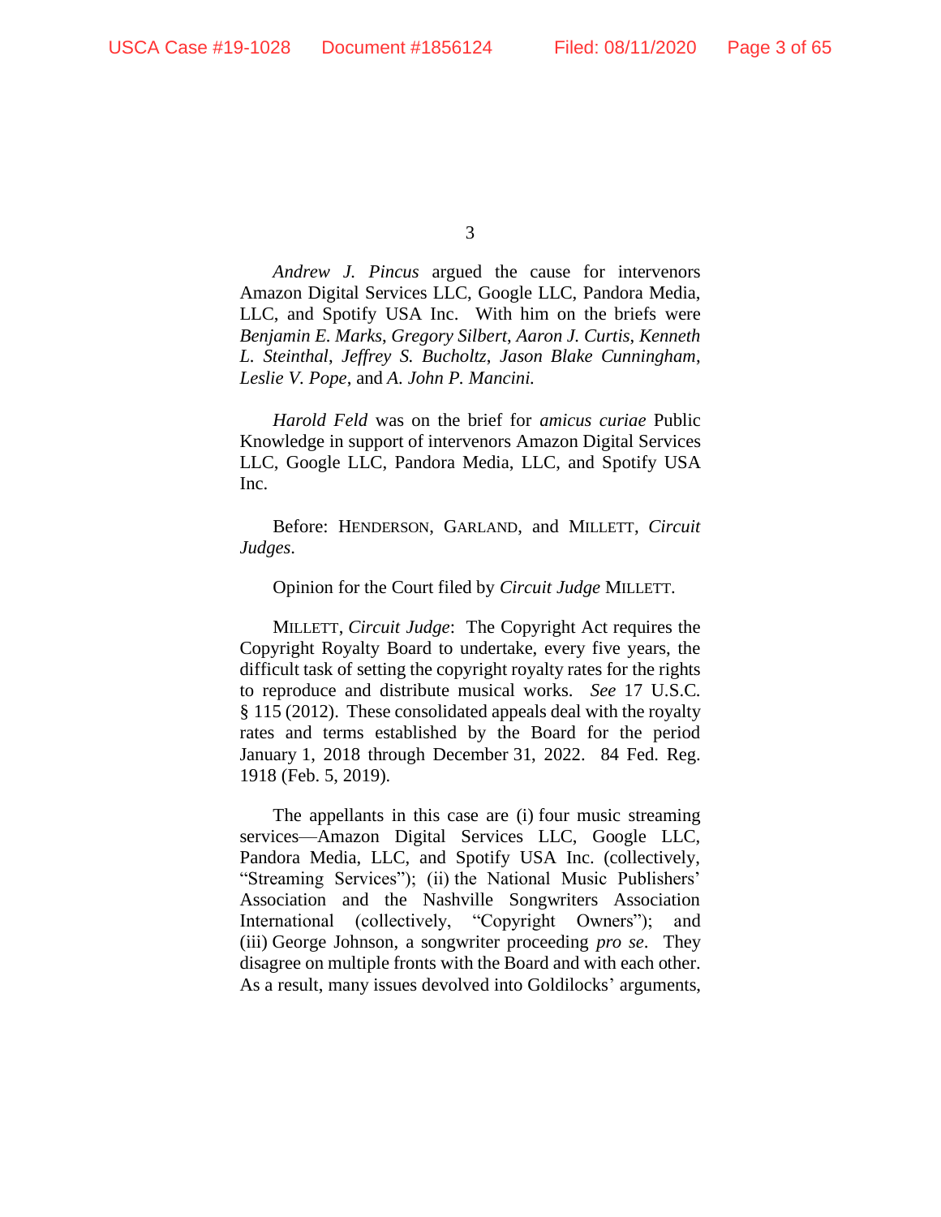*Andrew J. Pincus* argued the cause for intervenors Amazon Digital Services LLC, Google LLC, Pandora Media, LLC, and Spotify USA Inc. With him on the briefs were *Benjamin E. Marks*, *Gregory Silbert*, *Aaron J. Curtis*, *Kenneth L. Steinthal*, *Jeffrey S. Bucholtz*, *Jason Blake Cunningham*, *Leslie V. Pope*, and *A. John P. Mancini.*

*Harold Feld* was on the brief for *amicus curiae* Public Knowledge in support of intervenors Amazon Digital Services LLC, Google LLC, Pandora Media, LLC, and Spotify USA Inc.

Before: HENDERSON, GARLAND, and MILLETT, *Circuit Judges*.

Opinion for the Court filed by *Circuit Judge* MILLETT.

MILLETT, *Circuit Judge*: The Copyright Act requires the Copyright Royalty Board to undertake, every five years, the difficult task of setting the copyright royalty rates for the rights to reproduce and distribute musical works. *See* 17 U.S.C. § 115 (2012). These consolidated appeals deal with the royalty rates and terms established by the Board for the period January 1, 2018 through December 31, 2022. 84 Fed. Reg. 1918 (Feb. 5, 2019).

The appellants in this case are (i) four music streaming services—Amazon Digital Services LLC, Google LLC, Pandora Media, LLC, and Spotify USA Inc. (collectively, "Streaming Services"); (ii) the National Music Publishers' Association and the Nashville Songwriters Association International (collectively, "Copyright Owners"); and (iii) George Johnson, a songwriter proceeding *pro se*. They disagree on multiple fronts with the Board and with each other. As a result, many issues devolved into Goldilocks' arguments,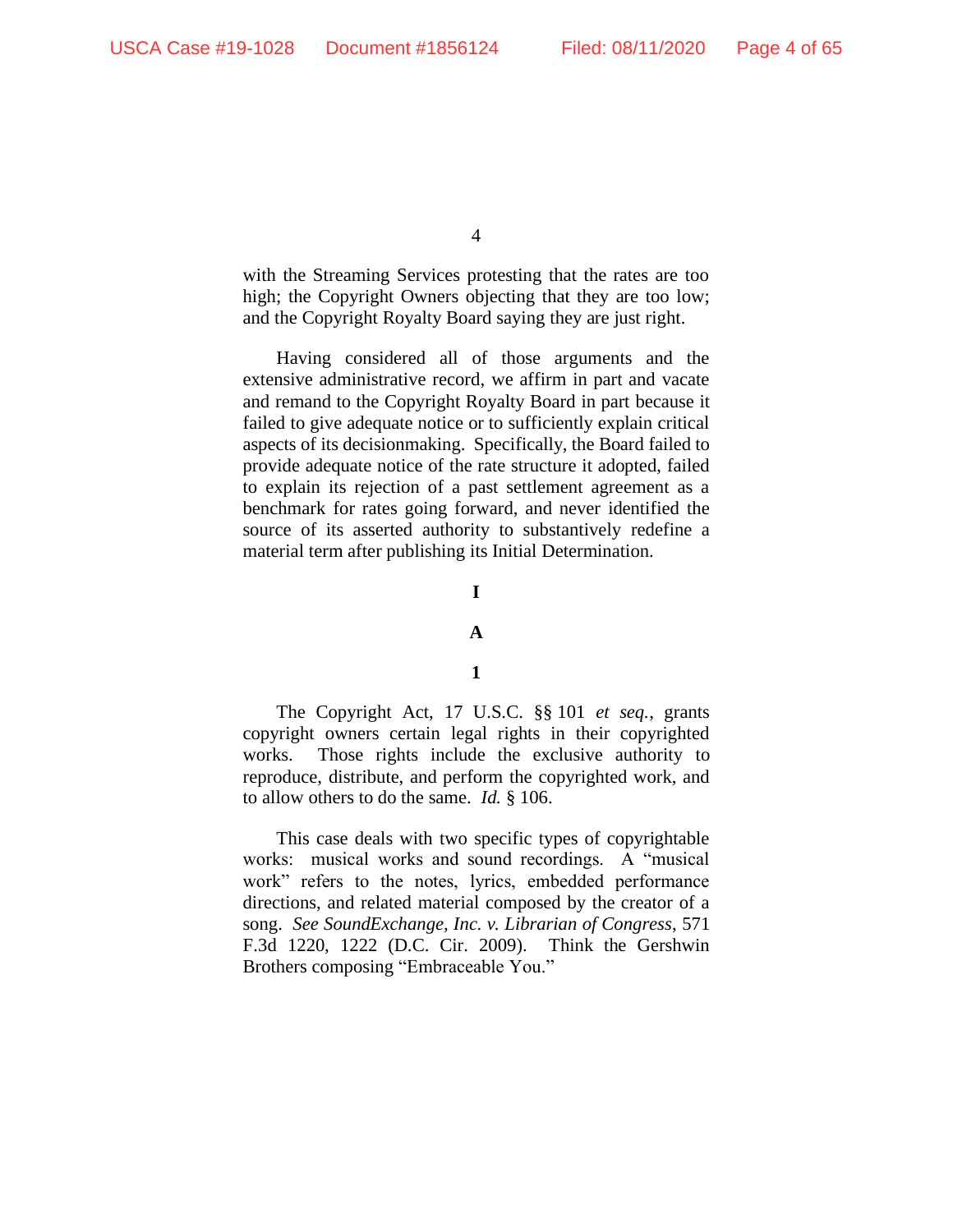with the Streaming Services protesting that the rates are too high; the Copyright Owners objecting that they are too low; and the Copyright Royalty Board saying they are just right.

Having considered all of those arguments and the extensive administrative record, we affirm in part and vacate and remand to the Copyright Royalty Board in part because it failed to give adequate notice or to sufficiently explain critical aspects of its decisionmaking. Specifically, the Board failed to provide adequate notice of the rate structure it adopted, failed to explain its rejection of a past settlement agreement as a benchmark for rates going forward, and never identified the source of its asserted authority to substantively redefine a material term after publishing its Initial Determination.

**I**

**A**

**1**

The Copyright Act, 17 U.S.C. §§ 101 *et seq.*, grants copyright owners certain legal rights in their copyrighted works. Those rights include the exclusive authority to reproduce, distribute, and perform the copyrighted work, and to allow others to do the same. *Id.* § 106.

This case deals with two specific types of copyrightable works: musical works and sound recordings. A "musical work" refers to the notes, lyrics, embedded performance directions, and related material composed by the creator of a song. *See SoundExchange, Inc. v. Librarian of Congress*, 571 F.3d 1220, 1222 (D.C. Cir. 2009). Think the Gershwin Brothers composing "Embraceable You."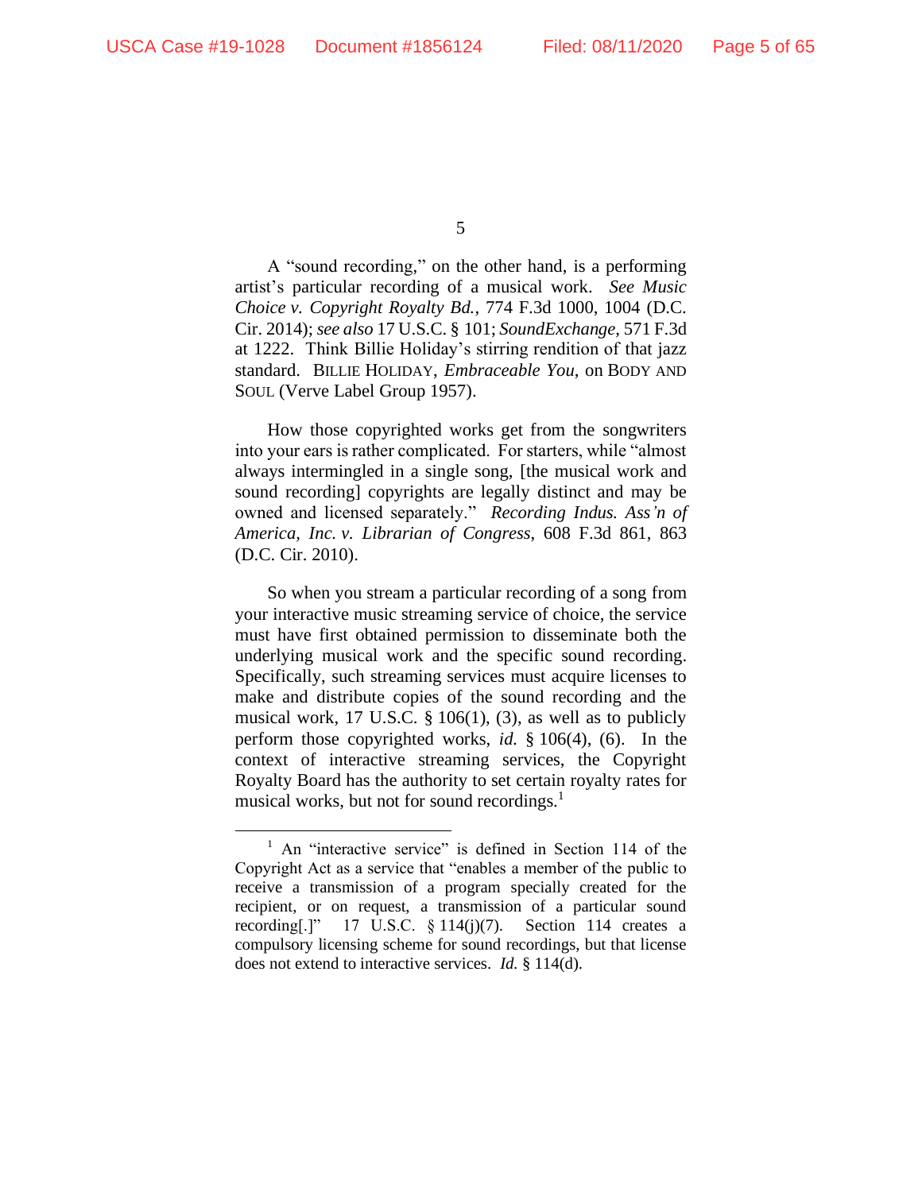A "sound recording," on the other hand, is a performing artist's particular recording of a musical work. *See Music Choice v. Copyright Royalty Bd.*, 774 F.3d 1000, 1004 (D.C. Cir. 2014); *see also* 17 U.S.C. § 101; *SoundExchange*, 571 F.3d at 1222. Think Billie Holiday's stirring rendition of that jazz standard. BILLIE HOLIDAY, *Embraceable You*, on BODY AND SOUL (Verve Label Group 1957).

How those copyrighted works get from the songwriters into your ears is rather complicated. For starters, while "almost always intermingled in a single song, [the musical work and sound recording] copyrights are legally distinct and may be owned and licensed separately." *Recording Indus. Ass'n of America, Inc. v. Librarian of Congress*, 608 F.3d 861, 863 (D.C. Cir. 2010).

So when you stream a particular recording of a song from your interactive music streaming service of choice, the service must have first obtained permission to disseminate both the underlying musical work and the specific sound recording. Specifically, such streaming services must acquire licenses to make and distribute copies of the sound recording and the musical work, 17 U.S.C. § 106(1), (3), as well as to publicly perform those copyrighted works, *id.* § 106(4), (6). In the context of interactive streaming services, the Copyright Royalty Board has the authority to set certain royalty rates for musical works, but not for sound recordings.[1]

[1] An "interactive service" is defined in Section 114 of the Copyright Act as a service that "enables a member of the public to receive a transmission of a program specially created for the recipient, or on request, a transmission of a particular sound recording[.]" 17 U.S.C. § 114(j)(7). Section 114 creates a compulsory licensing scheme for sound recordings, but that license does not extend to interactive services. *Id.* § 114(d).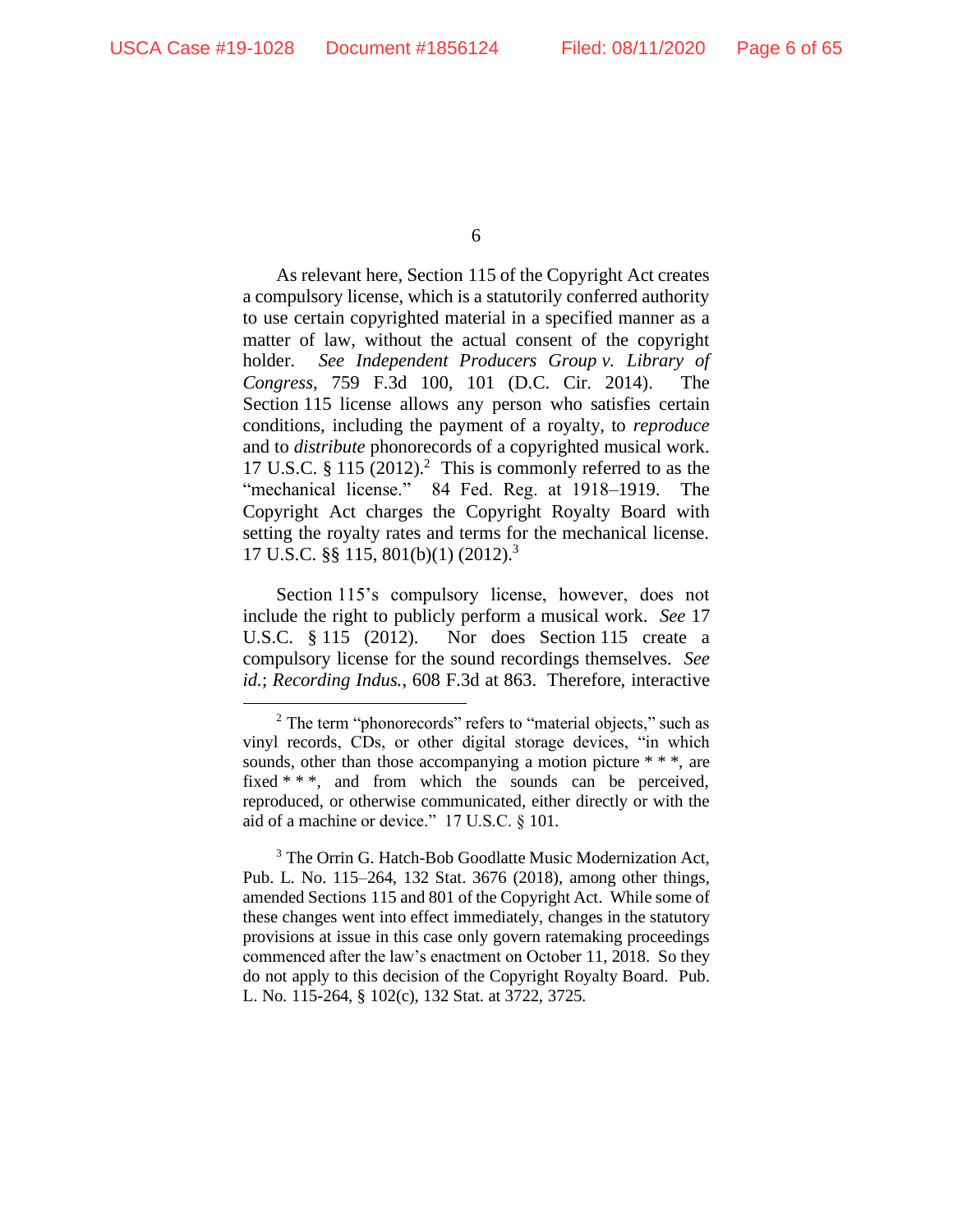As relevant here, Section 115 of the Copyright Act creates a compulsory license, which is a statutorily conferred authority to use certain copyrighted material in a specified manner as a matter of law, without the actual consent of the copyright holder. *See Independent Producers Group v. Library of Congress*, 759 F.3d 100, 101 (D.C. Cir. 2014). The Section 115 license allows any person who satisfies certain conditions, including the payment of a royalty, to *reproduce* and to *distribute* phonorecords of a copyrighted musical work. 17 U.S.C. § 115 (2012).[2] This is commonly referred to as the "mechanical license." 84 Fed. Reg. at 1918–1919. The Copyright Act charges the Copyright Royalty Board with setting the royalty rates and terms for the mechanical license. 17 U.S.C. §§ 115, 801(b)(1) (2012).[3]

Section 115's compulsory license, however, does not include the right to publicly perform a musical work. *See* 17 U.S.C. § 115 (2012). Nor does Section 115 create a compulsory license for the sound recordings themselves. *See id.*; *Recording Indus.*, 608 F.3d at 863. Therefore, interactive

---

[2] The term "phonorecords" refers to "material objects," such as vinyl records, CDs, or other digital storage devices, "in which sounds, other than those accompanying a motion picture * * *, are fixed * * *, and from which the sounds can be perceived, reproduced, or otherwise communicated, either directly or with the aid of a machine or device." 17 U.S.C. § 101.

[3] The Orrin G. Hatch-Bob Goodlatte Music Modernization Act, Pub. L. No. 115–264, 132 Stat. 3676 (2018), among other things, amended Sections 115 and 801 of the Copyright Act. While some of these changes went into effect immediately, changes in the statutory provisions at issue in this case only govern ratemaking proceedings commenced after the law's enactment on October 11, 2018. So they do not apply to this decision of the Copyright Royalty Board. Pub. L. No. 115-264, § 102(c), 132 Stat. at 3722, 3725.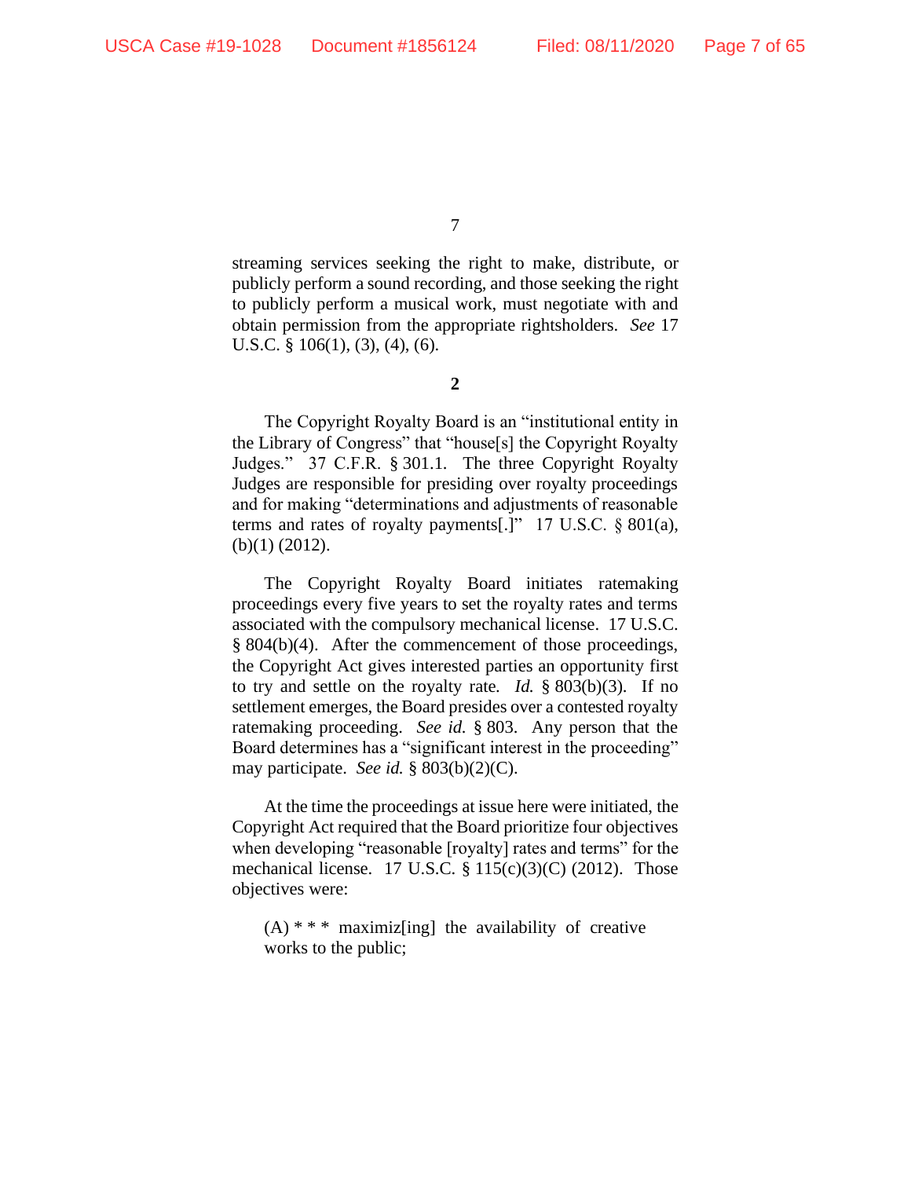streaming services seeking the right to make, distribute, or publicly perform a sound recording, and those seeking the right to publicly perform a musical work, must negotiate with and obtain permission from the appropriate rightsholders. *See* 17 U.S.C. § 106(1), (3), (4), (6).

**2**

The Copyright Royalty Board is an "institutional entity in the Library of Congress" that "house[s] the Copyright Royalty Judges." 37 C.F.R. § 301.1. The three Copyright Royalty Judges are responsible for presiding over royalty proceedings and for making "determinations and adjustments of reasonable terms and rates of royalty payments[.]" 17 U.S.C. § 801(a), (b)(1) (2012).

The Copyright Royalty Board initiates ratemaking proceedings every five years to set the royalty rates and terms associated with the compulsory mechanical license. 17 U.S.C. § 804(b)(4). After the commencement of those proceedings, the Copyright Act gives interested parties an opportunity first to try and settle on the royalty rate. *Id.* § 803(b)(3). If no settlement emerges, the Board presides over a contested royalty ratemaking proceeding. *See id.* § 803. Any person that the Board determines has a "significant interest in the proceeding" may participate. *See id.* § 803(b)(2)(C).

At the time the proceedings at issue here were initiated, the Copyright Act required that the Board prioritize four objectives when developing "reasonable [royalty] rates and terms" for the mechanical license. 17 U.S.C. § 115(c)(3)(C) (2012). Those objectives were:

> (A) * * * maximiz[ing] the availability of creative works to the public;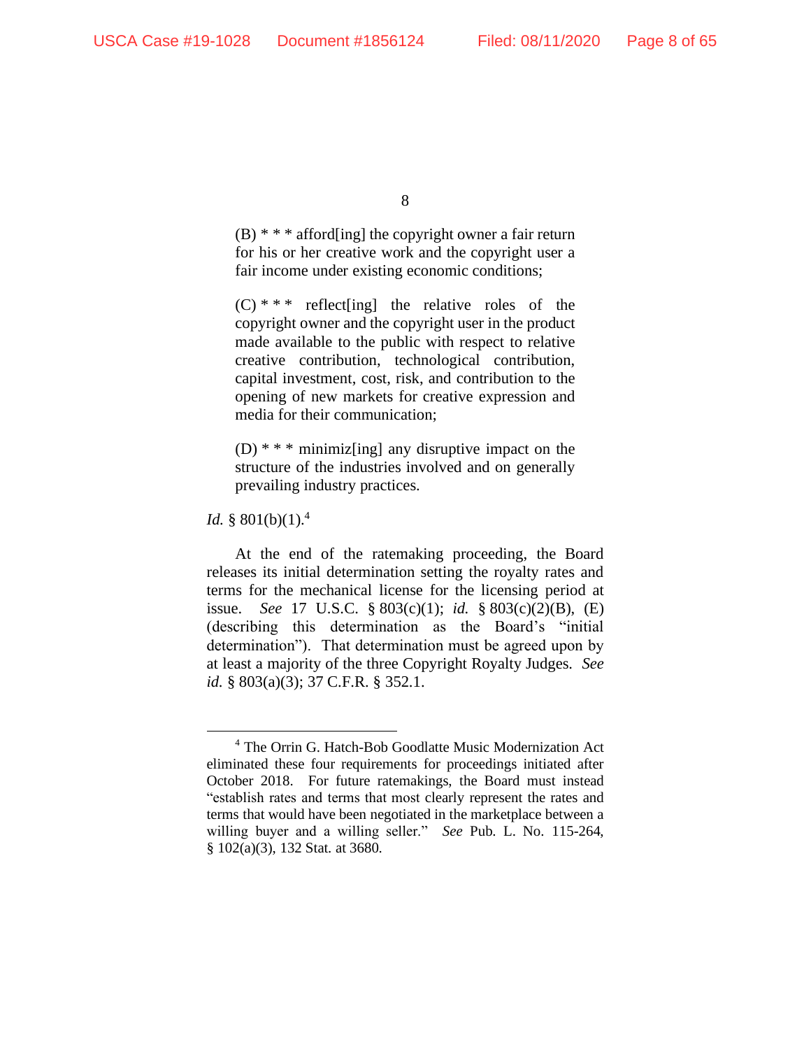> (B) * * * afford[ing] the copyright owner a fair return for his or her creative work and the copyright user a fair income under existing economic conditions;
>
> (C) * * * reflect[ing] the relative roles of the copyright owner and the copyright user in the product made available to the public with respect to relative creative contribution, technological contribution, capital investment, cost, risk, and contribution to the opening of new markets for creative expression and media for their communication;
>
> (D) * * * minimiz[ing] any disruptive impact on the structure of the industries involved and on generally prevailing industry practices.

*Id.* § 801(b)(1).[4]

At the end of the ratemaking proceeding, the Board releases its initial determination setting the royalty rates and terms for the mechanical license for the licensing period at issue. *See* 17 U.S.C. § 803(c)(1); *id.* § 803(c)(2)(B), (E) (describing this determination as the Board's "initial determination"). That determination must be agreed upon by at least a majority of the three Copyright Royalty Judges. *See id.* § 803(a)(3); 37 C.F.R. § 352.1.

---

[4] The Orrin G. Hatch-Bob Goodlatte Music Modernization Act eliminated these four requirements for proceedings initiated after October 2018. For future ratemakings, the Board must instead "establish rates and terms that most clearly represent the rates and terms that would have been negotiated in the marketplace between a willing buyer and a willing seller." *See* Pub. L. No. 115-264, § 102(a)(3), 132 Stat. at 3680.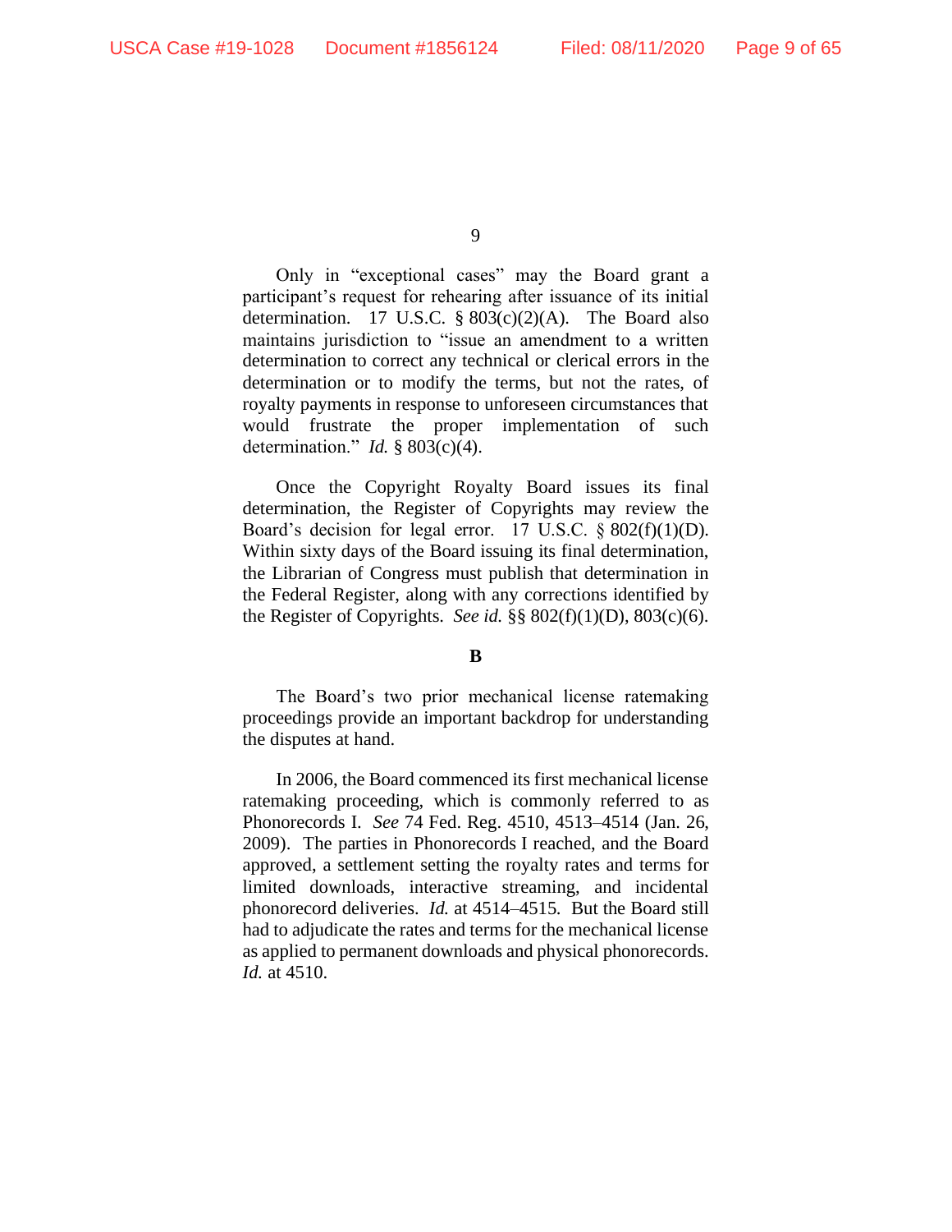Only in “exceptional cases” may the Board grant a participant’s request for rehearing after issuance of its initial determination. 17 U.S.C. § 803(c)(2)(A). The Board also maintains jurisdiction to “issue an amendment to a written determination to correct any technical or clerical errors in the determination or to modify the terms, but not the rates, of royalty payments in response to unforeseen circumstances that would frustrate the proper implementation of such determination.” *Id.* § 803(c)(4).

Once the Copyright Royalty Board issues its final determination, the Register of Copyrights may review the Board’s decision for legal error. 17 U.S.C. § 802(f)(1)(D). Within sixty days of the Board issuing its final determination, the Librarian of Congress must publish that determination in the Federal Register, along with any corrections identified by the Register of Copyrights. *See id.* §§ 802(f)(1)(D), 803(c)(6).

**B**

The Board’s two prior mechanical license ratemaking proceedings provide an important backdrop for understanding the disputes at hand.

In 2006, the Board commenced its first mechanical license ratemaking proceeding, which is commonly referred to as Phonorecords I. *See* 74 Fed. Reg. 4510, 4513–4514 (Jan. 26, 2009). The parties in Phonorecords I reached, and the Board approved, a settlement setting the royalty rates and terms for limited downloads, interactive streaming, and incidental phonorecord deliveries. *Id.* at 4514–4515. But the Board still had to adjudicate the rates and terms for the mechanical license as applied to permanent downloads and physical phonorecords. *Id.* at 4510.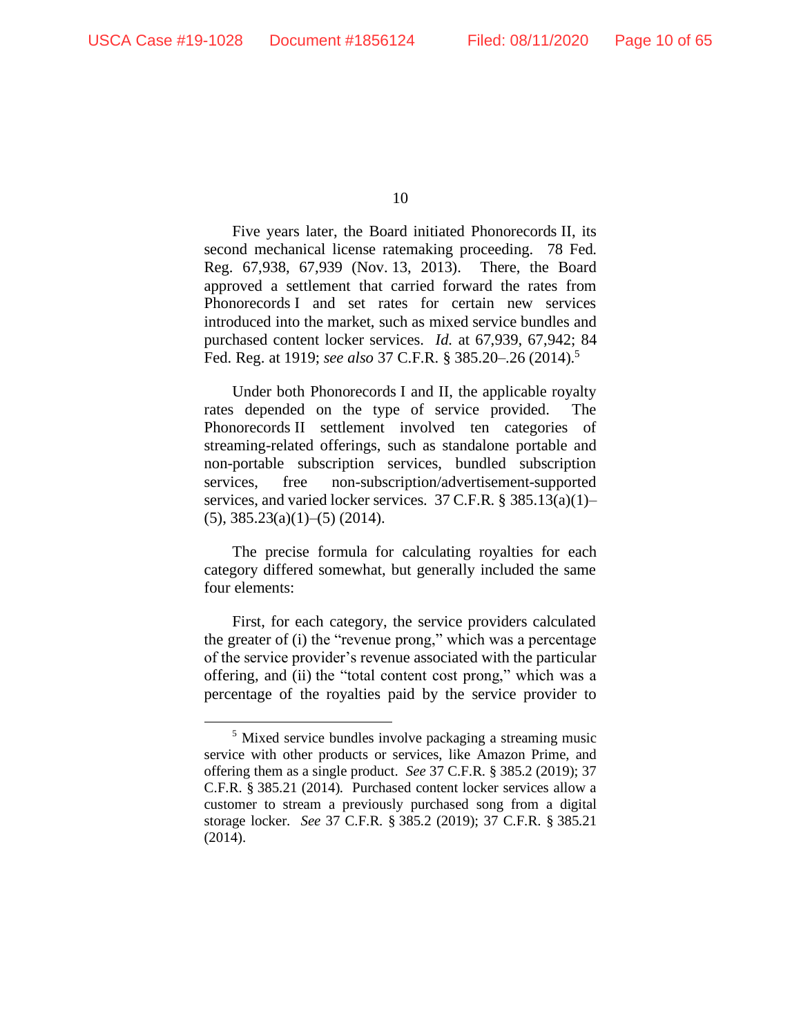Five years later, the Board initiated Phonorecords II, its second mechanical license ratemaking proceeding. 78 Fed. Reg. 67,938, 67,939 (Nov. 13, 2013). There, the Board approved a settlement that carried forward the rates from Phonorecords I and set rates for certain new services introduced into the market, such as mixed service bundles and purchased content locker services. *Id.* at 67,939, 67,942; 84 Fed. Reg. at 1919; *see also* 37 C.F.R. § 385.20–.26 (2014).[5]

Under both Phonorecords I and II, the applicable royalty rates depended on the type of service provided. The Phonorecords II settlement involved ten categories of streaming-related offerings, such as standalone portable and non-portable subscription services, bundled subscription services, free non-subscription/advertisement-supported services, and varied locker services. 37 C.F.R. § 385.13(a)(1)–(5), 385.23(a)(1)–(5) (2014).

The precise formula for calculating royalties for each category differed somewhat, but generally included the same four elements:

First, for each category, the service providers calculated the greater of (i) the "revenue prong," which was a percentage of the service provider's revenue associated with the particular offering, and (ii) the "total content cost prong," which was a percentage of the royalties paid by the service provider to

[5] Mixed service bundles involve packaging a streaming music service with other products or services, like Amazon Prime, and offering them as a single product. *See* 37 C.F.R. § 385.2 (2019); 37 C.F.R. § 385.21 (2014). Purchased content locker services allow a customer to stream a previously purchased song from a digital storage locker. *See* 37 C.F.R. § 385.2 (2019); 37 C.F.R. § 385.21 (2014).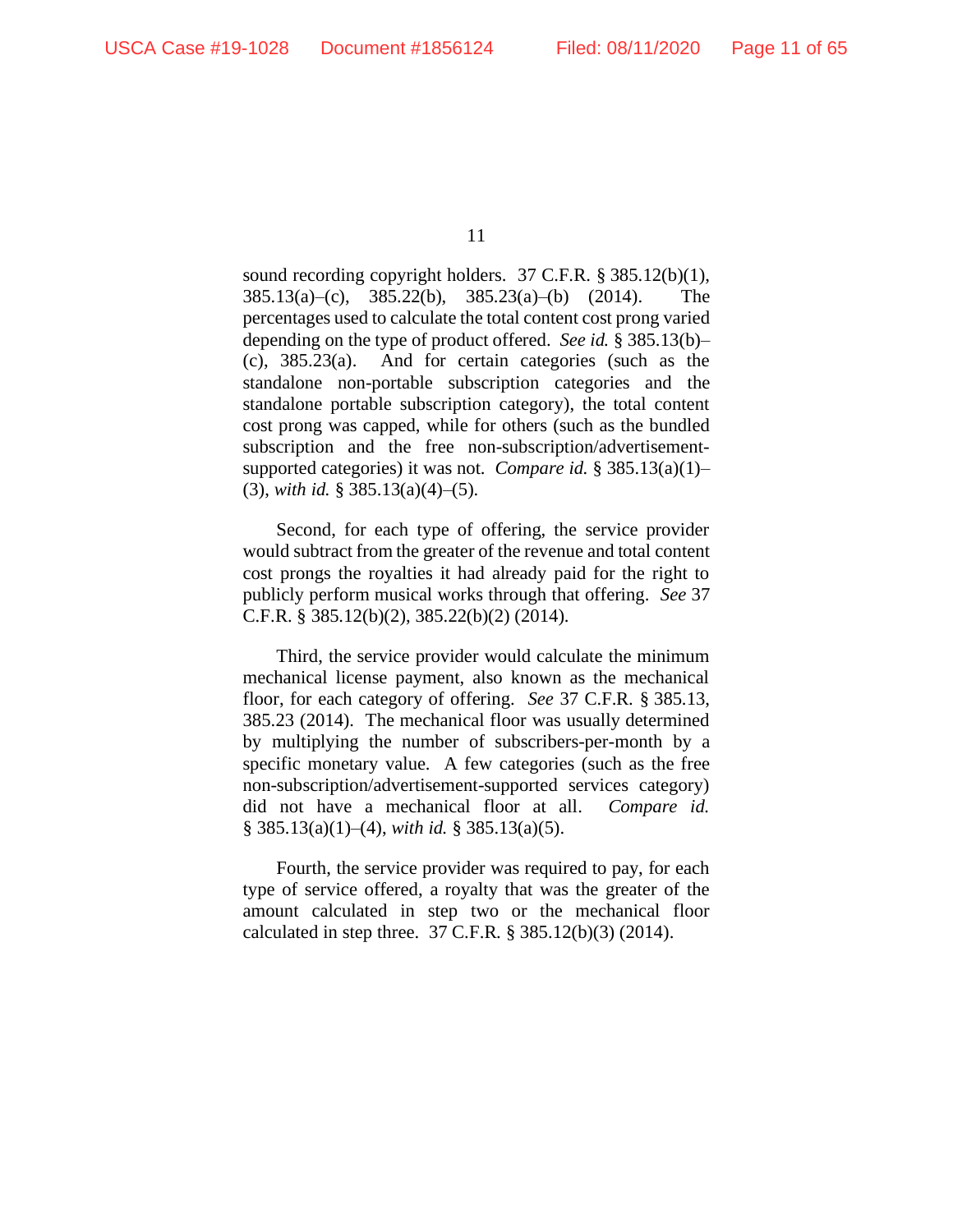sound recording copyright holders. 37 C.F.R. § 385.12(b)(1), 385.13(a)–(c), 385.22(b), 385.23(a)–(b) (2014). The percentages used to calculate the total content cost prong varied depending on the type of product offered. *See id.* § 385.13(b)–(c), 385.23(a). And for certain categories (such as the standalone non-portable subscription categories and the standalone portable subscription category), the total content cost prong was capped, while for others (such as the bundled subscription and the free non-subscription/advertisement-supported categories) it was not. *Compare id.* § 385.13(a)(1)–(3), *with id.* § 385.13(a)(4)–(5).

Second, for each type of offering, the service provider would subtract from the greater of the revenue and total content cost prongs the royalties it had already paid for the right to publicly perform musical works through that offering. *See* 37 C.F.R. § 385.12(b)(2), 385.22(b)(2) (2014).

Third, the service provider would calculate the minimum mechanical license payment, also known as the mechanical floor, for each category of offering. *See* 37 C.F.R. § 385.13, 385.23 (2014). The mechanical floor was usually determined by multiplying the number of subscribers-per-month by a specific monetary value. A few categories (such as the free non-subscription/advertisement-supported services category) did not have a mechanical floor at all. *Compare id.* § 385.13(a)(1)–(4), *with id.* § 385.13(a)(5).

Fourth, the service provider was required to pay, for each type of service offered, a royalty that was the greater of the amount calculated in step two or the mechanical floor calculated in step three. 37 C.F.R. § 385.12(b)(3) (2014).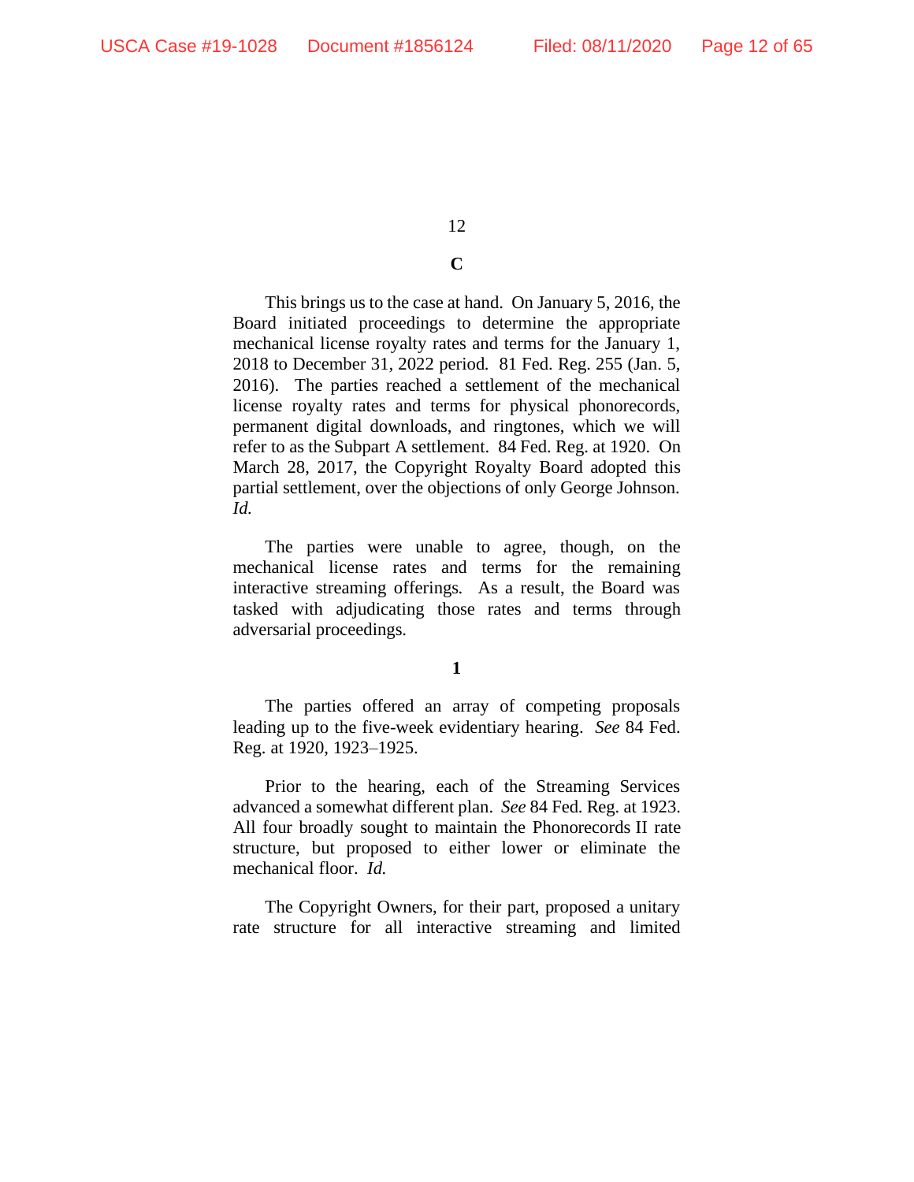**C**

This brings us to the case at hand. On January 5, 2016, the Board initiated proceedings to determine the appropriate mechanical license royalty rates and terms for the January 1, 2018 to December 31, 2022 period. 81 Fed. Reg. 255 (Jan. 5, 2016). The parties reached a settlement of the mechanical license royalty rates and terms for physical phonorecords, permanent digital downloads, and ringtones, which we will refer to as the Subpart A settlement. 84 Fed. Reg. at 1920. On March 28, 2017, the Copyright Royalty Board adopted this partial settlement, over the objections of only George Johnson. *Id.*

The parties were unable to agree, though, on the mechanical license rates and terms for the remaining interactive streaming offerings. As a result, the Board was tasked with adjudicating those rates and terms through adversarial proceedings.

**1**

The parties offered an array of competing proposals leading up to the five-week evidentiary hearing. *See* 84 Fed. Reg. at 1920, 1923–1925.

Prior to the hearing, each of the Streaming Services advanced a somewhat different plan. *See* 84 Fed. Reg. at 1923. All four broadly sought to maintain the Phonorecords II rate structure, but proposed to either lower or eliminate the mechanical floor. *Id.*

The Copyright Owners, for their part, proposed a unitary rate structure for all interactive streaming and limited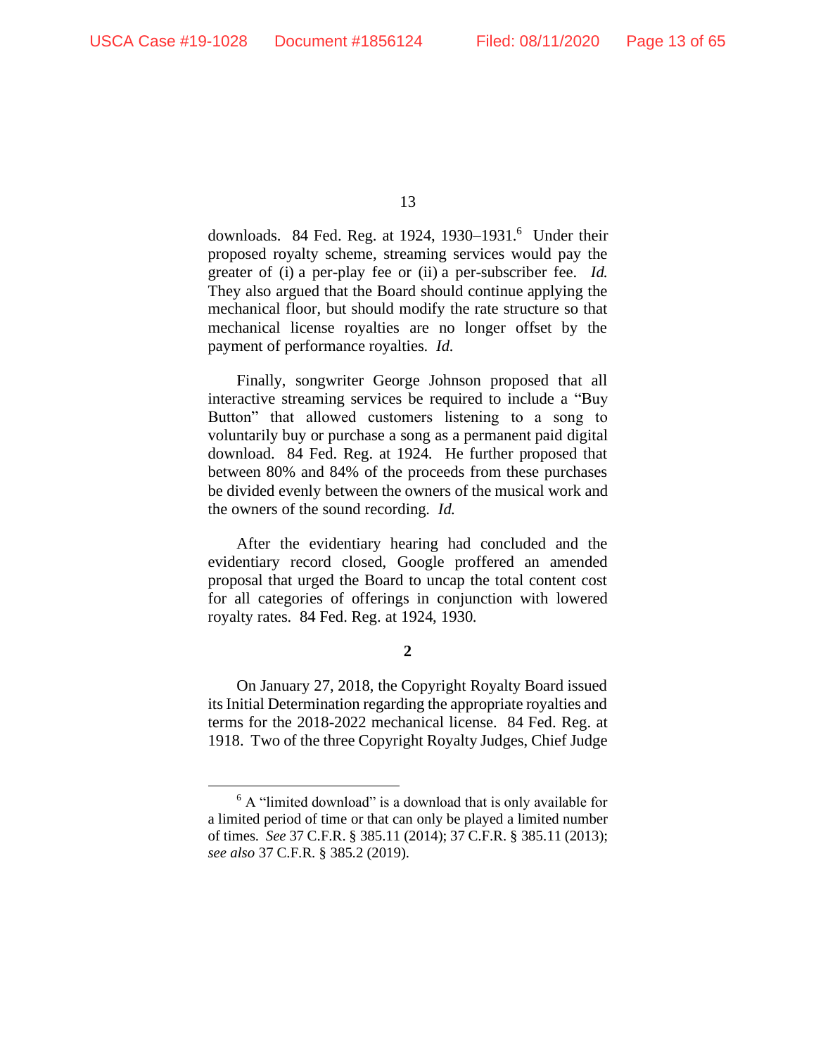downloads. 84 Fed. Reg. at 1924, 1930–1931.[6] Under their proposed royalty scheme, streaming services would pay the greater of (i) a per-play fee or (ii) a per-subscriber fee. *Id.* They also argued that the Board should continue applying the mechanical floor, but should modify the rate structure so that mechanical license royalties are no longer offset by the payment of performance royalties. *Id.*

Finally, songwriter George Johnson proposed that all interactive streaming services be required to include a "Buy Button" that allowed customers listening to a song to voluntarily buy or purchase a song as a permanent paid digital download. 84 Fed. Reg. at 1924. He further proposed that between 80% and 84% of the proceeds from these purchases be divided evenly between the owners of the musical work and the owners of the sound recording. *Id.*

After the evidentiary hearing had concluded and the evidentiary record closed, Google proffered an amended proposal that urged the Board to uncap the total content cost for all categories of offerings in conjunction with lowered royalty rates. 84 Fed. Reg. at 1924, 1930.

**2**

On January 27, 2018, the Copyright Royalty Board issued its Initial Determination regarding the appropriate royalties and terms for the 2018-2022 mechanical license. 84 Fed. Reg. at 1918. Two of the three Copyright Royalty Judges, Chief Judge

---

[6] A "limited download" is a download that is only available for a limited period of time or that can only be played a limited number of times. *See* 37 C.F.R. § 385.11 (2014); 37 C.F.R. § 385.11 (2013); *see also* 37 C.F.R. § 385.2 (2019).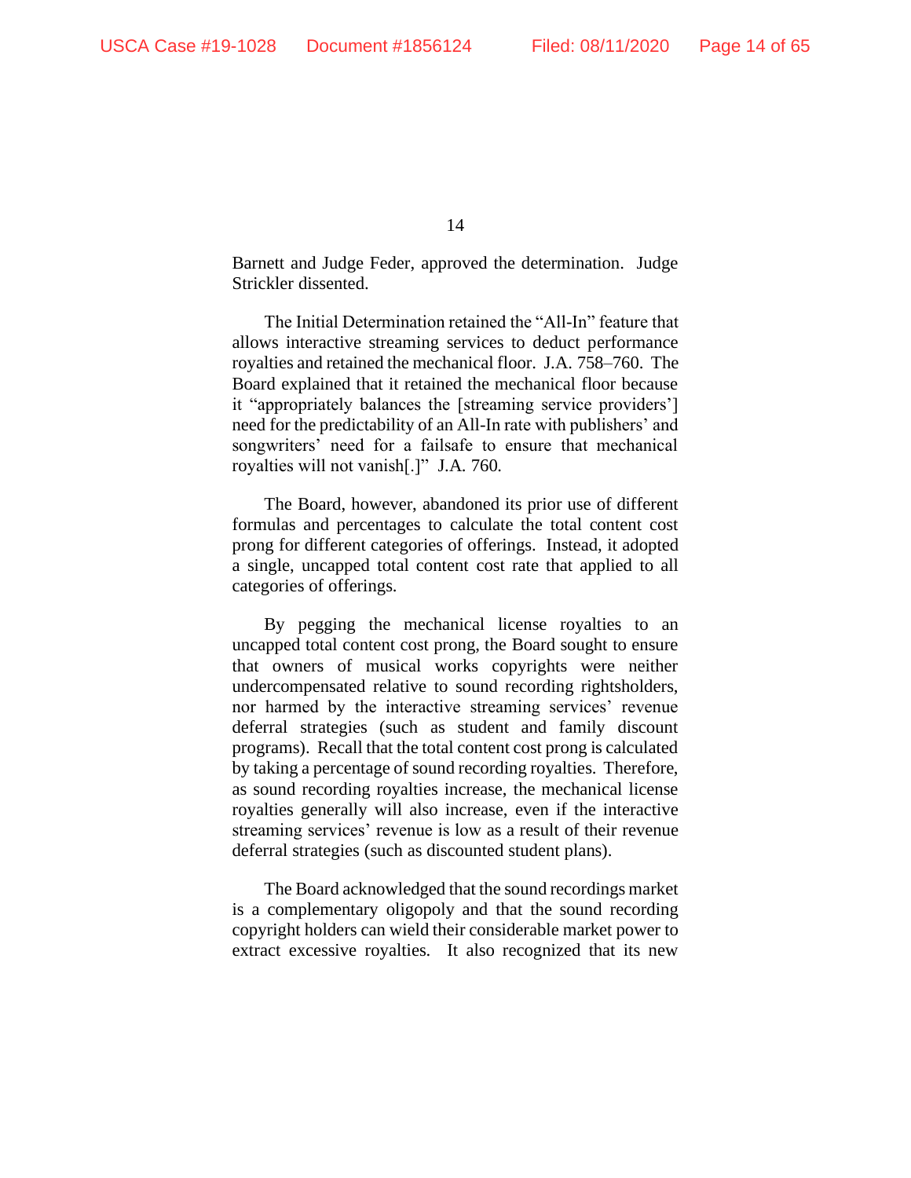Barnett and Judge Feder, approved the determination. Judge Strickler dissented.

The Initial Determination retained the "All-In" feature that allows interactive streaming services to deduct performance royalties and retained the mechanical floor. J.A. 758–760. The Board explained that it retained the mechanical floor because it "appropriately balances the [streaming service providers'] need for the predictability of an All-In rate with publishers' and songwriters' need for a failsafe to ensure that mechanical royalties will not vanish[.]" J.A. 760.

The Board, however, abandoned its prior use of different formulas and percentages to calculate the total content cost prong for different categories of offerings. Instead, it adopted a single, uncapped total content cost rate that applied to all categories of offerings.

By pegging the mechanical license royalties to an uncapped total content cost prong, the Board sought to ensure that owners of musical works copyrights were neither undercompensated relative to sound recording rightsholders, nor harmed by the interactive streaming services' revenue deferral strategies (such as student and family discount programs). Recall that the total content cost prong is calculated by taking a percentage of sound recording royalties. Therefore, as sound recording royalties increase, the mechanical license royalties generally will also increase, even if the interactive streaming services' revenue is low as a result of their revenue deferral strategies (such as discounted student plans).

The Board acknowledged that the sound recordings market is a complementary oligopoly and that the sound recording copyright holders can wield their considerable market power to extract excessive royalties. It also recognized that its new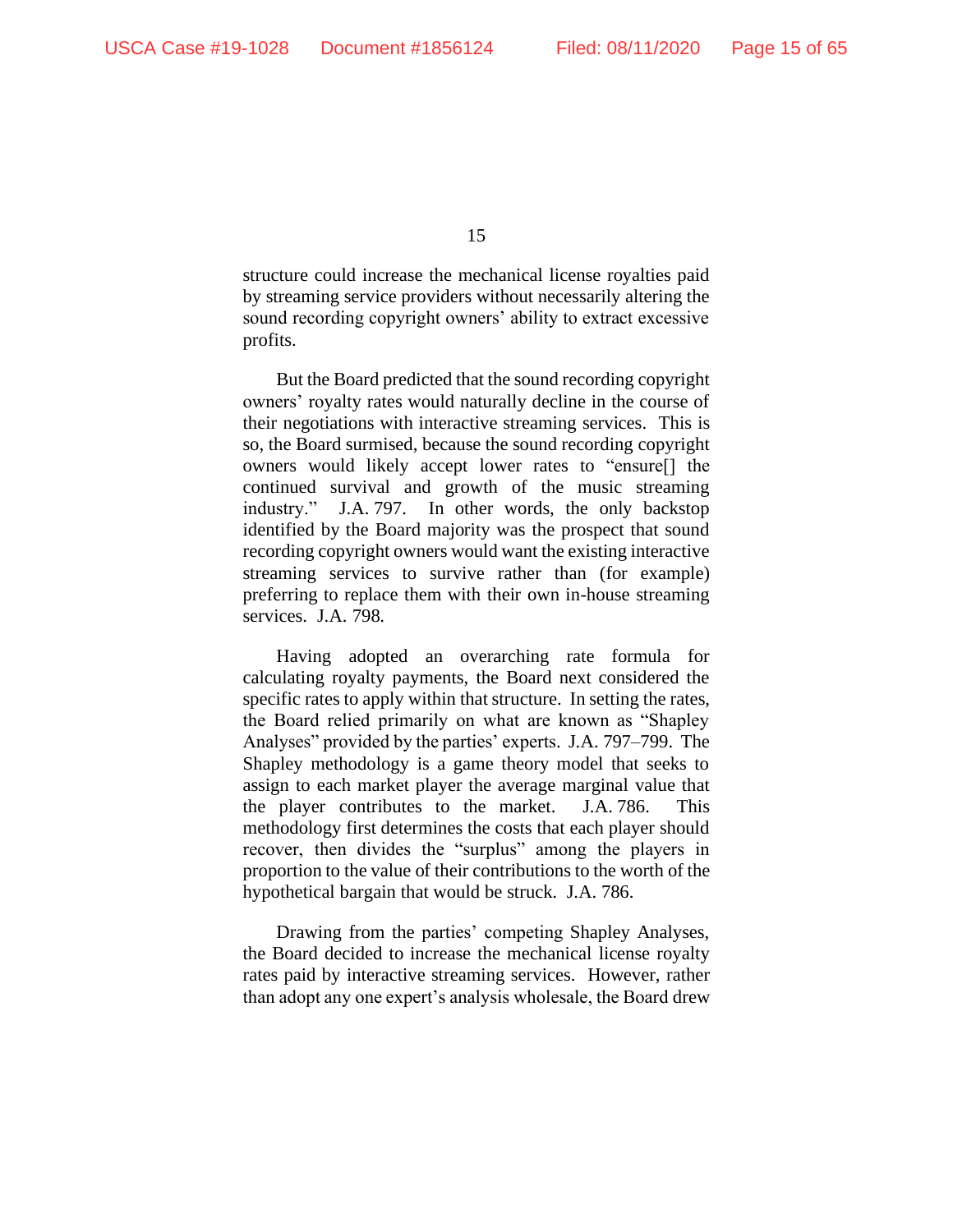structure could increase the mechanical license royalties paid by streaming service providers without necessarily altering the sound recording copyright owners' ability to extract excessive profits.

But the Board predicted that the sound recording copyright owners' royalty rates would naturally decline in the course of their negotiations with interactive streaming services. This is so, the Board surmised, because the sound recording copyright owners would likely accept lower rates to "ensure[] the continued survival and growth of the music streaming industry." J.A. 797. In other words, the only backstop identified by the Board majority was the prospect that sound recording copyright owners would want the existing interactive streaming services to survive rather than (for example) preferring to replace them with their own in-house streaming services. J.A. 798.

Having adopted an overarching rate formula for calculating royalty payments, the Board next considered the specific rates to apply within that structure. In setting the rates, the Board relied primarily on what are known as "Shapley Analyses" provided by the parties' experts. J.A. 797–799. The Shapley methodology is a game theory model that seeks to assign to each market player the average marginal value that the player contributes to the market. J.A. 786. This methodology first determines the costs that each player should recover, then divides the "surplus" among the players in proportion to the value of their contributions to the worth of the hypothetical bargain that would be struck. J.A. 786.

Drawing from the parties' competing Shapley Analyses, the Board decided to increase the mechanical license royalty rates paid by interactive streaming services. However, rather than adopt any one expert's analysis wholesale, the Board drew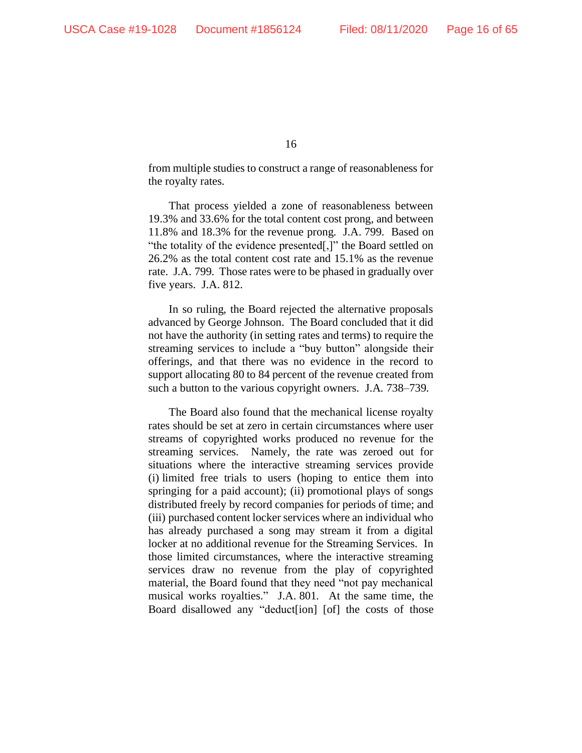from multiple studies to construct a range of reasonableness for the royalty rates.

That process yielded a zone of reasonableness between 19.3% and 33.6% for the total content cost prong, and between 11.8% and 18.3% for the revenue prong. J.A. 799. Based on "the totality of the evidence presented[,]" the Board settled on 26.2% as the total content cost rate and 15.1% as the revenue rate. J.A. 799. Those rates were to be phased in gradually over five years. J.A. 812.

In so ruling, the Board rejected the alternative proposals advanced by George Johnson. The Board concluded that it did not have the authority (in setting rates and terms) to require the streaming services to include a "buy button" alongside their offerings, and that there was no evidence in the record to support allocating 80 to 84 percent of the revenue created from such a button to the various copyright owners. J.A. 738–739.

The Board also found that the mechanical license royalty rates should be set at zero in certain circumstances where user streams of copyrighted works produced no revenue for the streaming services. Namely, the rate was zeroed out for situations where the interactive streaming services provide (i) limited free trials to users (hoping to entice them into springing for a paid account); (ii) promotional plays of songs distributed freely by record companies for periods of time; and (iii) purchased content locker services where an individual who has already purchased a song may stream it from a digital locker at no additional revenue for the Streaming Services. In those limited circumstances, where the interactive streaming services draw no revenue from the play of copyrighted material, the Board found that they need "not pay mechanical musical works royalties." J.A. 801. At the same time, the Board disallowed any "deduct[ion] [of] the costs of those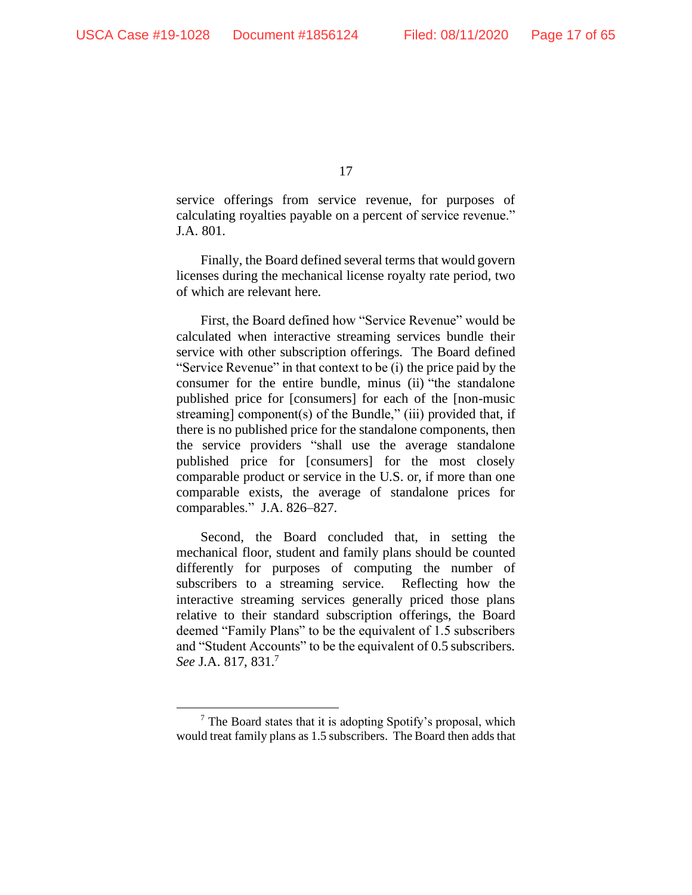service offerings from service revenue, for purposes of calculating royalties payable on a percent of service revenue." J.A. 801.

Finally, the Board defined several terms that would govern licenses during the mechanical license royalty rate period, two of which are relevant here.

First, the Board defined how "Service Revenue" would be calculated when interactive streaming services bundle their service with other subscription offerings. The Board defined "Service Revenue" in that context to be (i) the price paid by the consumer for the entire bundle, minus (ii) "the standalone published price for [consumers] for each of the [non-music streaming] component(s) of the Bundle," (iii) provided that, if there is no published price for the standalone components, then the service providers "shall use the average standalone published price for [consumers] for the most closely comparable product or service in the U.S. or, if more than one comparable exists, the average of standalone prices for comparables." J.A. 826–827.

Second, the Board concluded that, in setting the mechanical floor, student and family plans should be counted differently for purposes of computing the number of subscribers to a streaming service. Reflecting how the interactive streaming services generally priced those plans relative to their standard subscription offerings, the Board deemed "Family Plans" to be the equivalent of 1.5 subscribers and "Student Accounts" to be the equivalent of 0.5 subscribers. *See* J.A. 817, 831.[7]

---

[7] The Board states that it is adopting Spotify's proposal, which would treat family plans as 1.5 subscribers. The Board then adds that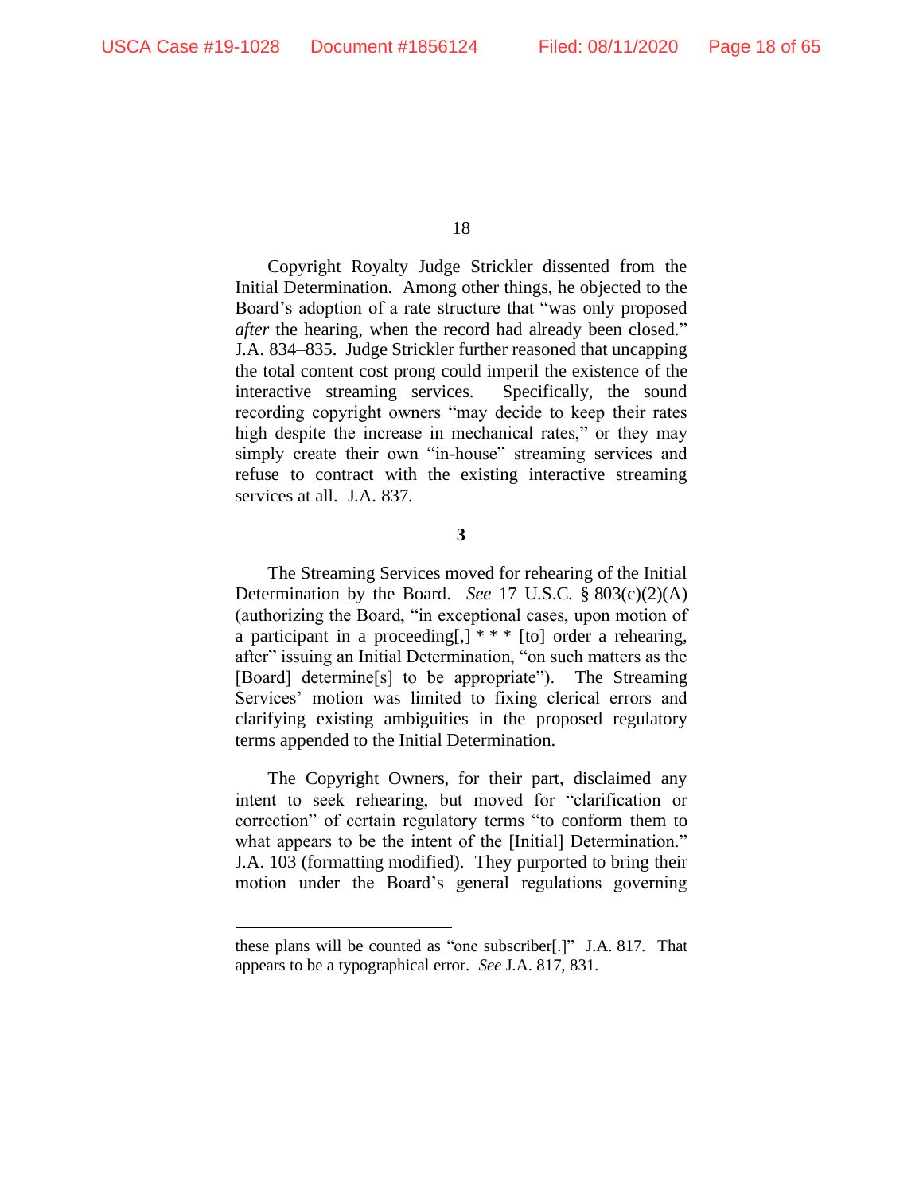Copyright Royalty Judge Strickler dissented from the Initial Determination. Among other things, he objected to the Board's adoption of a rate structure that "was only proposed *after* the hearing, when the record had already been closed." J.A. 834–835. Judge Strickler further reasoned that uncapping the total content cost prong could imperil the existence of the interactive streaming services. Specifically, the sound recording copyright owners "may decide to keep their rates high despite the increase in mechanical rates," or they may simply create their own "in-house" streaming services and refuse to contract with the existing interactive streaming services at all. J.A. 837.

**3**

The Streaming Services moved for rehearing of the Initial Determination by the Board. *See* 17 U.S.C. § 803(c)(2)(A) (authorizing the Board, "in exceptional cases, upon motion of a participant in a proceeding[,] * * * [to] order a rehearing, after" issuing an Initial Determination, "on such matters as the [Board] determine[s] to be appropriate"). The Streaming Services' motion was limited to fixing clerical errors and clarifying existing ambiguities in the proposed regulatory terms appended to the Initial Determination.

The Copyright Owners, for their part, disclaimed any intent to seek rehearing, but moved for "clarification or correction" of certain regulatory terms "to conform them to what appears to be the intent of the [Initial] Determination." J.A. 103 (formatting modified). They purported to bring their motion under the Board's general regulations governing

---

these plans will be counted as "one subscriber[.]" J.A. 817. That appears to be a typographical error. *See* J.A. 817, 831.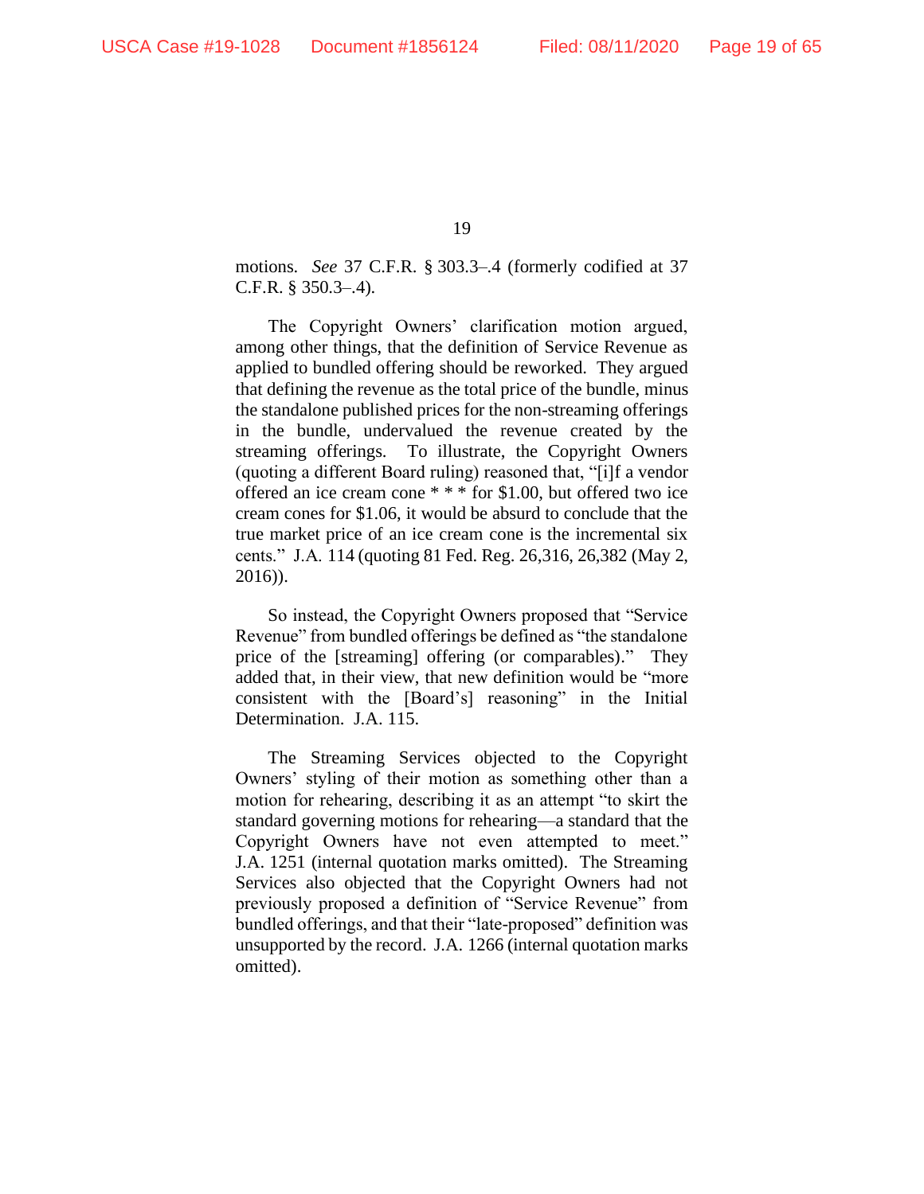motions. *See* 37 C.F.R. § 303.3–.4 (formerly codified at 37 C.F.R. § 350.3–.4).

The Copyright Owners' clarification motion argued, among other things, that the definition of Service Revenue as applied to bundled offering should be reworked. They argued that defining the revenue as the total price of the bundle, minus the standalone published prices for the non-streaming offerings in the bundle, undervalued the revenue created by the streaming offerings. To illustrate, the Copyright Owners (quoting a different Board ruling) reasoned that, "[i]f a vendor offered an ice cream cone * * * for $1.00, but offered two ice cream cones for $1.06, it would be absurd to conclude that the true market price of an ice cream cone is the incremental six cents." J.A. 114 (quoting 81 Fed. Reg. 26,316, 26,382 (May 2, 2016)).

So instead, the Copyright Owners proposed that "Service Revenue" from bundled offerings be defined as "the standalone price of the [streaming] offering (or comparables)." They added that, in their view, that new definition would be "more consistent with the [Board's] reasoning" in the Initial Determination. J.A. 115.

The Streaming Services objected to the Copyright Owners' styling of their motion as something other than a motion for rehearing, describing it as an attempt "to skirt the standard governing motions for rehearing—a standard that the Copyright Owners have not even attempted to meet." J.A. 1251 (internal quotation marks omitted). The Streaming Services also objected that the Copyright Owners had not previously proposed a definition of "Service Revenue" from bundled offerings, and that their "late-proposed" definition was unsupported by the record. J.A. 1266 (internal quotation marks omitted).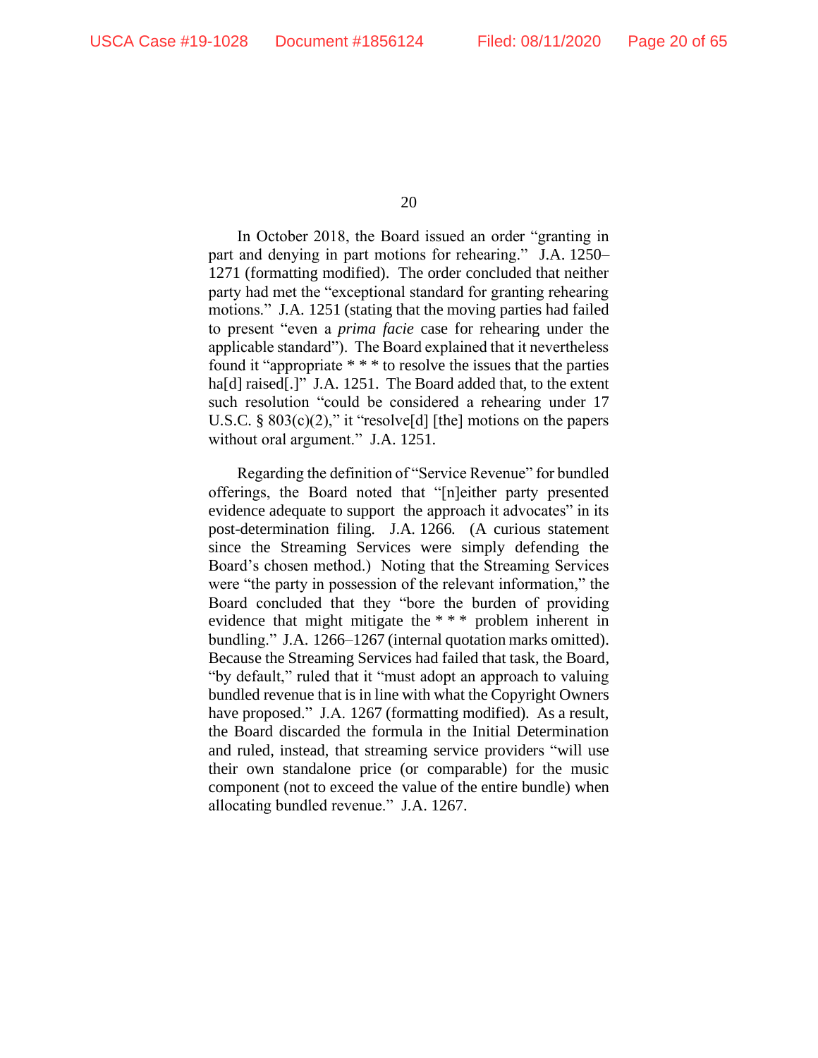In October 2018, the Board issued an order "granting in part and denying in part motions for rehearing." J.A. 1250–1271 (formatting modified). The order concluded that neither party had met the "exceptional standard for granting rehearing motions." J.A. 1251 (stating that the moving parties had failed to present "even a *prima facie* case for rehearing under the applicable standard"). The Board explained that it nevertheless found it "appropriate * * * to resolve the issues that the parties ha[d] raised[.]" J.A. 1251. The Board added that, to the extent such resolution "could be considered a rehearing under 17 U.S.C. § 803(c)(2)," it "resolve[d] [the] motions on the papers without oral argument." J.A. 1251.

Regarding the definition of "Service Revenue" for bundled offerings, the Board noted that "[n]either party presented evidence adequate to support the approach it advocates" in its post-determination filing. J.A. 1266. (A curious statement since the Streaming Services were simply defending the Board's chosen method.) Noting that the Streaming Services were "the party in possession of the relevant information," the Board concluded that they "bore the burden of providing evidence that might mitigate the * * * problem inherent in bundling." J.A. 1266–1267 (internal quotation marks omitted). Because the Streaming Services had failed that task, the Board, "by default," ruled that it "must adopt an approach to valuing bundled revenue that is in line with what the Copyright Owners have proposed." J.A. 1267 (formatting modified). As a result, the Board discarded the formula in the Initial Determination and ruled, instead, that streaming service providers "will use their own standalone price (or comparable) for the music component (not to exceed the value of the entire bundle) when allocating bundled revenue." J.A. 1267.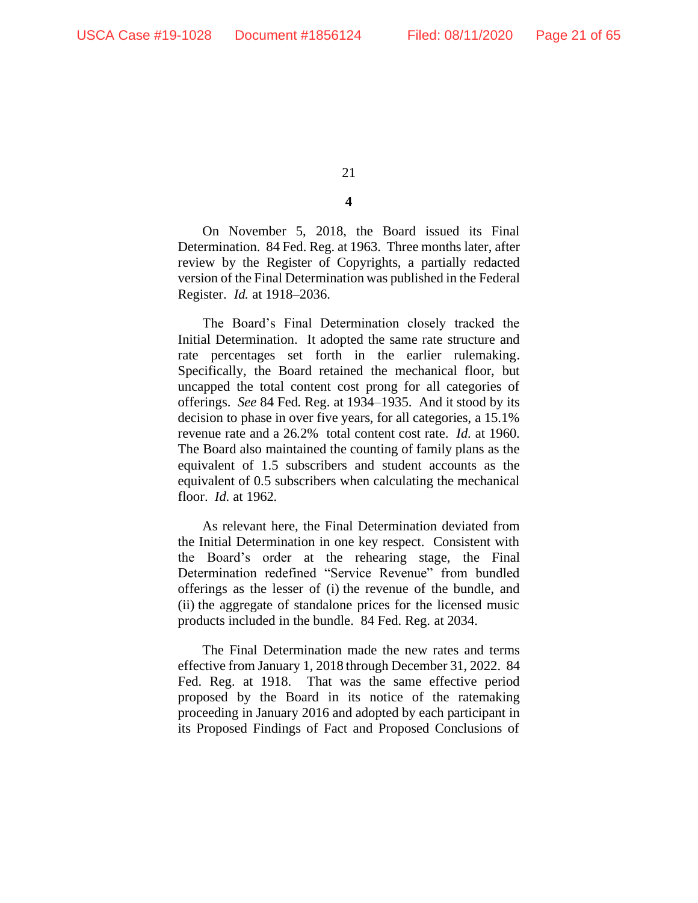**4**

On November 5, 2018, the Board issued its Final Determination. 84 Fed. Reg. at 1963. Three months later, after review by the Register of Copyrights, a partially redacted version of the Final Determination was published in the Federal Register. *Id.* at 1918–2036.

The Board's Final Determination closely tracked the Initial Determination. It adopted the same rate structure and rate percentages set forth in the earlier rulemaking. Specifically, the Board retained the mechanical floor, but uncapped the total content cost prong for all categories of offerings. *See* 84 Fed. Reg. at 1934–1935. And it stood by its decision to phase in over five years, for all categories, a 15.1% revenue rate and a 26.2% total content cost rate. *Id.* at 1960. The Board also maintained the counting of family plans as the equivalent of 1.5 subscribers and student accounts as the equivalent of 0.5 subscribers when calculating the mechanical floor. *Id.* at 1962.

As relevant here, the Final Determination deviated from the Initial Determination in one key respect. Consistent with the Board's order at the rehearing stage, the Final Determination redefined "Service Revenue" from bundled offerings as the lesser of (i) the revenue of the bundle, and (ii) the aggregate of standalone prices for the licensed music products included in the bundle. 84 Fed. Reg. at 2034.

The Final Determination made the new rates and terms effective from January 1, 2018 through December 31, 2022. 84 Fed. Reg. at 1918. That was the same effective period proposed by the Board in its notice of the ratemaking proceeding in January 2016 and adopted by each participant in its Proposed Findings of Fact and Proposed Conclusions of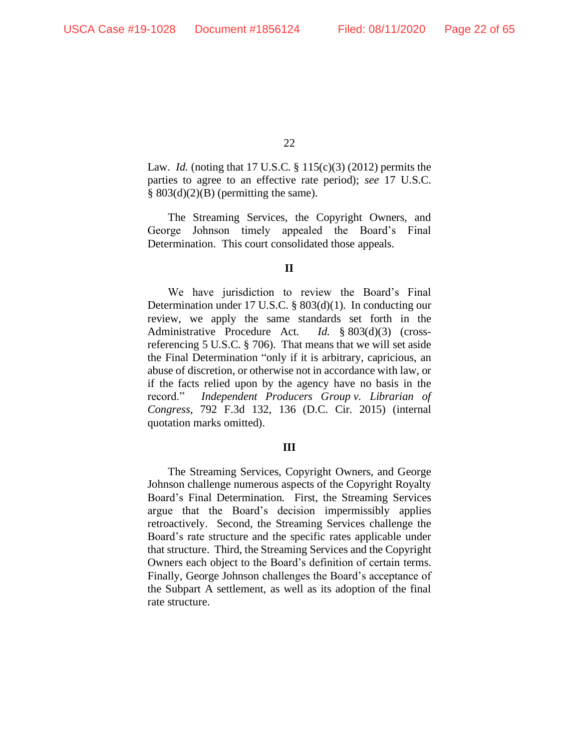Law. *Id.* (noting that 17 U.S.C. § 115(c)(3) (2012) permits the parties to agree to an effective rate period); *see* 17 U.S.C. § 803(d)(2)(B) (permitting the same).

The Streaming Services, the Copyright Owners, and George Johnson timely appealed the Board's Final Determination. This court consolidated those appeals.

## II

We have jurisdiction to review the Board's Final Determination under 17 U.S.C. § 803(d)(1). In conducting our review, we apply the same standards set forth in the Administrative Procedure Act. *Id.* § 803(d)(3) (cross-referencing 5 U.S.C. § 706). That means that we will set aside the Final Determination "only if it is arbitrary, capricious, an abuse of discretion, or otherwise not in accordance with law, or if the facts relied upon by the agency have no basis in the record." *Independent Producers Group v. Librarian of Congress*, 792 F.3d 132, 136 (D.C. Cir. 2015) (internal quotation marks omitted).

## III

The Streaming Services, Copyright Owners, and George Johnson challenge numerous aspects of the Copyright Royalty Board's Final Determination. First, the Streaming Services argue that the Board's decision impermissibly applies retroactively. Second, the Streaming Services challenge the Board's rate structure and the specific rates applicable under that structure. Third, the Streaming Services and the Copyright Owners each object to the Board's definition of certain terms. Finally, George Johnson challenges the Board's acceptance of the Subpart A settlement, as well as its adoption of the final rate structure.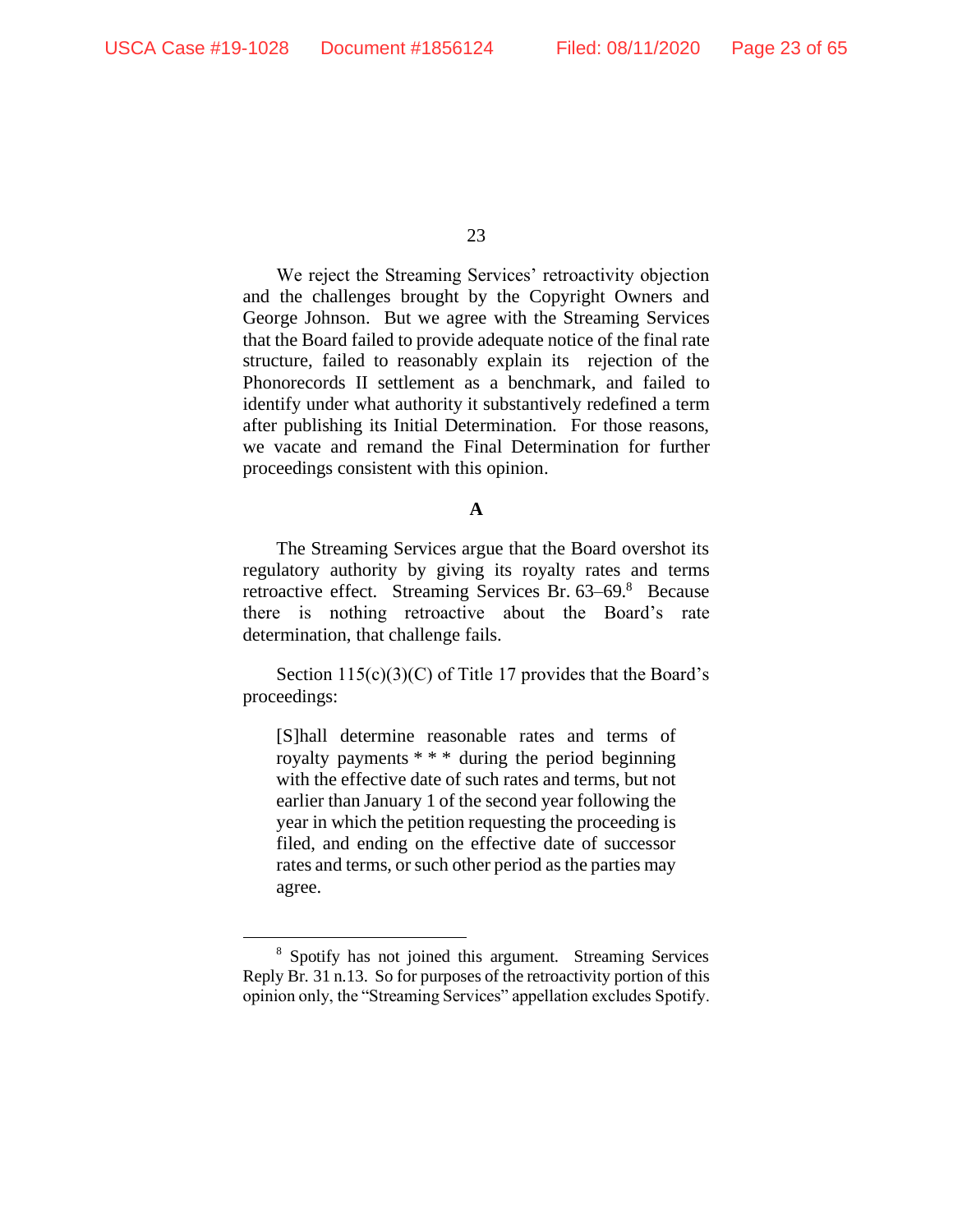We reject the Streaming Services' retroactivity objection and the challenges brought by the Copyright Owners and George Johnson. But we agree with the Streaming Services that the Board failed to provide adequate notice of the final rate structure, failed to reasonably explain its rejection of the Phonorecords II settlement as a benchmark, and failed to identify under what authority it substantively redefined a term after publishing its Initial Determination. For those reasons, we vacate and remand the Final Determination for further proceedings consistent with this opinion.

**A**

The Streaming Services argue that the Board overshot its regulatory authority by giving its royalty rates and terms retroactive effect. Streaming Services Br. 63–69.[8] Because there is nothing retroactive about the Board's rate determination, that challenge fails.

Section 115(c)(3)(C) of Title 17 provides that the Board's proceedings:

> [S]hall determine reasonable rates and terms of royalty payments * * * during the period beginning with the effective date of such rates and terms, but not earlier than January 1 of the second year following the year in which the petition requesting the proceeding is filed, and ending on the effective date of successor rates and terms, or such other period as the parties may agree.

---

[8] Spotify has not joined this argument. Streaming Services Reply Br. 31 n.13. So for purposes of the retroactivity portion of this opinion only, the "Streaming Services" appellation excludes Spotify.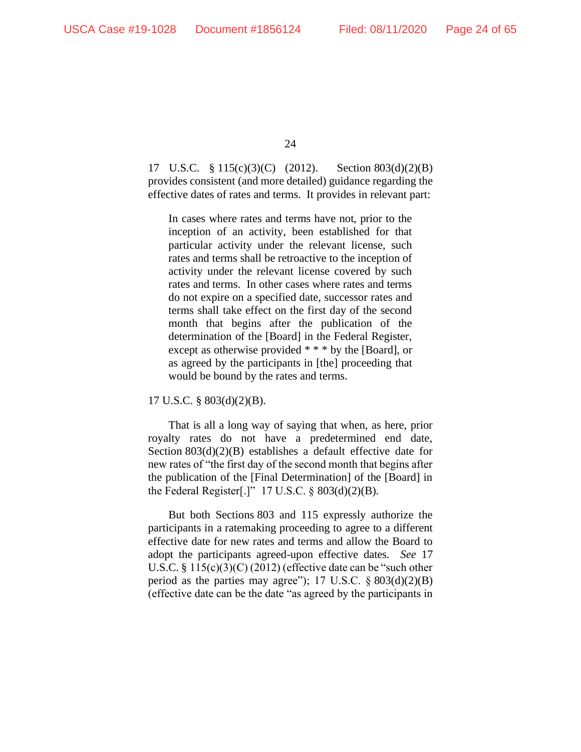17 U.S.C. § 115(c)(3)(C) (2012). Section 803(d)(2)(B) provides consistent (and more detailed) guidance regarding the effective dates of rates and terms. It provides in relevant part:

> In cases where rates and terms have not, prior to the inception of an activity, been established for that particular activity under the relevant license, such rates and terms shall be retroactive to the inception of activity under the relevant license covered by such rates and terms. In other cases where rates and terms do not expire on a specified date, successor rates and terms shall take effect on the first day of the second month that begins after the publication of the determination of the [Board] in the Federal Register, except as otherwise provided * * * by the [Board], or as agreed by the participants in [the] proceeding that would be bound by the rates and terms.

17 U.S.C. § 803(d)(2)(B).

That is all a long way of saying that when, as here, prior royalty rates do not have a predetermined end date, Section 803(d)(2)(B) establishes a default effective date for new rates of "the first day of the second month that begins after the publication of the [Final Determination] of the [Board] in the Federal Register[.]" 17 U.S.C. § 803(d)(2)(B).

But both Sections 803 and 115 expressly authorize the participants in a ratemaking proceeding to agree to a different effective date for new rates and terms and allow the Board to adopt the participants agreed-upon effective dates. *See* 17 U.S.C. § 115(c)(3)(C) (2012) (effective date can be "such other period as the parties may agree"); 17 U.S.C. § 803(d)(2)(B) (effective date can be the date "as agreed by the participants in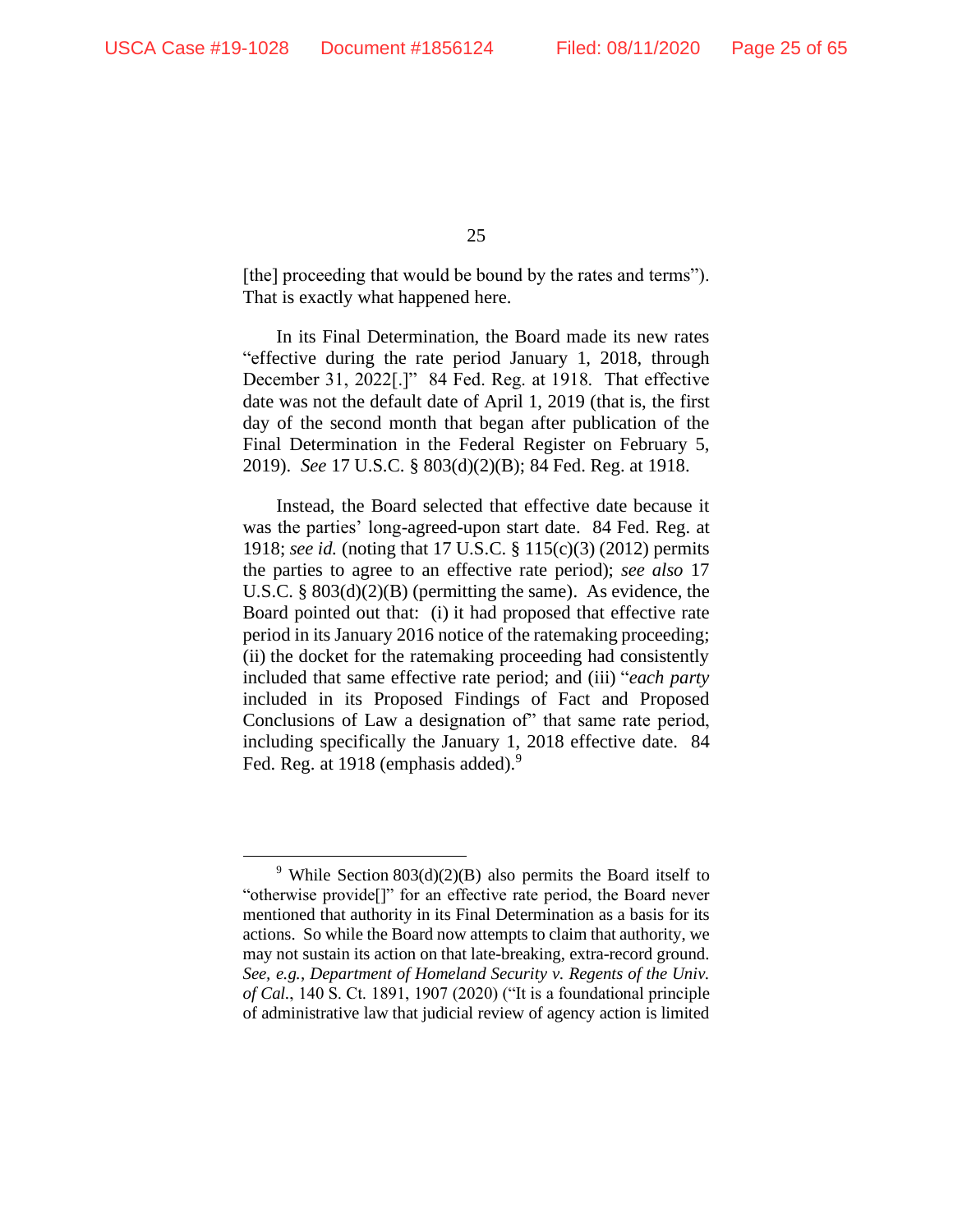[the] proceeding that would be bound by the rates and terms"). That is exactly what happened here.

In its Final Determination, the Board made its new rates "effective during the rate period January 1, 2018, through December 31, 2022[.]" 84 Fed. Reg. at 1918. That effective date was not the default date of April 1, 2019 (that is, the first day of the second month that began after publication of the Final Determination in the Federal Register on February 5, 2019). *See* 17 U.S.C. § 803(d)(2)(B); 84 Fed. Reg. at 1918.

Instead, the Board selected that effective date because it was the parties' long-agreed-upon start date. 84 Fed. Reg. at 1918; *see id.* (noting that 17 U.S.C. § 115(c)(3) (2012) permits the parties to agree to an effective rate period); *see also* 17 U.S.C. § 803(d)(2)(B) (permitting the same). As evidence, the Board pointed out that: (i) it had proposed that effective rate period in its January 2016 notice of the ratemaking proceeding; (ii) the docket for the ratemaking proceeding had consistently included that same effective rate period; and (iii) "*each party* included in its Proposed Findings of Fact and Proposed Conclusions of Law a designation of" that same rate period, including specifically the January 1, 2018 effective date. 84 Fed. Reg. at 1918 (emphasis added).[9]

---

[9] While Section 803(d)(2)(B) also permits the Board itself to "otherwise provide[]" for an effective rate period, the Board never mentioned that authority in its Final Determination as a basis for its actions. So while the Board now attempts to claim that authority, we may not sustain its action on that late-breaking, extra-record ground. *See, e.g., Department of Homeland Security v. Regents of the Univ. of Cal.*, 140 S. Ct. 1891, 1907 (2020) ("It is a foundational principle of administrative law that judicial review of agency action is limited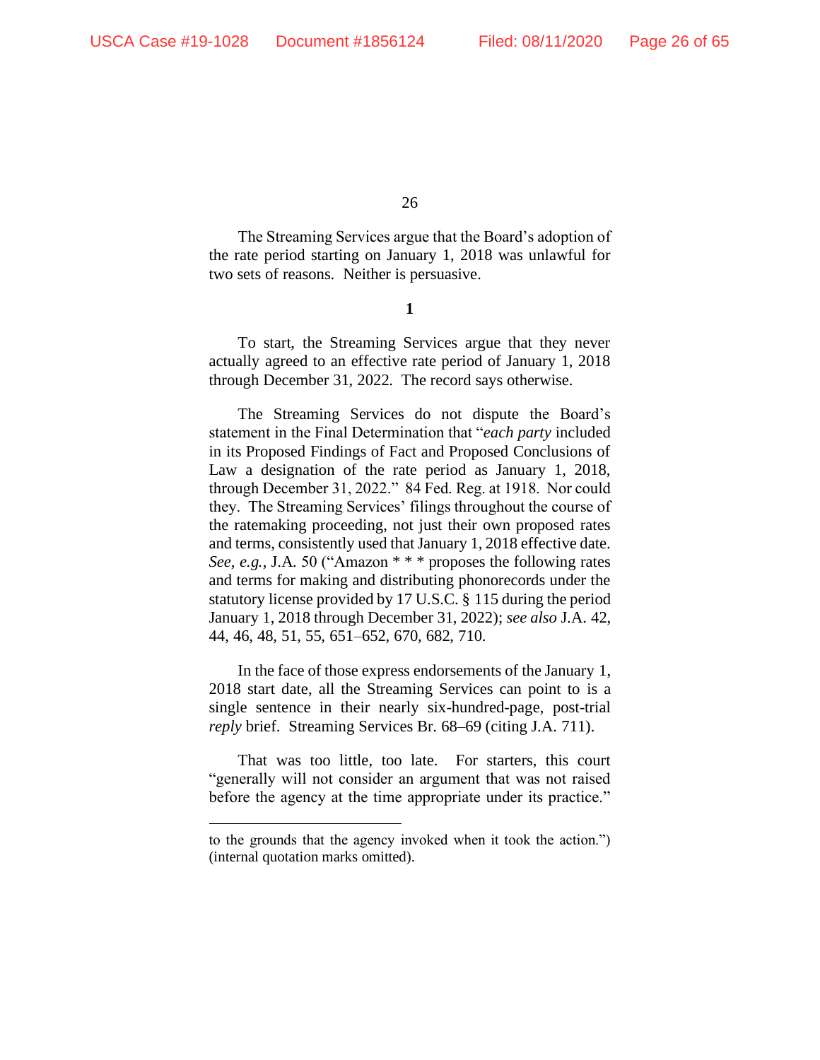The Streaming Services argue that the Board's adoption of the rate period starting on January 1, 2018 was unlawful for two sets of reasons. Neither is persuasive.

**1**

To start, the Streaming Services argue that they never actually agreed to an effective rate period of January 1, 2018 through December 31, 2022. The record says otherwise.

The Streaming Services do not dispute the Board's statement in the Final Determination that "*each party* included in its Proposed Findings of Fact and Proposed Conclusions of Law a designation of the rate period as January 1, 2018, through December 31, 2022." 84 Fed. Reg. at 1918. Nor could they. The Streaming Services' filings throughout the course of the ratemaking proceeding, not just their own proposed rates and terms, consistently used that January 1, 2018 effective date. *See, e.g.*, J.A. 50 ("Amazon * * * proposes the following rates and terms for making and distributing phonorecords under the statutory license provided by 17 U.S.C. § 115 during the period January 1, 2018 through December 31, 2022); *see also* J.A. 42, 44, 46, 48, 51, 55, 651–652, 670, 682, 710.

In the face of those express endorsements of the January 1, 2018 start date, all the Streaming Services can point to is a single sentence in their nearly six-hundred-page, post-trial *reply* brief. Streaming Services Br. 68–69 (citing J.A. 711).

That was too little, too late. For starters, this court "generally will not consider an argument that was not raised before the agency at the time appropriate under its practice."

---

to the grounds that the agency invoked when it took the action.") (internal quotation marks omitted).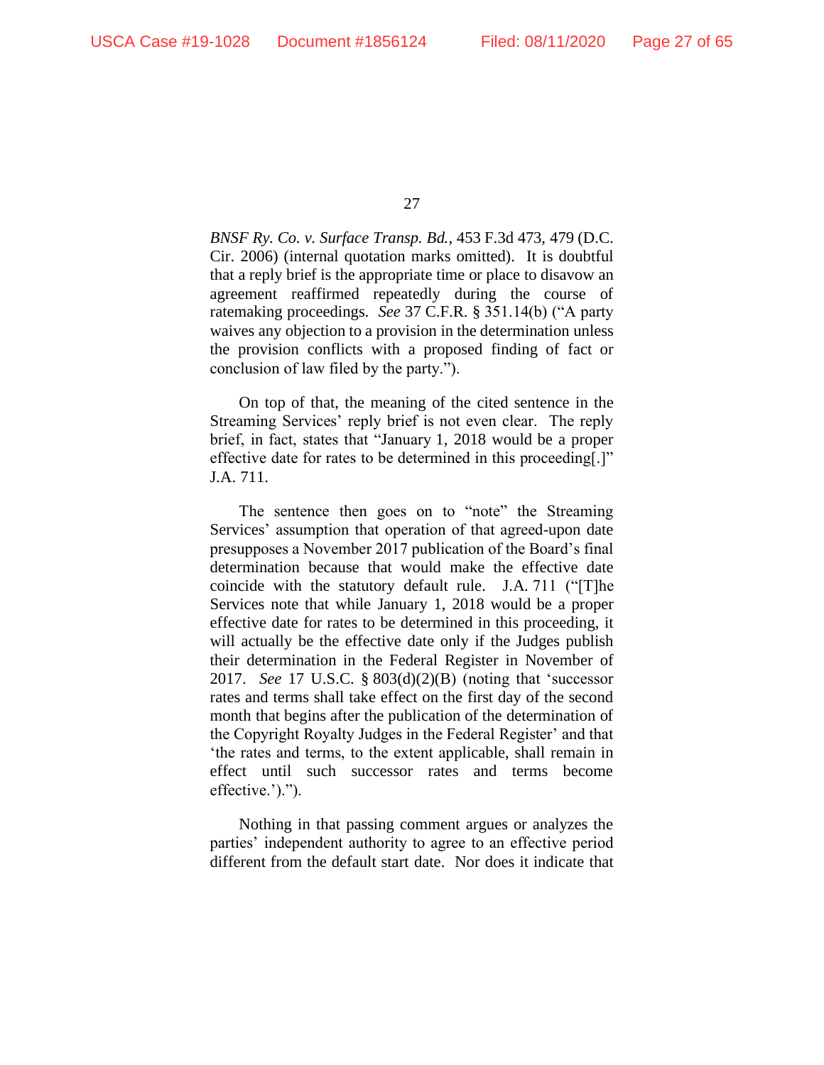*BNSF Ry. Co. v. Surface Transp. Bd.*, 453 F.3d 473, 479 (D.C. Cir. 2006) (internal quotation marks omitted). It is doubtful that a reply brief is the appropriate time or place to disavow an agreement reaffirmed repeatedly during the course of ratemaking proceedings. *See* 37 C.F.R. § 351.14(b) ("A party waives any objection to a provision in the determination unless the provision conflicts with a proposed finding of fact or conclusion of law filed by the party.").

On top of that, the meaning of the cited sentence in the Streaming Services' reply brief is not even clear. The reply brief, in fact, states that "January 1, 2018 would be a proper effective date for rates to be determined in this proceeding[.]" J.A. 711.

The sentence then goes on to "note" the Streaming Services' assumption that operation of that agreed-upon date presupposes a November 2017 publication of the Board's final determination because that would make the effective date coincide with the statutory default rule. J.A. 711 ("[T]he Services note that while January 1, 2018 would be a proper effective date for rates to be determined in this proceeding, it will actually be the effective date only if the Judges publish their determination in the Federal Register in November of 2017. *See* 17 U.S.C. § 803(d)(2)(B) (noting that 'successor rates and terms shall take effect on the first day of the second month that begins after the publication of the determination of the Copyright Royalty Judges in the Federal Register' and that 'the rates and terms, to the extent applicable, shall remain in effect until such successor rates and terms become effective.').").

Nothing in that passing comment argues or analyzes the parties' independent authority to agree to an effective period different from the default start date. Nor does it indicate that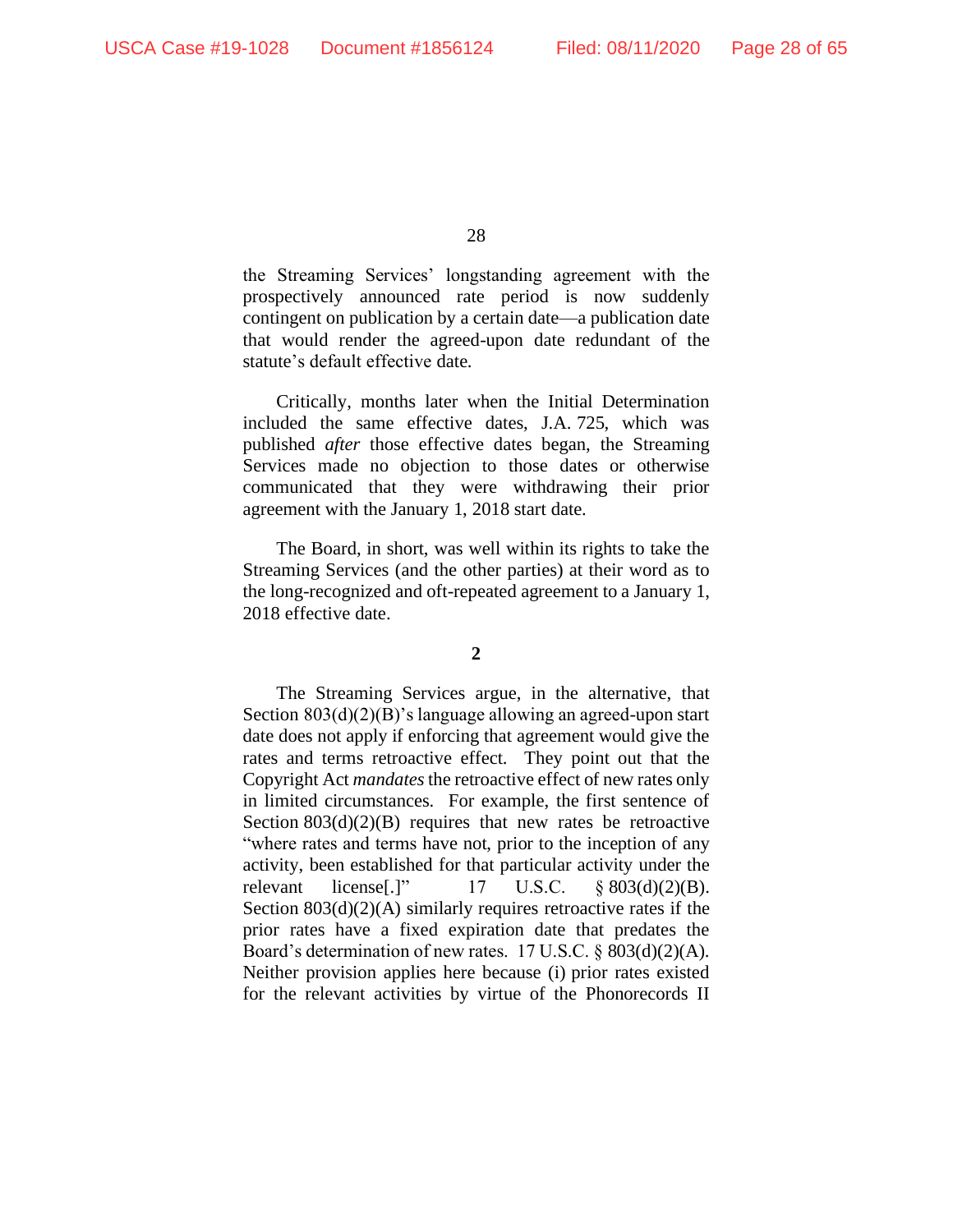the Streaming Services' longstanding agreement with the prospectively announced rate period is now suddenly contingent on publication by a certain date—a publication date that would render the agreed-upon date redundant of the statute's default effective date.

Critically, months later when the Initial Determination included the same effective dates, J.A. 725, which was published *after* those effective dates began, the Streaming Services made no objection to those dates or otherwise communicated that they were withdrawing their prior agreement with the January 1, 2018 start date.

The Board, in short, was well within its rights to take the Streaming Services (and the other parties) at their word as to the long-recognized and oft-repeated agreement to a January 1, 2018 effective date.

**2**

The Streaming Services argue, in the alternative, that Section 803(d)(2)(B)'s language allowing an agreed-upon start date does not apply if enforcing that agreement would give the rates and terms retroactive effect. They point out that the Copyright Act *mandates* the retroactive effect of new rates only in limited circumstances. For example, the first sentence of Section 803(d)(2)(B) requires that new rates be retroactive "where rates and terms have not, prior to the inception of any activity, been established for that particular activity under the relevant license[.]" 17 U.S.C. § 803(d)(2)(B). Section 803(d)(2)(A) similarly requires retroactive rates if the prior rates have a fixed expiration date that predates the Board's determination of new rates. 17 U.S.C. § 803(d)(2)(A). Neither provision applies here because (i) prior rates existed for the relevant activities by virtue of the Phonorecords II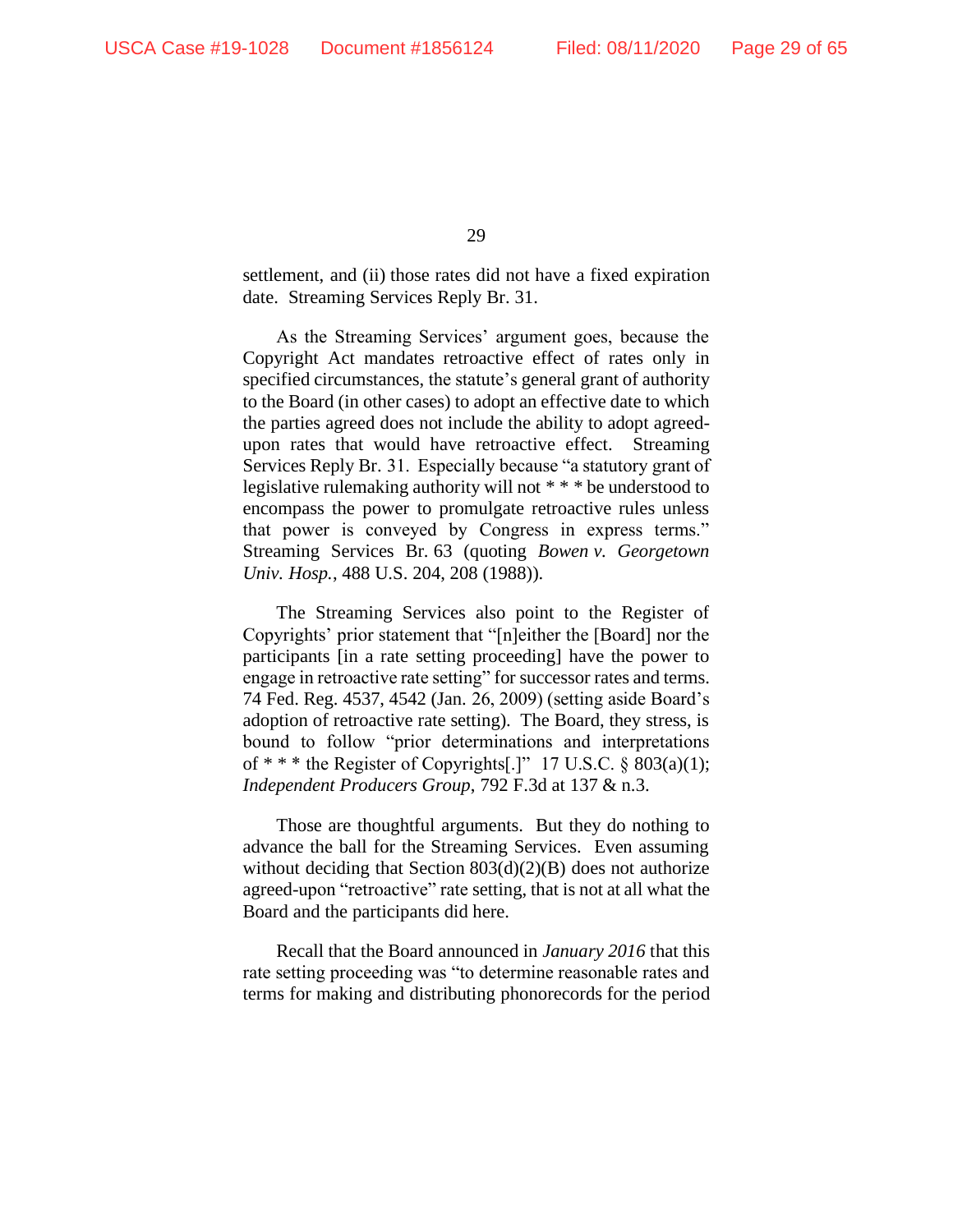settlement, and (ii) those rates did not have a fixed expiration date. Streaming Services Reply Br. 31.

As the Streaming Services' argument goes, because the Copyright Act mandates retroactive effect of rates only in specified circumstances, the statute's general grant of authority to the Board (in other cases) to adopt an effective date to which the parties agreed does not include the ability to adopt agreed-upon rates that would have retroactive effect. Streaming Services Reply Br. 31. Especially because "a statutory grant of legislative rulemaking authority will not * * * be understood to encompass the power to promulgate retroactive rules unless that power is conveyed by Congress in express terms." Streaming Services Br. 63 (quoting *Bowen v. Georgetown Univ. Hosp.*, 488 U.S. 204, 208 (1988)).

The Streaming Services also point to the Register of Copyrights' prior statement that "[n]either the [Board] nor the participants [in a rate setting proceeding] have the power to engage in retroactive rate setting" for successor rates and terms. 74 Fed. Reg. 4537, 4542 (Jan. 26, 2009) (setting aside Board's adoption of retroactive rate setting). The Board, they stress, is bound to follow "prior determinations and interpretations of * * * the Register of Copyrights[.]" 17 U.S.C. § 803(a)(1); *Independent Producers Group*, 792 F.3d at 137 & n.3.

Those are thoughtful arguments. But they do nothing to advance the ball for the Streaming Services. Even assuming without deciding that Section 803(d)(2)(B) does not authorize agreed-upon "retroactive" rate setting, that is not at all what the Board and the participants did here.

Recall that the Board announced in *January 2016* that this rate setting proceeding was "to determine reasonable rates and terms for making and distributing phonorecords for the period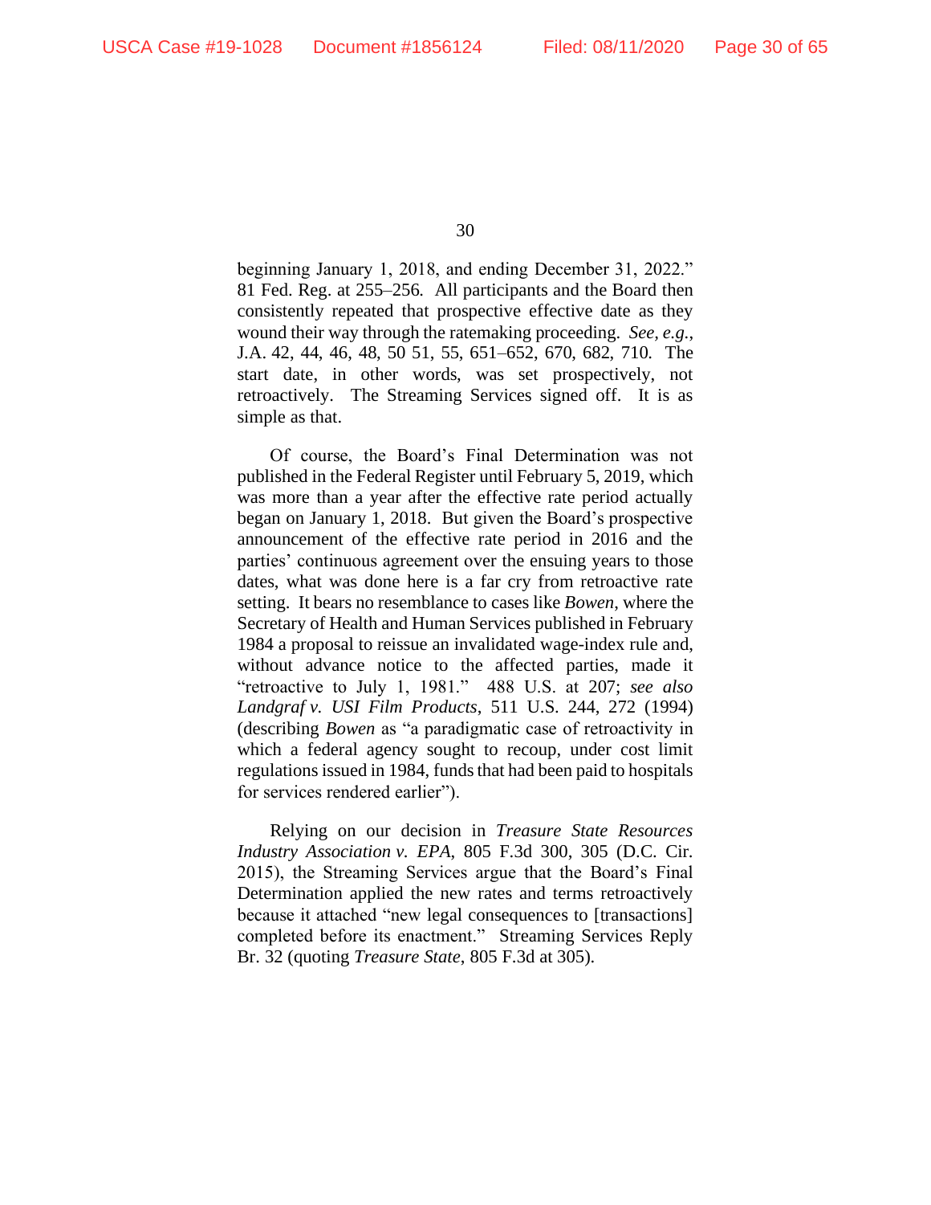beginning January 1, 2018, and ending December 31, 2022." 81 Fed. Reg. at 255–256. All participants and the Board then consistently repeated that prospective effective date as they wound their way through the ratemaking proceeding. *See, e.g.*, J.A. 42, 44, 46, 48, 50 51, 55, 651–652, 670, 682, 710. The start date, in other words, was set prospectively, not retroactively. The Streaming Services signed off. It is as simple as that.

Of course, the Board's Final Determination was not published in the Federal Register until February 5, 2019, which was more than a year after the effective rate period actually began on January 1, 2018. But given the Board's prospective announcement of the effective rate period in 2016 and the parties' continuous agreement over the ensuing years to those dates, what was done here is a far cry from retroactive rate setting. It bears no resemblance to cases like *Bowen*, where the Secretary of Health and Human Services published in February 1984 a proposal to reissue an invalidated wage-index rule and, without advance notice to the affected parties, made it "retroactive to July 1, 1981." 488 U.S. at 207; *see also Landgraf v. USI Film Products*, 511 U.S. 244, 272 (1994) (describing *Bowen* as "a paradigmatic case of retroactivity in which a federal agency sought to recoup, under cost limit regulations issued in 1984, funds that had been paid to hospitals for services rendered earlier").

Relying on our decision in *Treasure State Resources Industry Association v. EPA*, 805 F.3d 300, 305 (D.C. Cir. 2015), the Streaming Services argue that the Board's Final Determination applied the new rates and terms retroactively because it attached "new legal consequences to [transactions] completed before its enactment." Streaming Services Reply Br. 32 (quoting *Treasure State*, 805 F.3d at 305).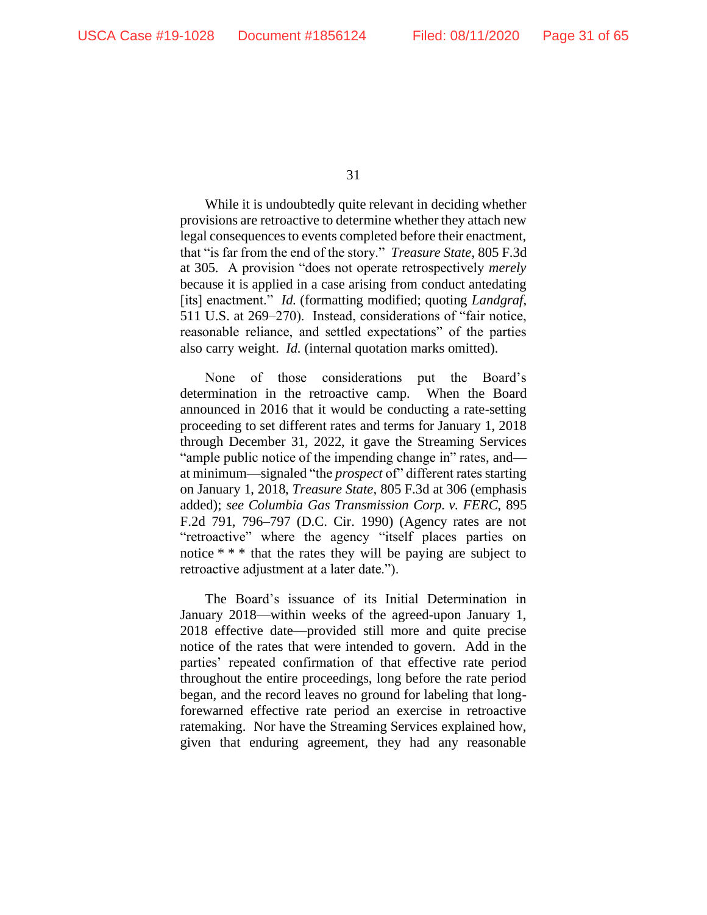While it is undoubtedly quite relevant in deciding whether provisions are retroactive to determine whether they attach new legal consequences to events completed before their enactment, that "is far from the end of the story." *Treasure State*, 805 F.3d at 305. A provision "does not operate retrospectively *merely* because it is applied in a case arising from conduct antedating [its] enactment." *Id.* (formatting modified; quoting *Landgraf*, 511 U.S. at 269–270). Instead, considerations of "fair notice, reasonable reliance, and settled expectations" of the parties also carry weight. *Id.* (internal quotation marks omitted).

None of those considerations put the Board's determination in the retroactive camp. When the Board announced in 2016 that it would be conducting a rate-setting proceeding to set different rates and terms for January 1, 2018 through December 31, 2022, it gave the Streaming Services "ample public notice of the impending change in" rates, and—at minimum—signaled "the *prospect* of" different rates starting on January 1, 2018, *Treasure State*, 805 F.3d at 306 (emphasis added); *see Columbia Gas Transmission Corp. v. FERC*, 895 F.2d 791, 796–797 (D.C. Cir. 1990) (Agency rates are not "retroactive" where the agency "itself places parties on notice * * * that the rates they will be paying are subject to retroactive adjustment at a later date.").

The Board's issuance of its Initial Determination in January 2018—within weeks of the agreed-upon January 1, 2018 effective date—provided still more and quite precise notice of the rates that were intended to govern. Add in the parties' repeated confirmation of that effective rate period throughout the entire proceedings, long before the rate period began, and the record leaves no ground for labeling that long-forewarned effective rate period an exercise in retroactive ratemaking. Nor have the Streaming Services explained how, given that enduring agreement, they had any reasonable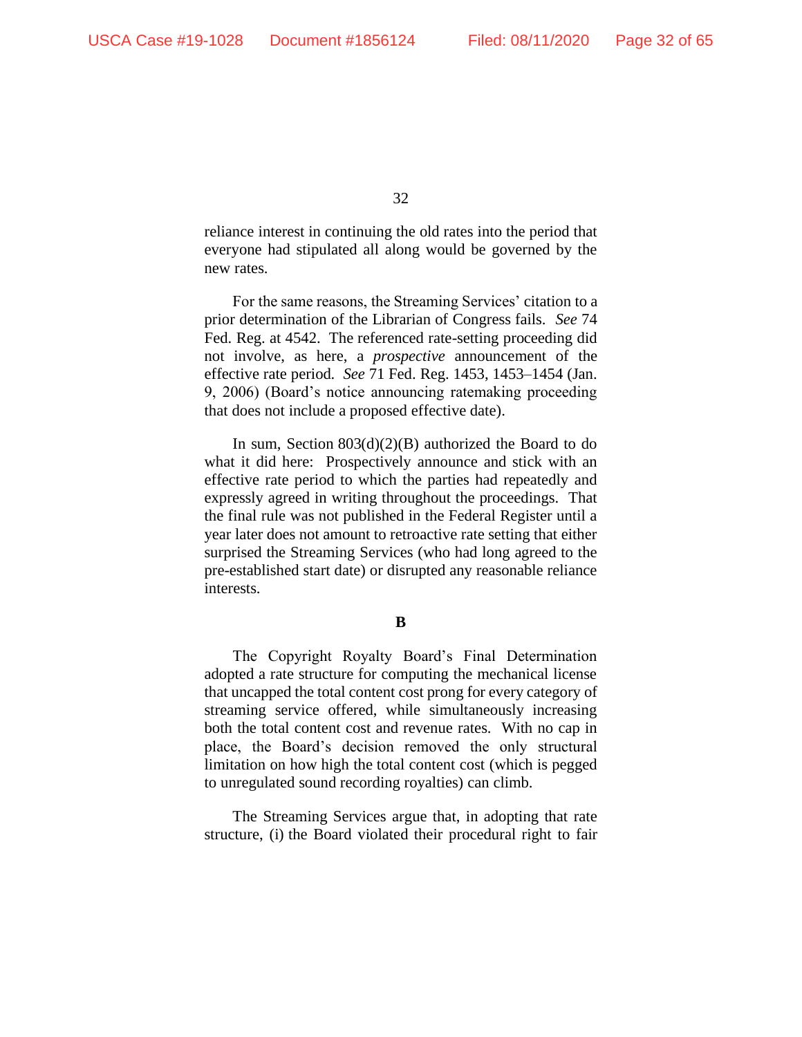reliance interest in continuing the old rates into the period that everyone had stipulated all along would be governed by the new rates.

For the same reasons, the Streaming Services' citation to a prior determination of the Librarian of Congress fails. *See* 74 Fed. Reg. at 4542. The referenced rate-setting proceeding did not involve, as here, a *prospective* announcement of the effective rate period. *See* 71 Fed. Reg. 1453, 1453–1454 (Jan. 9, 2006) (Board's notice announcing ratemaking proceeding that does not include a proposed effective date).

In sum, Section 803(d)(2)(B) authorized the Board to do what it did here: Prospectively announce and stick with an effective rate period to which the parties had repeatedly and expressly agreed in writing throughout the proceedings. That the final rule was not published in the Federal Register until a year later does not amount to retroactive rate setting that either surprised the Streaming Services (who had long agreed to the pre-established start date) or disrupted any reasonable reliance interests.

**B**

The Copyright Royalty Board's Final Determination adopted a rate structure for computing the mechanical license that uncapped the total content cost prong for every category of streaming service offered, while simultaneously increasing both the total content cost and revenue rates. With no cap in place, the Board's decision removed the only structural limitation on how high the total content cost (which is pegged to unregulated sound recording royalties) can climb.

The Streaming Services argue that, in adopting that rate structure, (i) the Board violated their procedural right to fair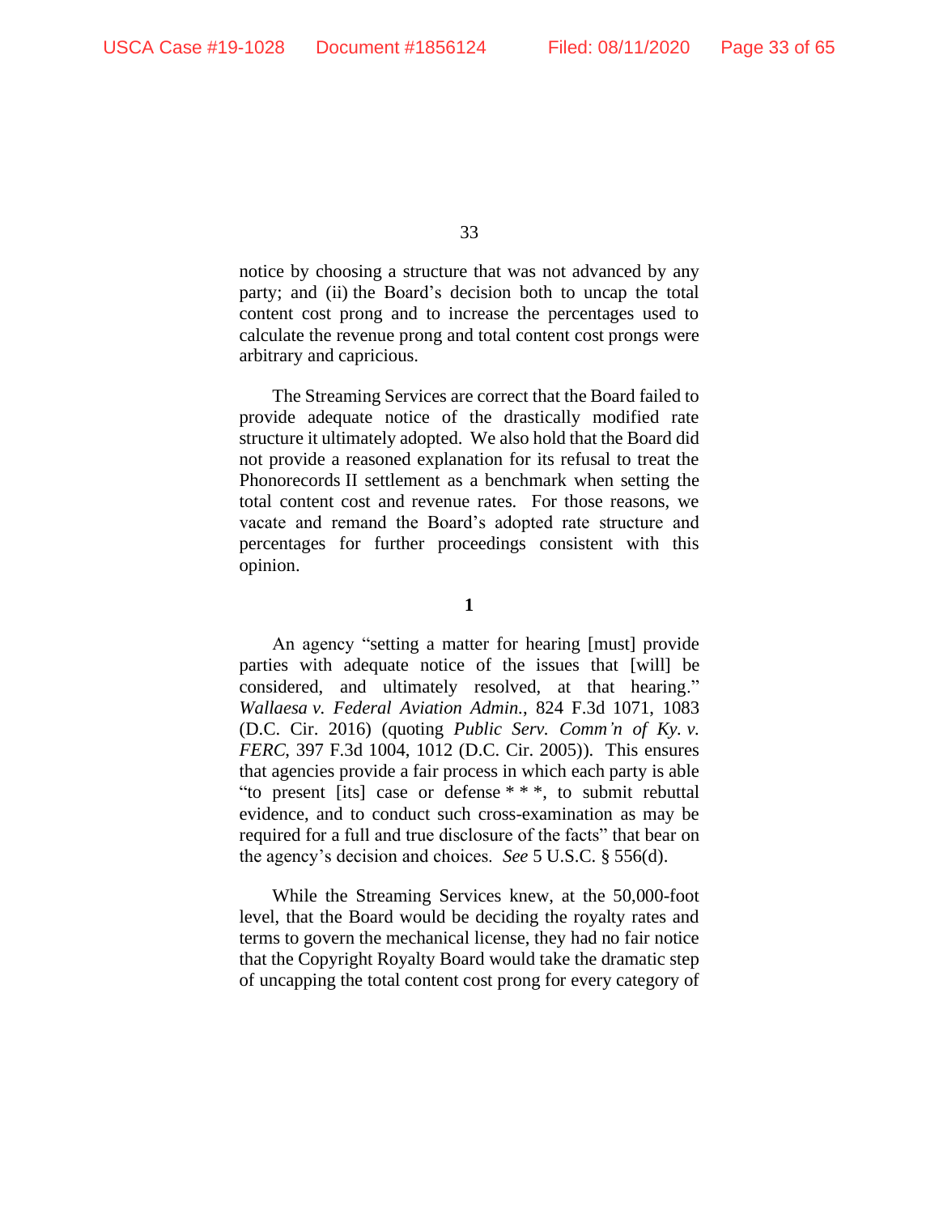notice by choosing a structure that was not advanced by any party; and (ii) the Board's decision both to uncap the total content cost prong and to increase the percentages used to calculate the revenue prong and total content cost prongs were arbitrary and capricious.

The Streaming Services are correct that the Board failed to provide adequate notice of the drastically modified rate structure it ultimately adopted. We also hold that the Board did not provide a reasoned explanation for its refusal to treat the Phonorecords II settlement as a benchmark when setting the total content cost and revenue rates. For those reasons, we vacate and remand the Board's adopted rate structure and percentages for further proceedings consistent with this opinion.

**1**

An agency "setting a matter for hearing [must] provide parties with adequate notice of the issues that [will] be considered, and ultimately resolved, at that hearing." *Wallaesa v. Federal Aviation Admin.*, 824 F.3d 1071, 1083 (D.C. Cir. 2016) (quoting *Public Serv. Comm'n of Ky. v. FERC*, 397 F.3d 1004, 1012 (D.C. Cir. 2005)). This ensures that agencies provide a fair process in which each party is able "to present [its] case or defense * * *, to submit rebuttal evidence, and to conduct such cross-examination as may be required for a full and true disclosure of the facts" that bear on the agency's decision and choices. *See* 5 U.S.C. § 556(d).

While the Streaming Services knew, at the 50,000-foot level, that the Board would be deciding the royalty rates and terms to govern the mechanical license, they had no fair notice that the Copyright Royalty Board would take the dramatic step of uncapping the total content cost prong for every category of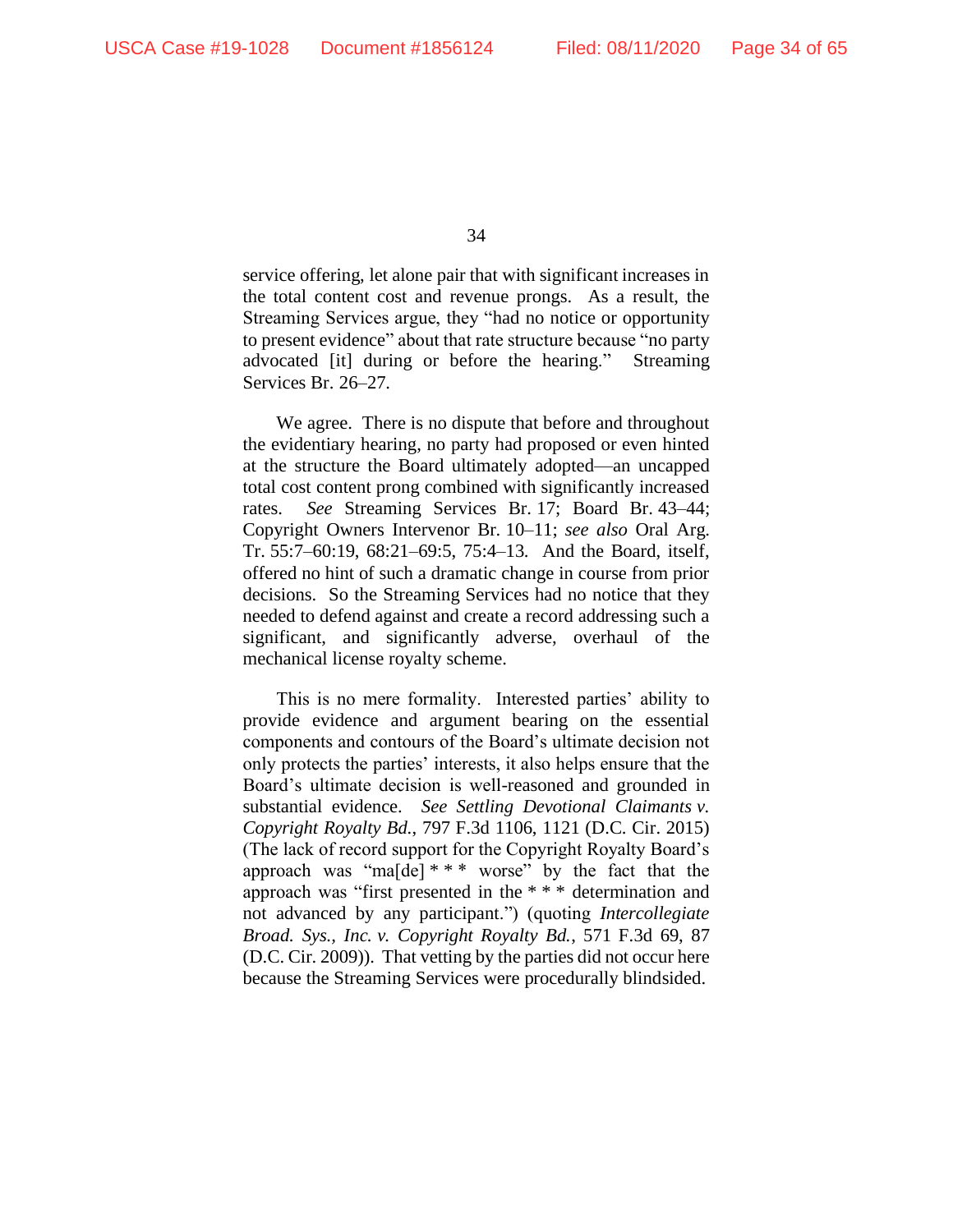service offering, let alone pair that with significant increases in the total content cost and revenue prongs. As a result, the Streaming Services argue, they "had no notice or opportunity to present evidence" about that rate structure because "no party advocated [it] during or before the hearing." Streaming Services Br. 26–27.

We agree. There is no dispute that before and throughout the evidentiary hearing, no party had proposed or even hinted at the structure the Board ultimately adopted—an uncapped total cost content prong combined with significantly increased rates. *See* Streaming Services Br. 17; Board Br. 43–44; Copyright Owners Intervenor Br. 10–11; *see also* Oral Arg. Tr. 55:7–60:19, 68:21–69:5, 75:4–13. And the Board, itself, offered no hint of such a dramatic change in course from prior decisions. So the Streaming Services had no notice that they needed to defend against and create a record addressing such a significant, and significantly adverse, overhaul of the mechanical license royalty scheme.

This is no mere formality. Interested parties' ability to provide evidence and argument bearing on the essential components and contours of the Board's ultimate decision not only protects the parties' interests, it also helps ensure that the Board's ultimate decision is well-reasoned and grounded in substantial evidence. *See Settling Devotional Claimants v. Copyright Royalty Bd.*, 797 F.3d 1106, 1121 (D.C. Cir. 2015) (The lack of record support for the Copyright Royalty Board's approach was "ma[de] * * * worse" by the fact that the approach was "first presented in the * * * determination and not advanced by any participant.") (quoting *Intercollegiate Broad. Sys., Inc. v. Copyright Royalty Bd.*, 571 F.3d 69, 87 (D.C. Cir. 2009)). That vetting by the parties did not occur here because the Streaming Services were procedurally blindsided.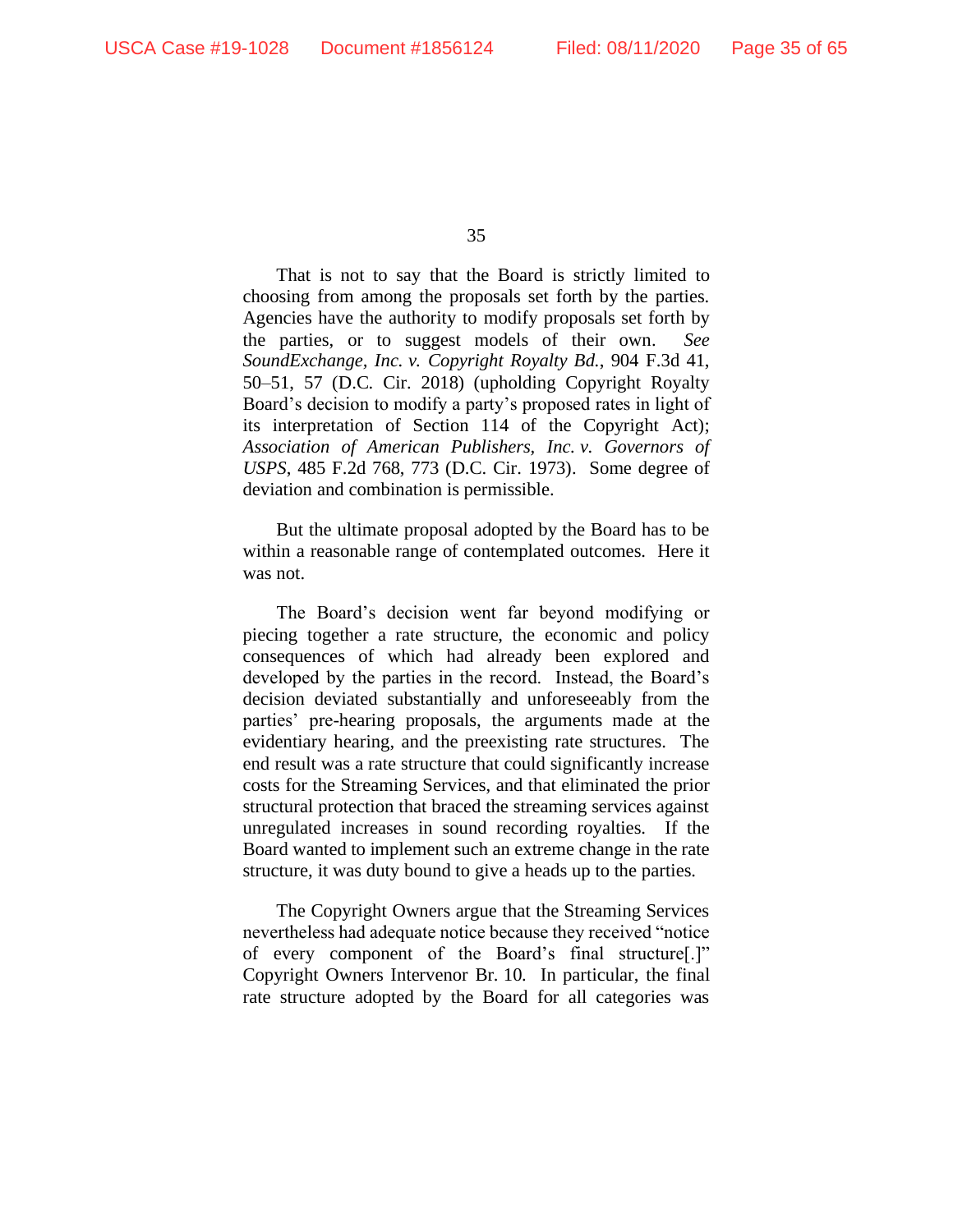That is not to say that the Board is strictly limited to choosing from among the proposals set forth by the parties. Agencies have the authority to modify proposals set forth by the parties, or to suggest models of their own. *See SoundExchange, Inc. v. Copyright Royalty Bd.*, 904 F.3d 41, 50–51, 57 (D.C. Cir. 2018) (upholding Copyright Royalty Board's decision to modify a party's proposed rates in light of its interpretation of Section 114 of the Copyright Act); *Association of American Publishers, Inc. v. Governors of USPS*, 485 F.2d 768, 773 (D.C. Cir. 1973). Some degree of deviation and combination is permissible.

But the ultimate proposal adopted by the Board has to be within a reasonable range of contemplated outcomes. Here it was not.

The Board's decision went far beyond modifying or piecing together a rate structure, the economic and policy consequences of which had already been explored and developed by the parties in the record. Instead, the Board's decision deviated substantially and unforeseeably from the parties' pre-hearing proposals, the arguments made at the evidentiary hearing, and the preexisting rate structures. The end result was a rate structure that could significantly increase costs for the Streaming Services, and that eliminated the prior structural protection that braced the streaming services against unregulated increases in sound recording royalties. If the Board wanted to implement such an extreme change in the rate structure, it was duty bound to give a heads up to the parties.

The Copyright Owners argue that the Streaming Services nevertheless had adequate notice because they received "notice of every component of the Board's final structure[.]" Copyright Owners Intervenor Br. 10. In particular, the final rate structure adopted by the Board for all categories was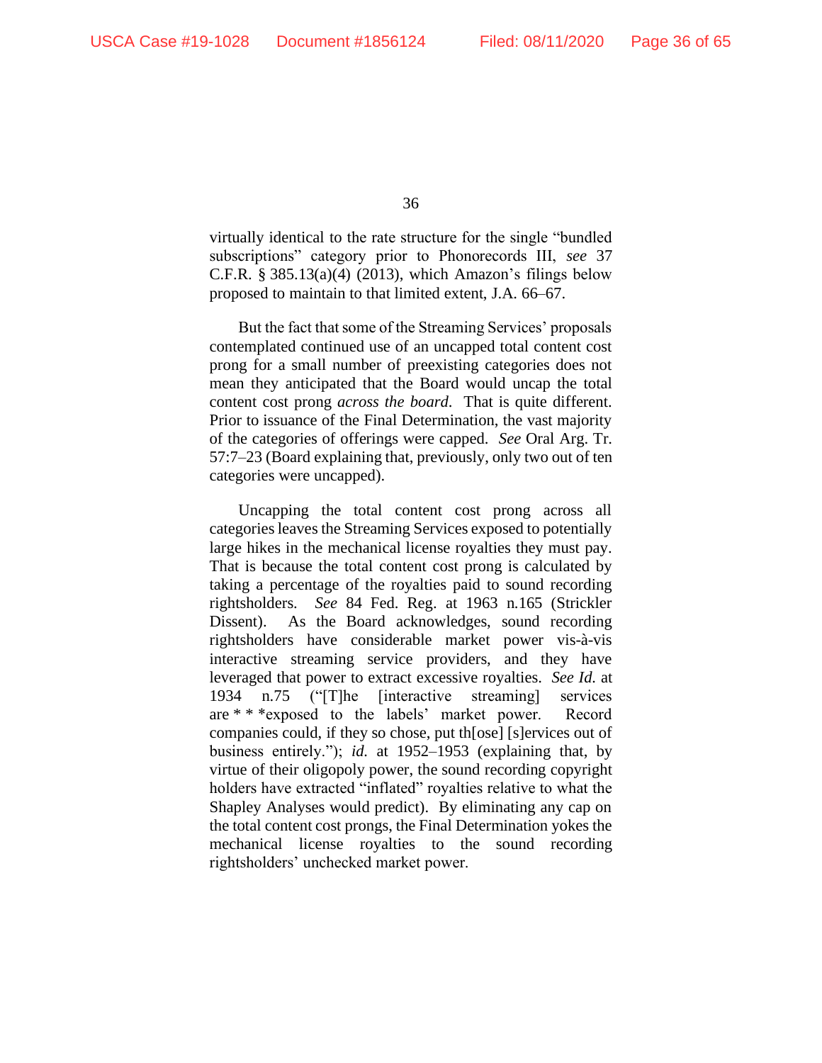virtually identical to the rate structure for the single "bundled subscriptions" category prior to Phonorecords III, *see* 37 C.F.R. § 385.13(a)(4) (2013), which Amazon's filings below proposed to maintain to that limited extent, J.A. 66–67.

But the fact that some of the Streaming Services' proposals contemplated continued use of an uncapped total content cost prong for a small number of preexisting categories does not mean they anticipated that the Board would uncap the total content cost prong *across the board*. That is quite different. Prior to issuance of the Final Determination, the vast majority of the categories of offerings were capped. *See* Oral Arg. Tr. 57:7–23 (Board explaining that, previously, only two out of ten categories were uncapped).

Uncapping the total content cost prong across all categories leaves the Streaming Services exposed to potentially large hikes in the mechanical license royalties they must pay. That is because the total content cost prong is calculated by taking a percentage of the royalties paid to sound recording rightsholders. *See* 84 Fed. Reg. at 1963 n.165 (Strickler Dissent). As the Board acknowledges, sound recording rightsholders have considerable market power vis-à-vis interactive streaming service providers, and they have leveraged that power to extract excessive royalties. *See Id.* at 1934 n.75 ("[T]he [interactive streaming] services are * * *exposed to the labels' market power. Record companies could, if they so chose, put th[ose] [s]ervices out of business entirely."); *id.* at 1952–1953 (explaining that, by virtue of their oligopoly power, the sound recording copyright holders have extracted "inflated" royalties relative to what the Shapley Analyses would predict). By eliminating any cap on the total content cost prongs, the Final Determination yokes the mechanical license royalties to the sound recording rightsholders' unchecked market power.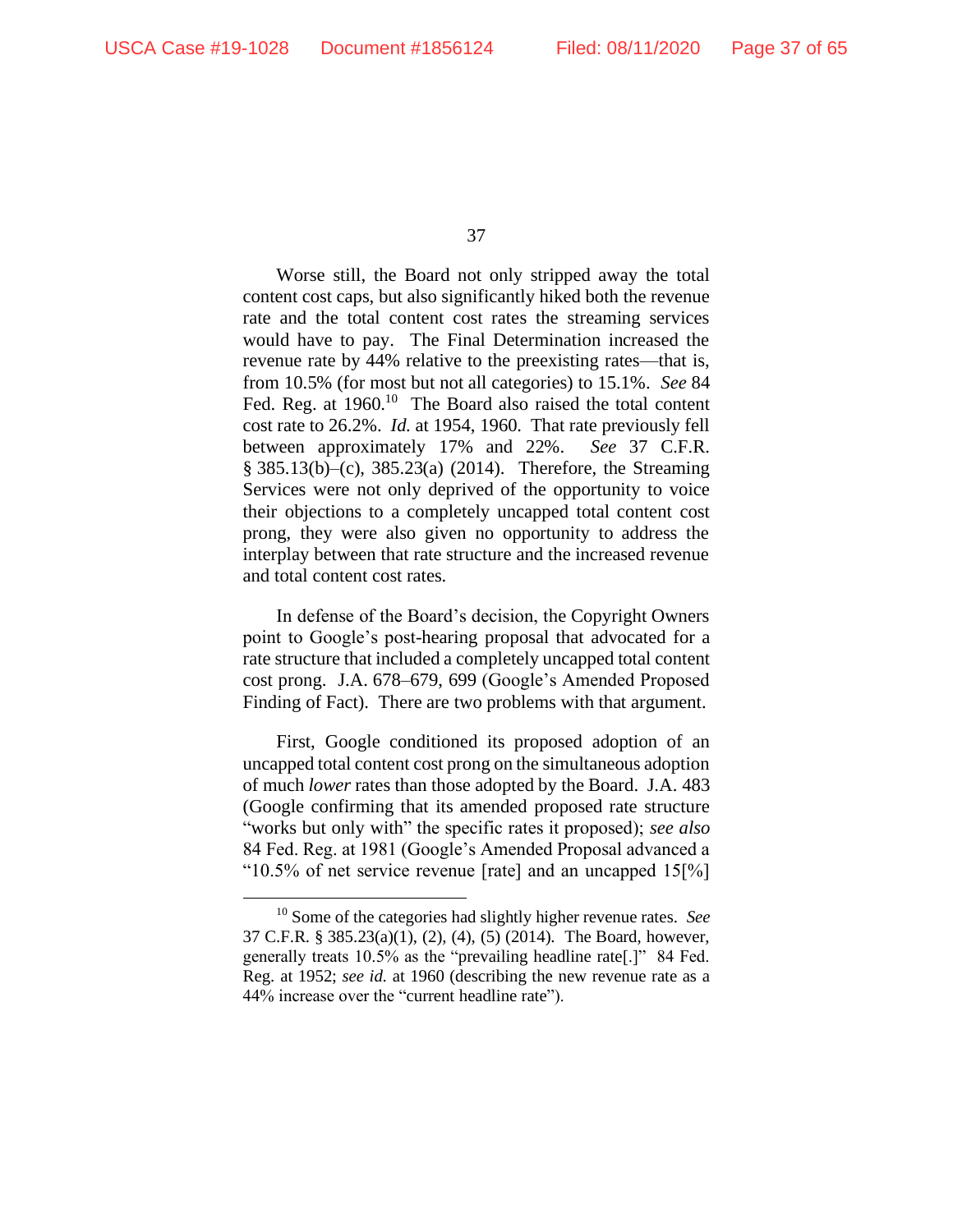Worse still, the Board not only stripped away the total content cost caps, but also significantly hiked both the revenue rate and the total content cost rates the streaming services would have to pay. The Final Determination increased the revenue rate by 44% relative to the preexisting rates—that is, from 10.5% (for most but not all categories) to 15.1%. *See* 84 Fed. Reg. at 1960.[10] The Board also raised the total content cost rate to 26.2%. *Id.* at 1954, 1960. That rate previously fell between approximately 17% and 22%. *See* 37 C.F.R. § 385.13(b)–(c), 385.23(a) (2014). Therefore, the Streaming Services were not only deprived of the opportunity to voice their objections to a completely uncapped total content cost prong, they were also given no opportunity to address the interplay between that rate structure and the increased revenue and total content cost rates.

In defense of the Board's decision, the Copyright Owners point to Google's post-hearing proposal that advocated for a rate structure that included a completely uncapped total content cost prong. J.A. 678–679, 699 (Google's Amended Proposed Finding of Fact). There are two problems with that argument.

First, Google conditioned its proposed adoption of an uncapped total content cost prong on the simultaneous adoption of much *lower* rates than those adopted by the Board. J.A. 483 (Google confirming that its amended proposed rate structure "works but only with" the specific rates it proposed); *see also* 84 Fed. Reg. at 1981 (Google's Amended Proposal advanced a "10.5% of net service revenue [rate] and an uncapped 15[%]

---

[10] Some of the categories had slightly higher revenue rates. *See* 37 C.F.R. § 385.23(a)(1), (2), (4), (5) (2014). The Board, however, generally treats 10.5% as the "prevailing headline rate[.]" 84 Fed. Reg. at 1952; *see id.* at 1960 (describing the new revenue rate as a 44% increase over the "current headline rate").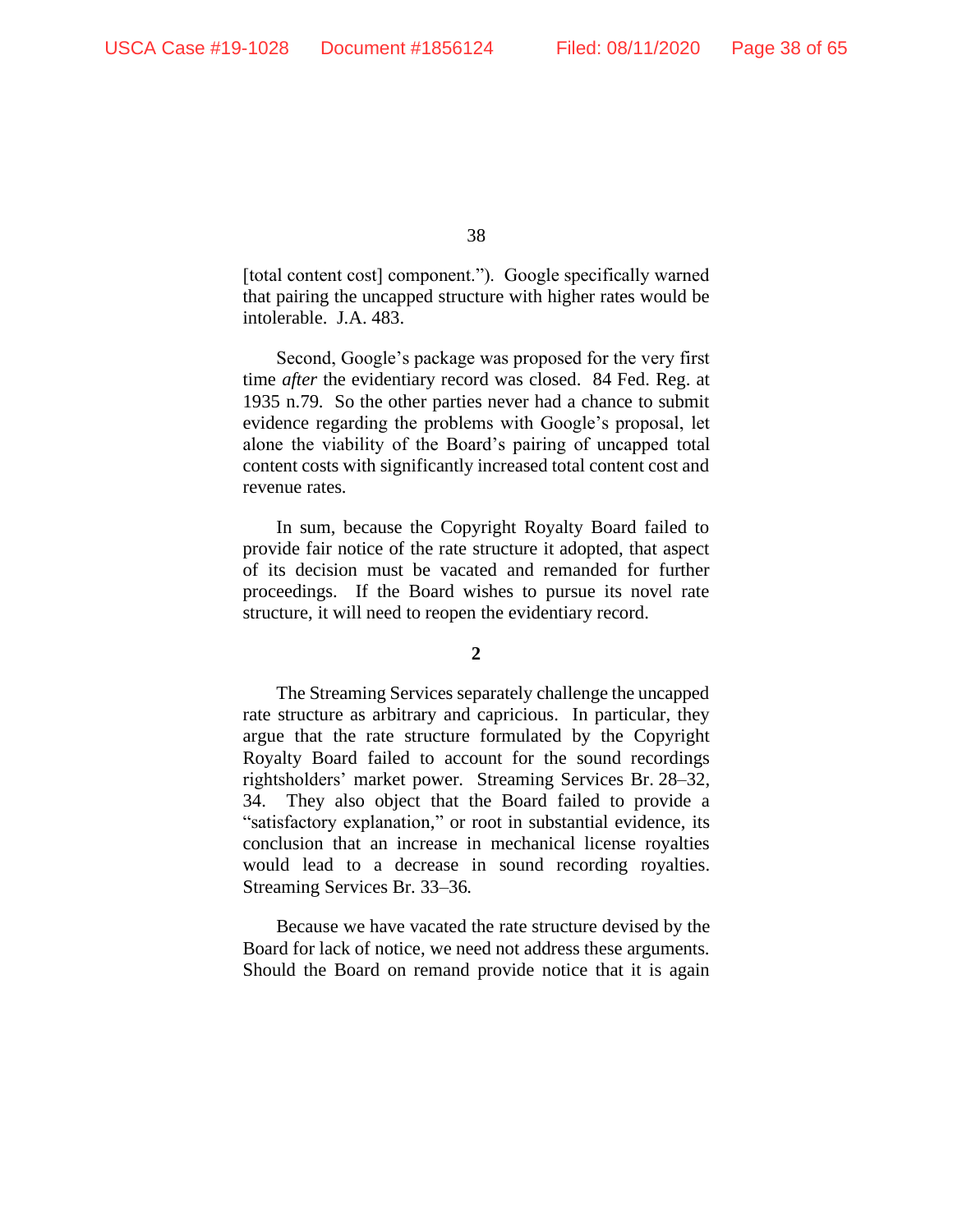[total content cost] component."). Google specifically warned that pairing the uncapped structure with higher rates would be intolerable. J.A. 483.

Second, Google's package was proposed for the very first time *after* the evidentiary record was closed. 84 Fed. Reg. at 1935 n.79. So the other parties never had a chance to submit evidence regarding the problems with Google's proposal, let alone the viability of the Board's pairing of uncapped total content costs with significantly increased total content cost and revenue rates.

In sum, because the Copyright Royalty Board failed to provide fair notice of the rate structure it adopted, that aspect of its decision must be vacated and remanded for further proceedings. If the Board wishes to pursue its novel rate structure, it will need to reopen the evidentiary record.

**2**

The Streaming Services separately challenge the uncapped rate structure as arbitrary and capricious. In particular, they argue that the rate structure formulated by the Copyright Royalty Board failed to account for the sound recordings rightsholders' market power. Streaming Services Br. 28–32, 34. They also object that the Board failed to provide a "satisfactory explanation," or root in substantial evidence, its conclusion that an increase in mechanical license royalties would lead to a decrease in sound recording royalties. Streaming Services Br. 33–36.

Because we have vacated the rate structure devised by the Board for lack of notice, we need not address these arguments. Should the Board on remand provide notice that it is again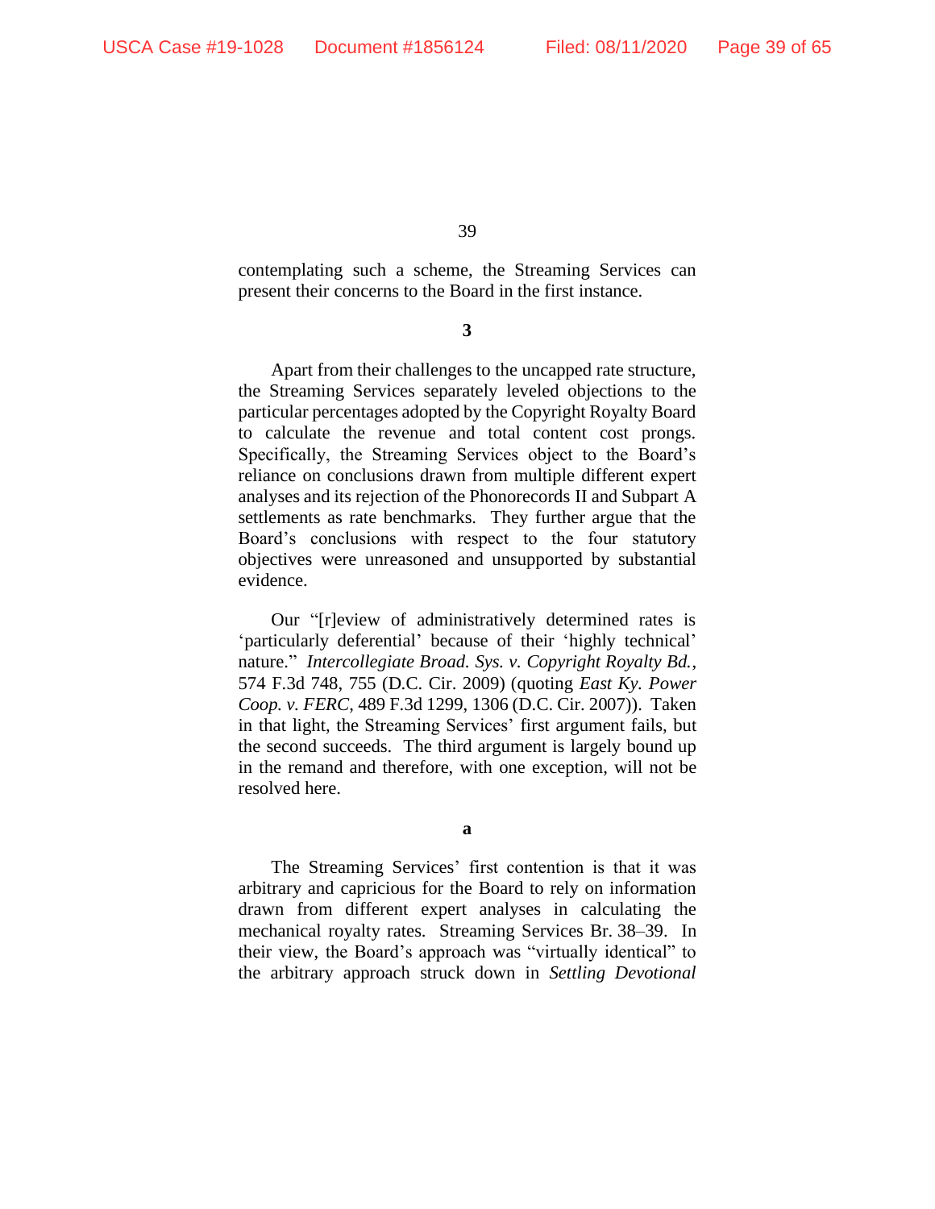contemplating such a scheme, the Streaming Services can present their concerns to the Board in the first instance.

**3**

Apart from their challenges to the uncapped rate structure, the Streaming Services separately leveled objections to the particular percentages adopted by the Copyright Royalty Board to calculate the revenue and total content cost prongs. Specifically, the Streaming Services object to the Board's reliance on conclusions drawn from multiple different expert analyses and its rejection of the Phonorecords II and Subpart A settlements as rate benchmarks. They further argue that the Board's conclusions with respect to the four statutory objectives were unreasoned and unsupported by substantial evidence.

Our "[r]eview of administratively determined rates is 'particularly deferential' because of their 'highly technical' nature." *Intercollegiate Broad. Sys. v. Copyright Royalty Bd.*, 574 F.3d 748, 755 (D.C. Cir. 2009) (quoting *East Ky. Power Coop. v. FERC*, 489 F.3d 1299, 1306 (D.C. Cir. 2007)). Taken in that light, the Streaming Services' first argument fails, but the second succeeds. The third argument is largely bound up in the remand and therefore, with one exception, will not be resolved here.

**a**

The Streaming Services' first contention is that it was arbitrary and capricious for the Board to rely on information drawn from different expert analyses in calculating the mechanical royalty rates. Streaming Services Br. 38–39. In their view, the Board's approach was "virtually identical" to the arbitrary approach struck down in *Settling Devotional*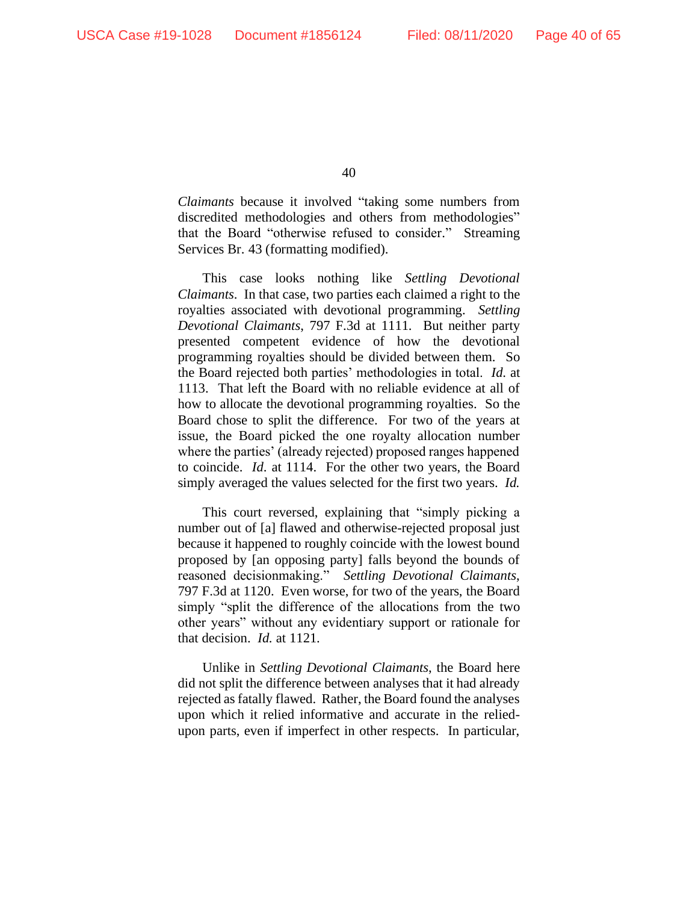*Claimants* because it involved "taking some numbers from discredited methodologies and others from methodologies" that the Board "otherwise refused to consider." Streaming Services Br. 43 (formatting modified).

This case looks nothing like *Settling Devotional Claimants*. In that case, two parties each claimed a right to the royalties associated with devotional programming. *Settling Devotional Claimants*, 797 F.3d at 1111. But neither party presented competent evidence of how the devotional programming royalties should be divided between them. So the Board rejected both parties' methodologies in total. *Id.* at 1113. That left the Board with no reliable evidence at all of how to allocate the devotional programming royalties. So the Board chose to split the difference. For two of the years at issue, the Board picked the one royalty allocation number where the parties' (already rejected) proposed ranges happened to coincide. *Id.* at 1114. For the other two years, the Board simply averaged the values selected for the first two years. *Id.*

This court reversed, explaining that "simply picking a number out of [a] flawed and otherwise-rejected proposal just because it happened to roughly coincide with the lowest bound proposed by [an opposing party] falls beyond the bounds of reasoned decisionmaking." *Settling Devotional Claimants*, 797 F.3d at 1120. Even worse, for two of the years, the Board simply "split the difference of the allocations from the two other years" without any evidentiary support or rationale for that decision. *Id.* at 1121.

Unlike in *Settling Devotional Claimants*, the Board here did not split the difference between analyses that it had already rejected as fatally flawed. Rather, the Board found the analyses upon which it relied informative and accurate in the relied-upon parts, even if imperfect in other respects. In particular,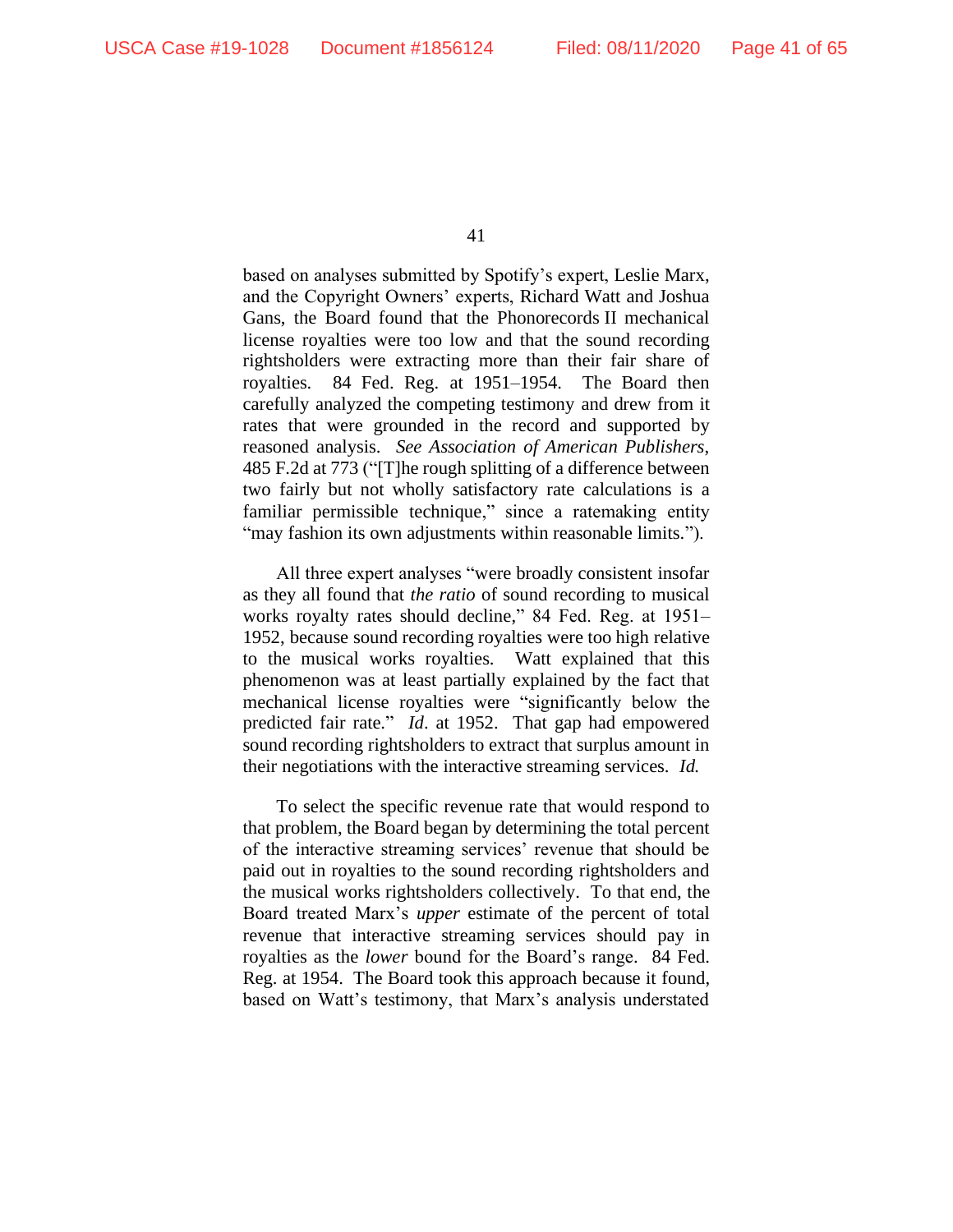based on analyses submitted by Spotify's expert, Leslie Marx, and the Copyright Owners' experts, Richard Watt and Joshua Gans, the Board found that the Phonorecords II mechanical license royalties were too low and that the sound recording rightsholders were extracting more than their fair share of royalties. 84 Fed. Reg. at 1951–1954. The Board then carefully analyzed the competing testimony and drew from it rates that were grounded in the record and supported by reasoned analysis. *See Association of American Publishers*, 485 F.2d at 773 ("[T]he rough splitting of a difference between two fairly but not wholly satisfactory rate calculations is a familiar permissible technique," since a ratemaking entity "may fashion its own adjustments within reasonable limits.").

All three expert analyses "were broadly consistent insofar as they all found that *the ratio* of sound recording to musical works royalty rates should decline," 84 Fed. Reg. at 1951–1952, because sound recording royalties were too high relative to the musical works royalties. Watt explained that this phenomenon was at least partially explained by the fact that mechanical license royalties were "significantly below the predicted fair rate." *Id*. at 1952. That gap had empowered sound recording rightsholders to extract that surplus amount in their negotiations with the interactive streaming services. *Id.*

To select the specific revenue rate that would respond to that problem, the Board began by determining the total percent of the interactive streaming services' revenue that should be paid out in royalties to the sound recording rightsholders and the musical works rightsholders collectively. To that end, the Board treated Marx's *upper* estimate of the percent of total revenue that interactive streaming services should pay in royalties as the *lower* bound for the Board's range. 84 Fed. Reg. at 1954. The Board took this approach because it found, based on Watt's testimony, that Marx's analysis understated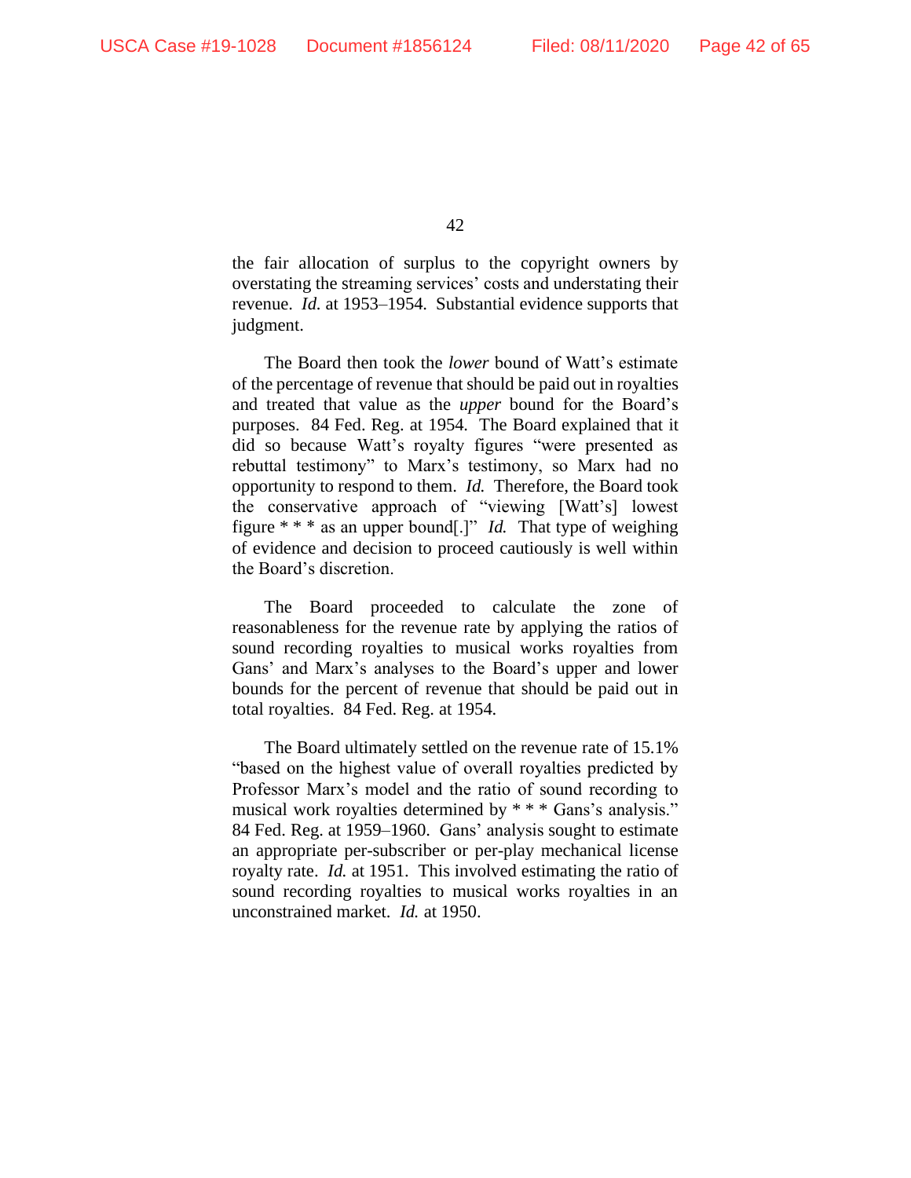the fair allocation of surplus to the copyright owners by overstating the streaming services' costs and understating their revenue. *Id.* at 1953–1954. Substantial evidence supports that judgment.

The Board then took the *lower* bound of Watt's estimate of the percentage of revenue that should be paid out in royalties and treated that value as the *upper* bound for the Board's purposes. 84 Fed. Reg. at 1954. The Board explained that it did so because Watt's royalty figures "were presented as rebuttal testimony" to Marx's testimony, so Marx had no opportunity to respond to them. *Id.* Therefore, the Board took the conservative approach of "viewing [Watt's] lowest figure * * * as an upper bound[.]" *Id.* That type of weighing of evidence and decision to proceed cautiously is well within the Board's discretion.

The Board proceeded to calculate the zone of reasonableness for the revenue rate by applying the ratios of sound recording royalties to musical works royalties from Gans' and Marx's analyses to the Board's upper and lower bounds for the percent of revenue that should be paid out in total royalties. 84 Fed. Reg. at 1954.

The Board ultimately settled on the revenue rate of 15.1% "based on the highest value of overall royalties predicted by Professor Marx's model and the ratio of sound recording to musical work royalties determined by * * * Gans's analysis." 84 Fed. Reg. at 1959–1960. Gans' analysis sought to estimate an appropriate per-subscriber or per-play mechanical license royalty rate. *Id.* at 1951. This involved estimating the ratio of sound recording royalties to musical works royalties in an unconstrained market. *Id.* at 1950.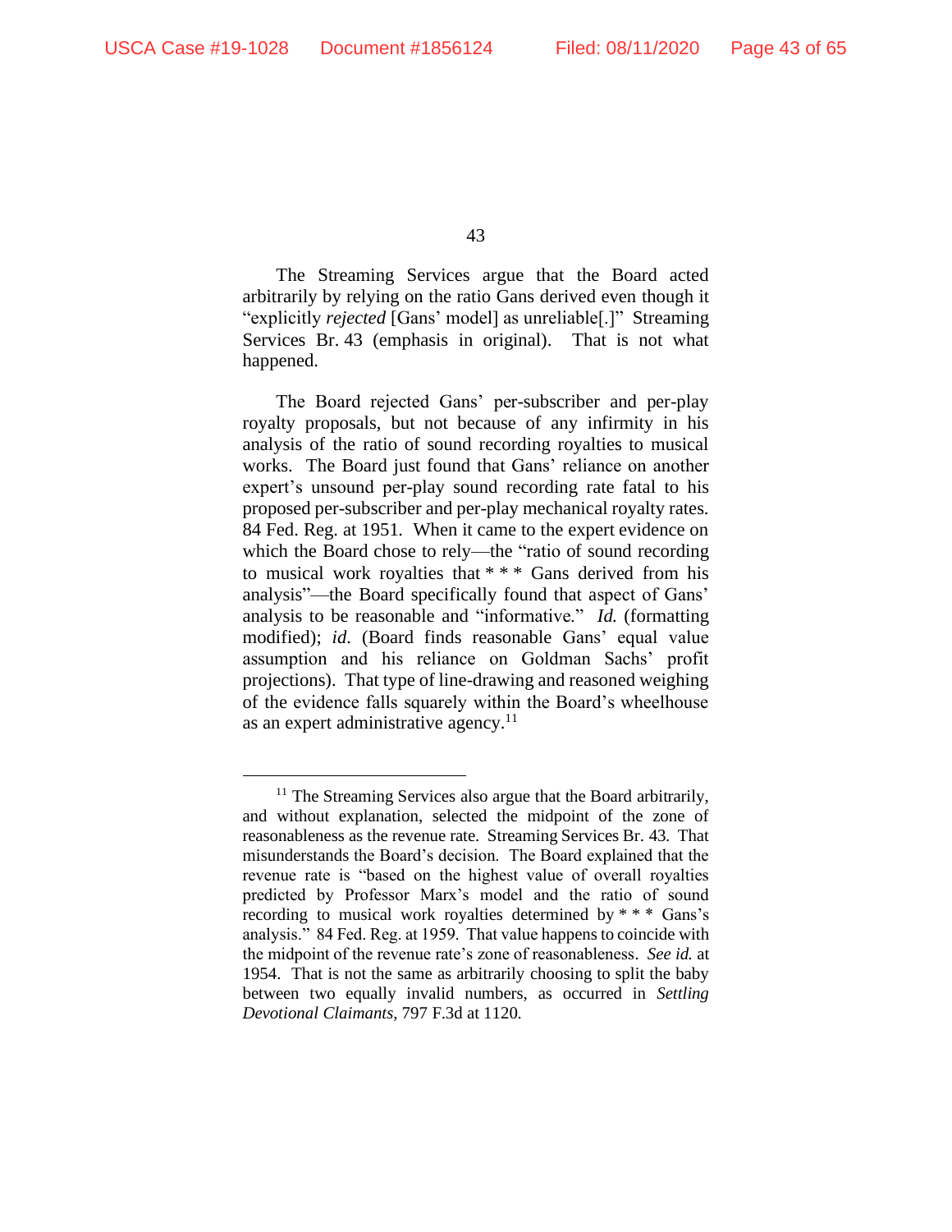The Streaming Services argue that the Board acted arbitrarily by relying on the ratio Gans derived even though it "explicitly *rejected* [Gans' model] as unreliable[.]" Streaming Services Br. 43 (emphasis in original). That is not what happened.

The Board rejected Gans' per-subscriber and per-play royalty proposals, but not because of any infirmity in his analysis of the ratio of sound recording royalties to musical works. The Board just found that Gans' reliance on another expert's unsound per-play sound recording rate fatal to his proposed per-subscriber and per-play mechanical royalty rates. 84 Fed. Reg. at 1951. When it came to the expert evidence on which the Board chose to rely—the "ratio of sound recording to musical work royalties that * * * Gans derived from his analysis"—the Board specifically found that aspect of Gans' analysis to be reasonable and "informative." *Id.* (formatting modified); *id.* (Board finds reasonable Gans' equal value assumption and his reliance on Goldman Sachs' profit projections). That type of line-drawing and reasoned weighing of the evidence falls squarely within the Board's wheelhouse as an expert administrative agency.[11]

[11] The Streaming Services also argue that the Board arbitrarily, and without explanation, selected the midpoint of the zone of reasonableness as the revenue rate. Streaming Services Br. 43. That misunderstands the Board's decision. The Board explained that the revenue rate is "based on the highest value of overall royalties predicted by Professor Marx's model and the ratio of sound recording to musical work royalties determined by * * * Gans's analysis." 84 Fed. Reg. at 1959. That value happens to coincide with the midpoint of the revenue rate's zone of reasonableness. *See id.* at 1954. That is not the same as arbitrarily choosing to split the baby between two equally invalid numbers, as occurred in *Settling Devotional Claimants*, 797 F.3d at 1120.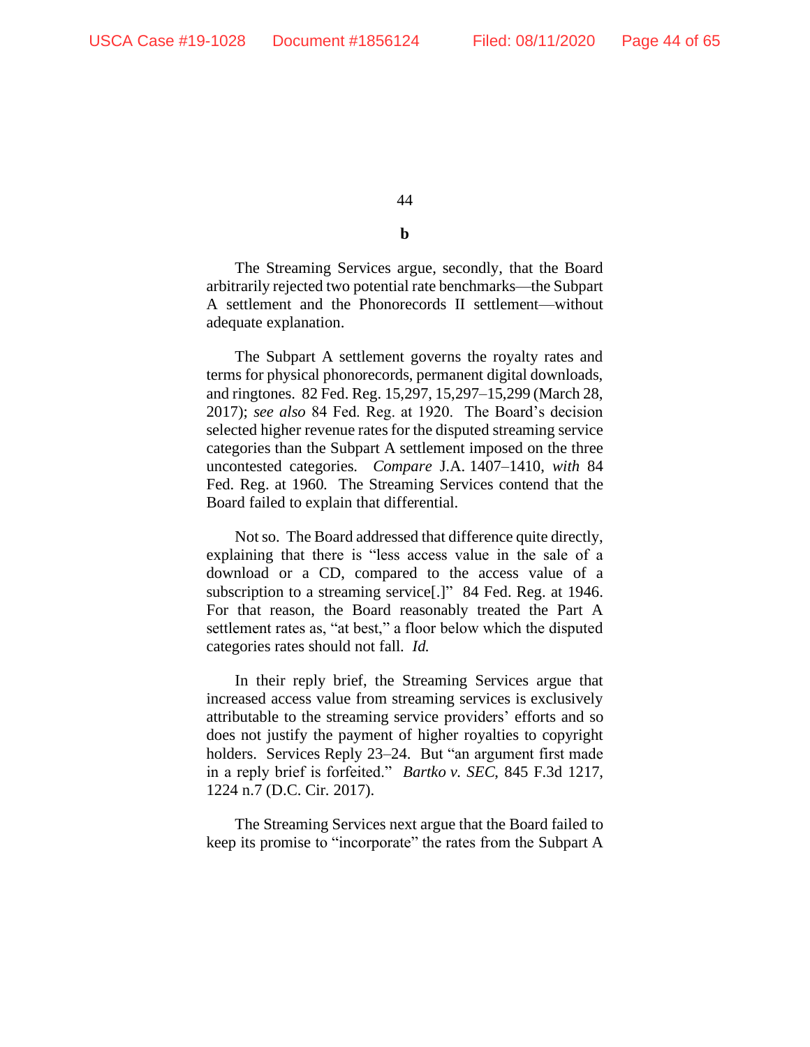**b**

The Streaming Services argue, secondly, that the Board arbitrarily rejected two potential rate benchmarks—the Subpart A settlement and the Phonorecords II settlement—without adequate explanation.

The Subpart A settlement governs the royalty rates and terms for physical phonorecords, permanent digital downloads, and ringtones. 82 Fed. Reg. 15,297, 15,297–15,299 (March 28, 2017); *see also* 84 Fed. Reg. at 1920. The Board's decision selected higher revenue rates for the disputed streaming service categories than the Subpart A settlement imposed on the three uncontested categories. *Compare* J.A. 1407–1410, *with* 84 Fed. Reg. at 1960. The Streaming Services contend that the Board failed to explain that differential.

Not so. The Board addressed that difference quite directly, explaining that there is "less access value in the sale of a download or a CD, compared to the access value of a subscription to a streaming service[.]" 84 Fed. Reg. at 1946. For that reason, the Board reasonably treated the Part A settlement rates as, "at best," a floor below which the disputed categories rates should not fall. *Id.*

In their reply brief, the Streaming Services argue that increased access value from streaming services is exclusively attributable to the streaming service providers' efforts and so does not justify the payment of higher royalties to copyright holders. Services Reply 23–24. But "an argument first made in a reply brief is forfeited." *Bartko v. SEC*, 845 F.3d 1217, 1224 n.7 (D.C. Cir. 2017).

The Streaming Services next argue that the Board failed to keep its promise to "incorporate" the rates from the Subpart A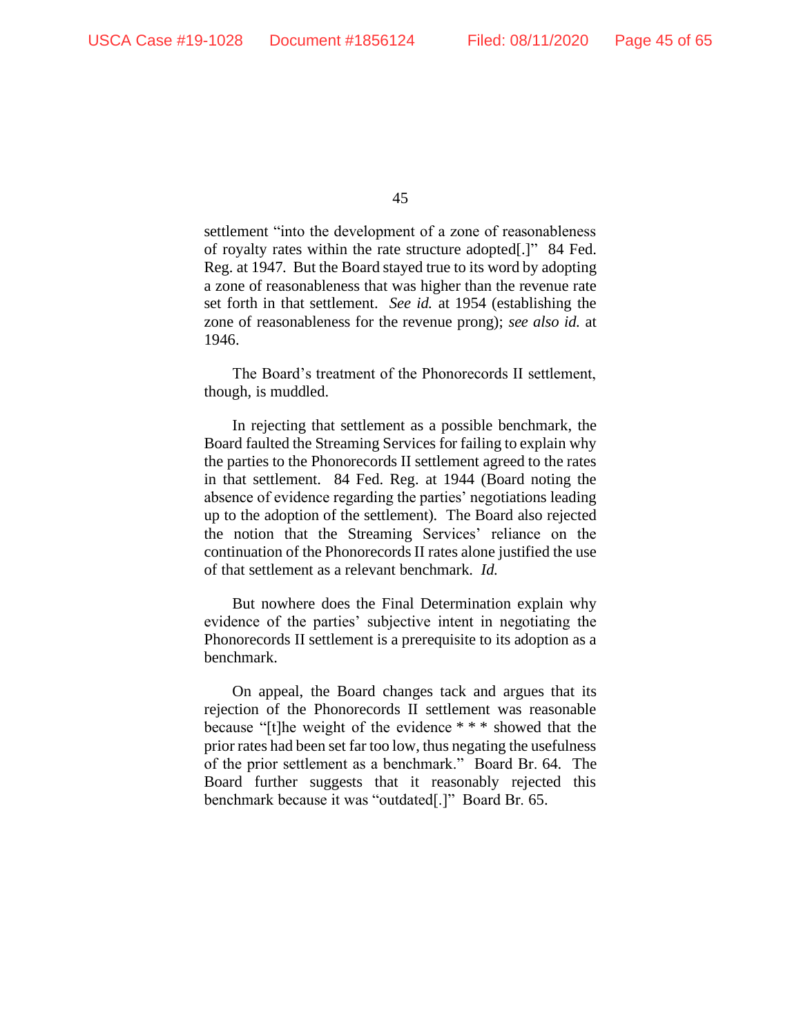settlement "into the development of a zone of reasonableness of royalty rates within the rate structure adopted[.]" 84 Fed. Reg. at 1947. But the Board stayed true to its word by adopting a zone of reasonableness that was higher than the revenue rate set forth in that settlement. *See id.* at 1954 (establishing the zone of reasonableness for the revenue prong); *see also id.* at 1946.

The Board's treatment of the Phonorecords II settlement, though, is muddled.

In rejecting that settlement as a possible benchmark, the Board faulted the Streaming Services for failing to explain why the parties to the Phonorecords II settlement agreed to the rates in that settlement. 84 Fed. Reg. at 1944 (Board noting the absence of evidence regarding the parties' negotiations leading up to the adoption of the settlement). The Board also rejected the notion that the Streaming Services' reliance on the continuation of the Phonorecords II rates alone justified the use of that settlement as a relevant benchmark. *Id.*

But nowhere does the Final Determination explain why evidence of the parties' subjective intent in negotiating the Phonorecords II settlement is a prerequisite to its adoption as a benchmark.

On appeal, the Board changes tack and argues that its rejection of the Phonorecords II settlement was reasonable because "[t]he weight of the evidence * * * showed that the prior rates had been set far too low, thus negating the usefulness of the prior settlement as a benchmark." Board Br. 64. The Board further suggests that it reasonably rejected this benchmark because it was "outdated[.]" Board Br. 65.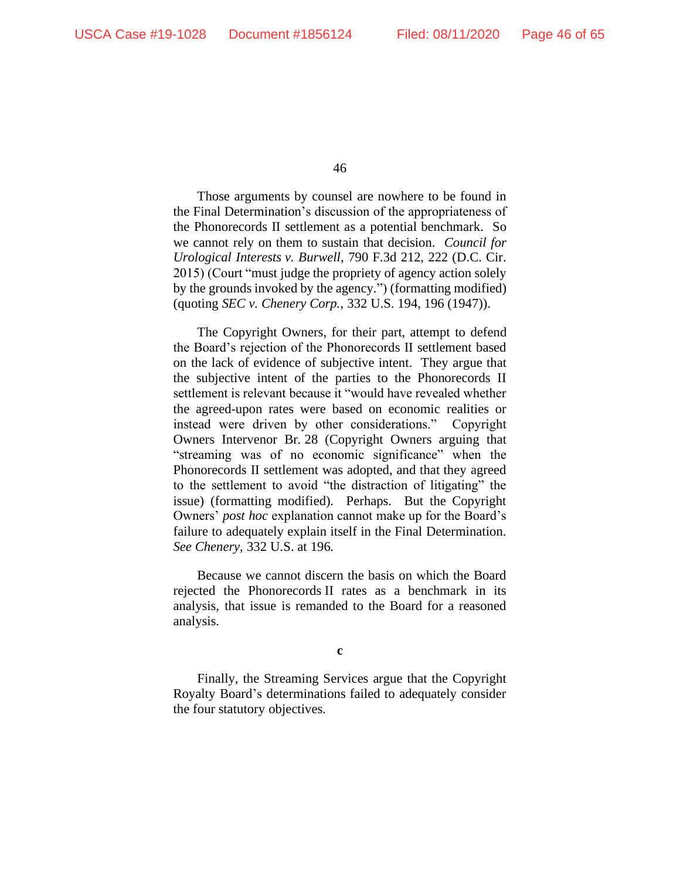Those arguments by counsel are nowhere to be found in the Final Determination's discussion of the appropriateness of the Phonorecords II settlement as a potential benchmark. So we cannot rely on them to sustain that decision. *Council for Urological Interests v. Burwell*, 790 F.3d 212, 222 (D.C. Cir. 2015) (Court "must judge the propriety of agency action solely by the grounds invoked by the agency.") (formatting modified) (quoting *SEC v. Chenery Corp.*, 332 U.S. 194, 196 (1947)).

The Copyright Owners, for their part, attempt to defend the Board's rejection of the Phonorecords II settlement based on the lack of evidence of subjective intent. They argue that the subjective intent of the parties to the Phonorecords II settlement is relevant because it "would have revealed whether the agreed-upon rates were based on economic realities or instead were driven by other considerations." Copyright Owners Intervenor Br. 28 (Copyright Owners arguing that "streaming was of no economic significance" when the Phonorecords II settlement was adopted, and that they agreed to the settlement to avoid "the distraction of litigating" the issue) (formatting modified). Perhaps. But the Copyright Owners' *post hoc* explanation cannot make up for the Board's failure to adequately explain itself in the Final Determination. *See Chenery*, 332 U.S. at 196.

Because we cannot discern the basis on which the Board rejected the Phonorecords II rates as a benchmark in its analysis, that issue is remanded to the Board for a reasoned analysis.

**c**

Finally, the Streaming Services argue that the Copyright Royalty Board's determinations failed to adequately consider the four statutory objectives.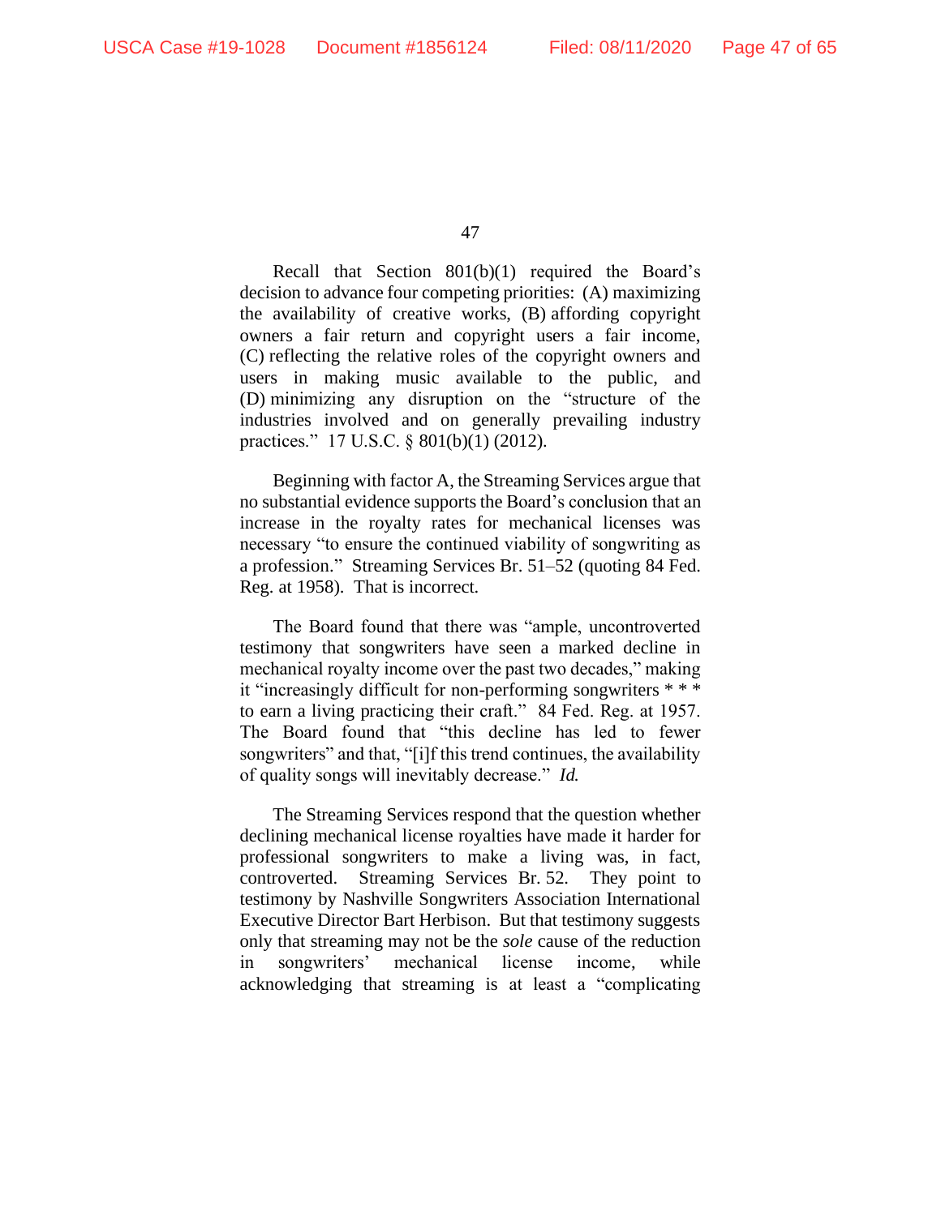Recall that Section 801(b)(1) required the Board's decision to advance four competing priorities: (A) maximizing the availability of creative works, (B) affording copyright owners a fair return and copyright users a fair income, (C) reflecting the relative roles of the copyright owners and users in making music available to the public, and (D) minimizing any disruption on the "structure of the industries involved and on generally prevailing industry practices." 17 U.S.C. § 801(b)(1) (2012).

Beginning with factor A, the Streaming Services argue that no substantial evidence supports the Board's conclusion that an increase in the royalty rates for mechanical licenses was necessary "to ensure the continued viability of songwriting as a profession." Streaming Services Br. 51–52 (quoting 84 Fed. Reg. at 1958). That is incorrect.

The Board found that there was "ample, uncontroverted testimony that songwriters have seen a marked decline in mechanical royalty income over the past two decades," making it "increasingly difficult for non-performing songwriters * * * to earn a living practicing their craft." 84 Fed. Reg. at 1957. The Board found that "this decline has led to fewer songwriters" and that, "[i]f this trend continues, the availability of quality songs will inevitably decrease." *Id.*

The Streaming Services respond that the question whether declining mechanical license royalties have made it harder for professional songwriters to make a living was, in fact, controverted. Streaming Services Br. 52. They point to testimony by Nashville Songwriters Association International Executive Director Bart Herbison. But that testimony suggests only that streaming may not be the *sole* cause of the reduction in songwriters' mechanical license income, while acknowledging that streaming is at least a "complicating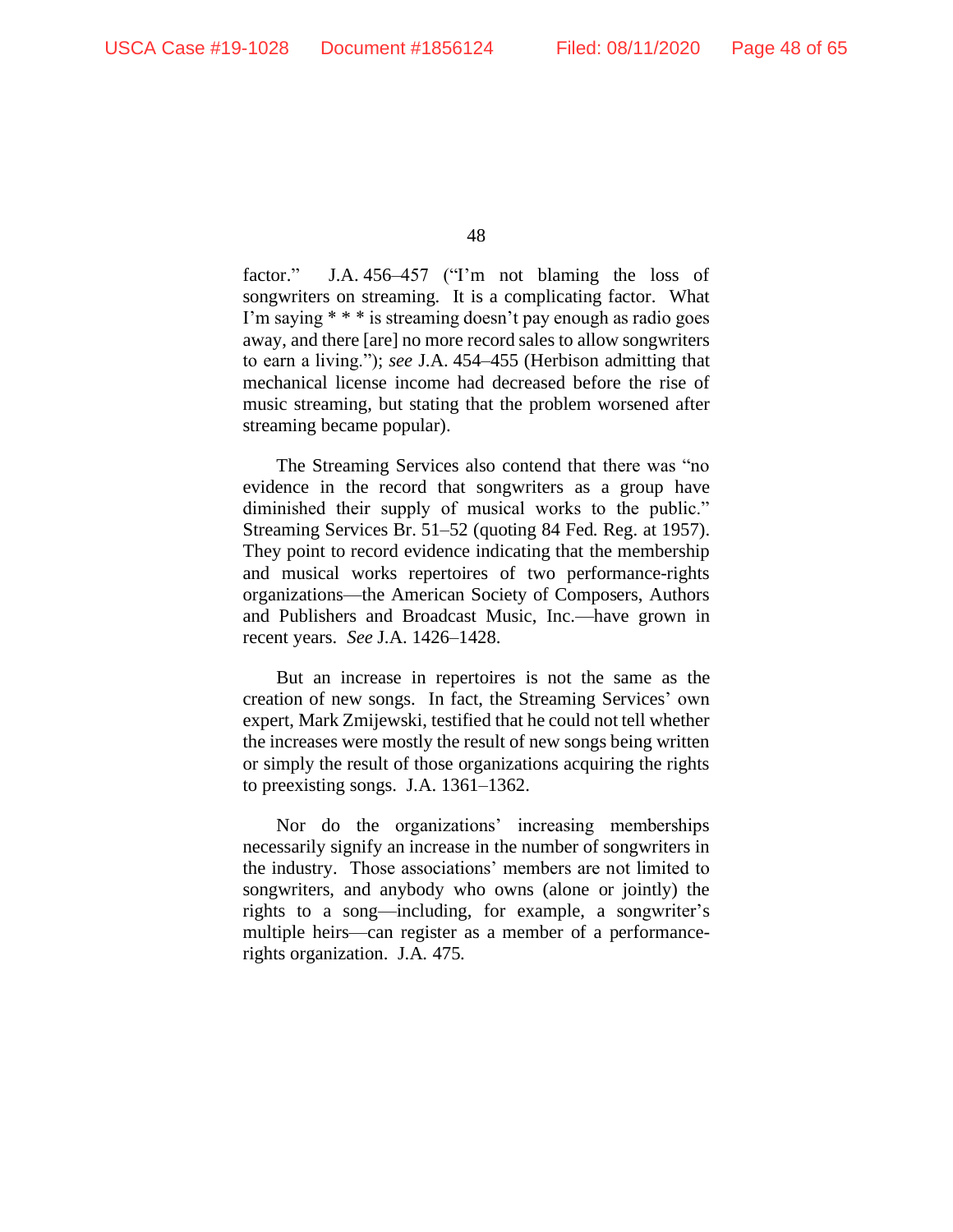factor." J.A. 456–457 ("I'm not blaming the loss of songwriters on streaming. It is a complicating factor. What I'm saying * * * is streaming doesn't pay enough as radio goes away, and there [are] no more record sales to allow songwriters to earn a living."); *see* J.A. 454–455 (Herbison admitting that mechanical license income had decreased before the rise of music streaming, but stating that the problem worsened after streaming became popular).

The Streaming Services also contend that there was "no evidence in the record that songwriters as a group have diminished their supply of musical works to the public." Streaming Services Br. 51–52 (quoting 84 Fed. Reg. at 1957). They point to record evidence indicating that the membership and musical works repertoires of two performance-rights organizations—the American Society of Composers, Authors and Publishers and Broadcast Music, Inc.—have grown in recent years. *See* J.A. 1426–1428.

But an increase in repertoires is not the same as the creation of new songs. In fact, the Streaming Services' own expert, Mark Zmijewski, testified that he could not tell whether the increases were mostly the result of new songs being written or simply the result of those organizations acquiring the rights to preexisting songs. J.A. 1361–1362.

Nor do the organizations' increasing memberships necessarily signify an increase in the number of songwriters in the industry. Those associations' members are not limited to songwriters, and anybody who owns (alone or jointly) the rights to a song—including, for example, a songwriter's multiple heirs—can register as a member of a performance-rights organization. J.A. 475.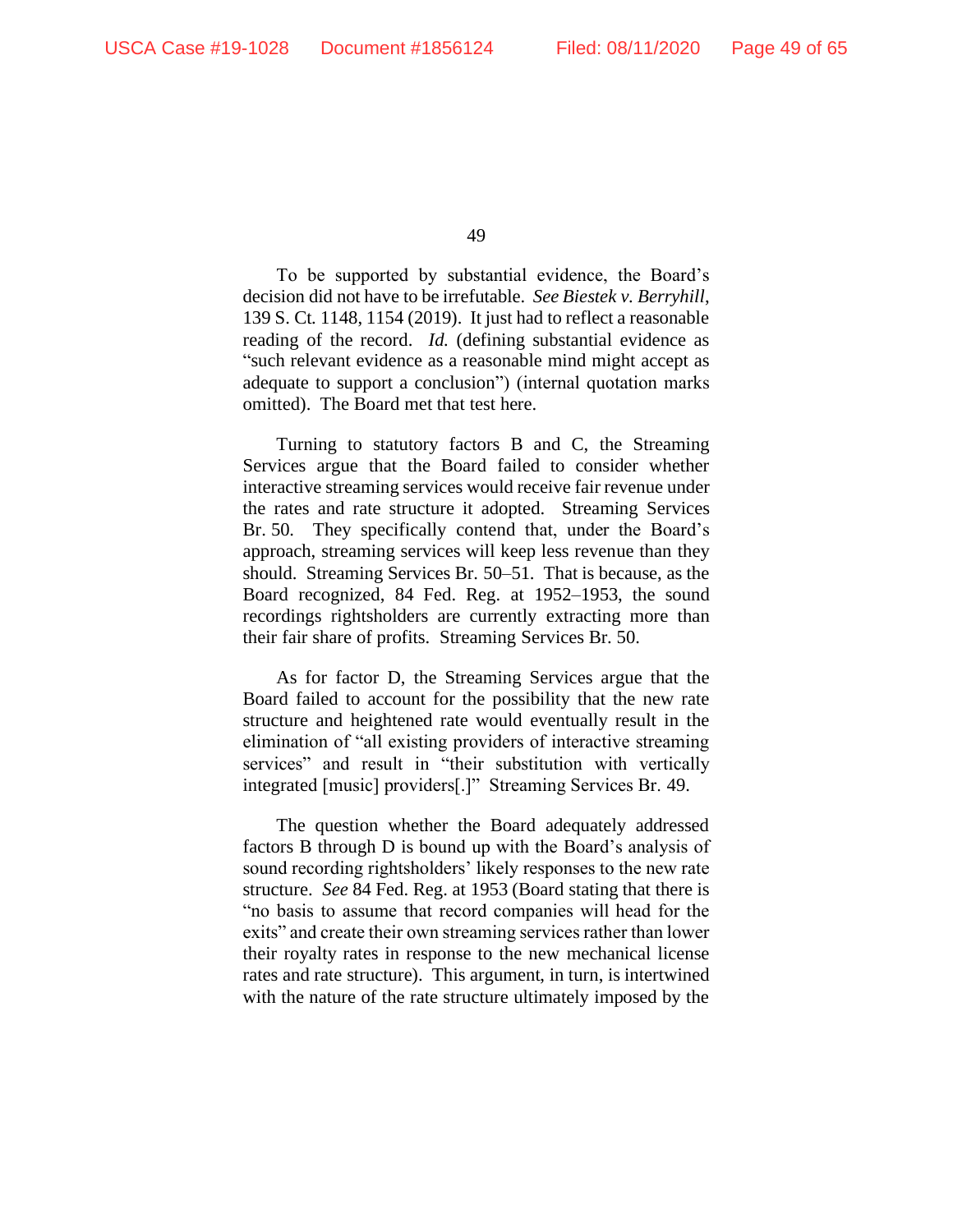To be supported by substantial evidence, the Board's decision did not have to be irrefutable. *See Biestek v. Berryhill*, 139 S. Ct. 1148, 1154 (2019). It just had to reflect a reasonable reading of the record. *Id.* (defining substantial evidence as "such relevant evidence as a reasonable mind might accept as adequate to support a conclusion") (internal quotation marks omitted). The Board met that test here.

Turning to statutory factors B and C, the Streaming Services argue that the Board failed to consider whether interactive streaming services would receive fair revenue under the rates and rate structure it adopted. Streaming Services Br. 50. They specifically contend that, under the Board's approach, streaming services will keep less revenue than they should. Streaming Services Br. 50–51. That is because, as the Board recognized, 84 Fed. Reg. at 1952–1953, the sound recordings rightsholders are currently extracting more than their fair share of profits. Streaming Services Br. 50.

As for factor D, the Streaming Services argue that the Board failed to account for the possibility that the new rate structure and heightened rate would eventually result in the elimination of "all existing providers of interactive streaming services" and result in "their substitution with vertically integrated [music] providers[.]" Streaming Services Br. 49.

The question whether the Board adequately addressed factors B through D is bound up with the Board's analysis of sound recording rightsholders' likely responses to the new rate structure. *See* 84 Fed. Reg. at 1953 (Board stating that there is "no basis to assume that record companies will head for the exits" and create their own streaming services rather than lower their royalty rates in response to the new mechanical license rates and rate structure). This argument, in turn, is intertwined with the nature of the rate structure ultimately imposed by the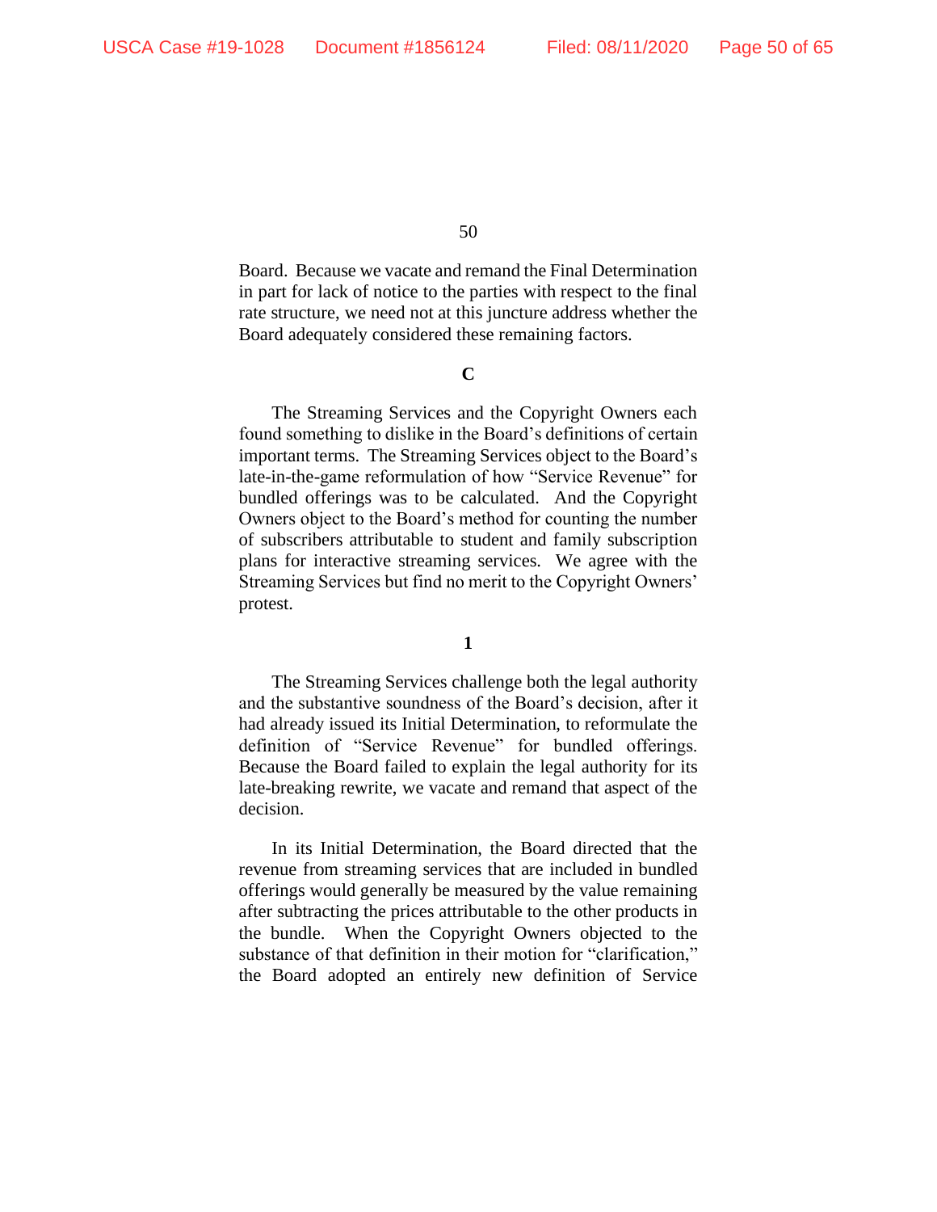Board. Because we vacate and remand the Final Determination in part for lack of notice to the parties with respect to the final rate structure, we need not at this juncture address whether the Board adequately considered these remaining factors.

### C

The Streaming Services and the Copyright Owners each found something to dislike in the Board's definitions of certain important terms. The Streaming Services object to the Board's late-in-the-game reformulation of how "Service Revenue" for bundled offerings was to be calculated. And the Copyright Owners object to the Board's method for counting the number of subscribers attributable to student and family subscription plans for interactive streaming services. We agree with the Streaming Services but find no merit to the Copyright Owners' protest.

#### 1

The Streaming Services challenge both the legal authority and the substantive soundness of the Board's decision, after it had already issued its Initial Determination, to reformulate the definition of "Service Revenue" for bundled offerings. Because the Board failed to explain the legal authority for its late-breaking rewrite, we vacate and remand that aspect of the decision.

In its Initial Determination, the Board directed that the revenue from streaming services that are included in bundled offerings would generally be measured by the value remaining after subtracting the prices attributable to the other products in the bundle. When the Copyright Owners objected to the substance of that definition in their motion for "clarification," the Board adopted an entirely new definition of Service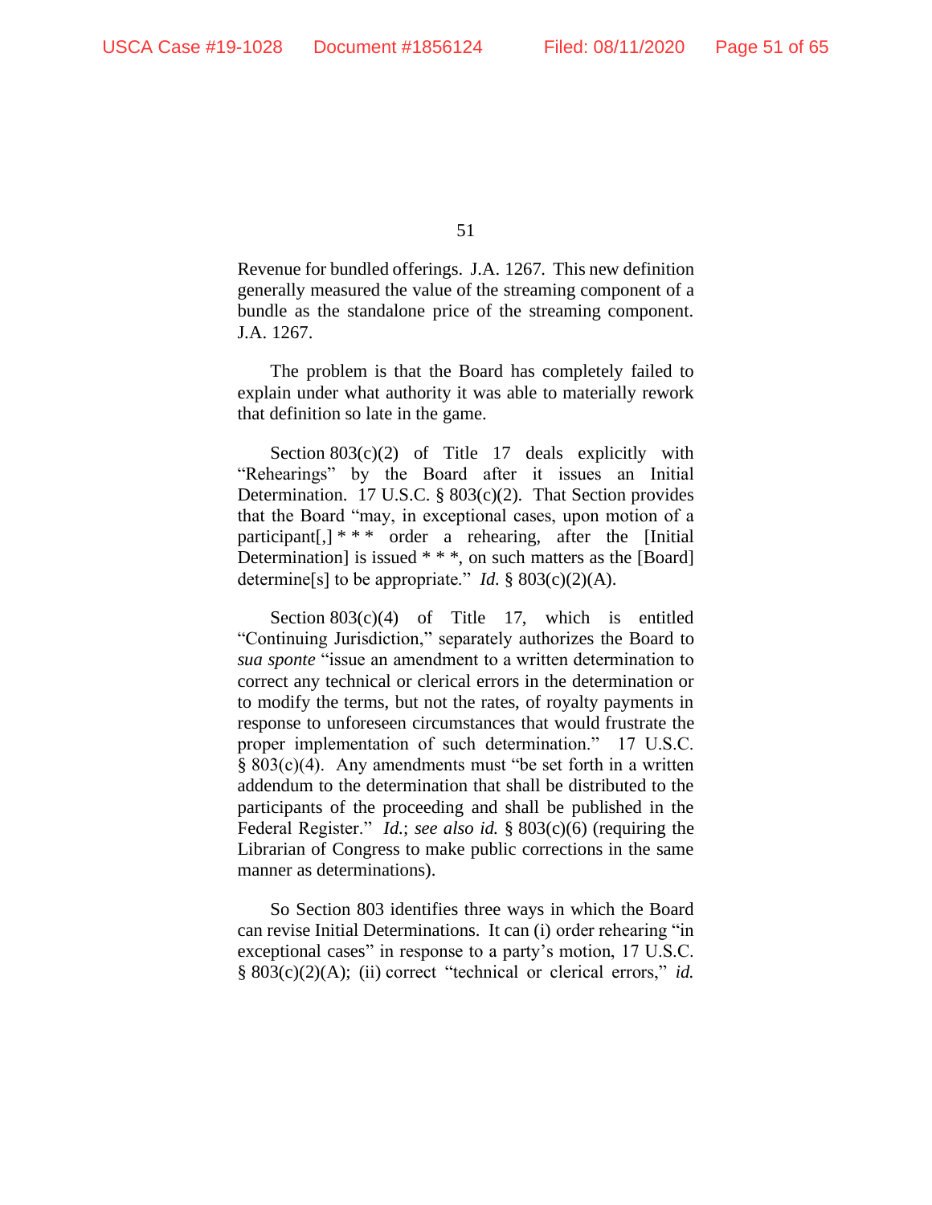Revenue for bundled offerings. J.A. 1267. This new definition generally measured the value of the streaming component of a bundle as the standalone price of the streaming component. J.A. 1267.

The problem is that the Board has completely failed to explain under what authority it was able to materially rework that definition so late in the game.

Section 803(c)(2) of Title 17 deals explicitly with "Rehearings" by the Board after it issues an Initial Determination. 17 U.S.C. § 803(c)(2). That Section provides that the Board "may, in exceptional cases, upon motion of a participant[,] * * * order a rehearing, after the [Initial Determination] is issued * * *, on such matters as the [Board] determine[s] to be appropriate." *Id.* § 803(c)(2)(A).

Section 803(c)(4) of Title 17, which is entitled "Continuing Jurisdiction," separately authorizes the Board to *sua sponte* "issue an amendment to a written determination to correct any technical or clerical errors in the determination or to modify the terms, but not the rates, of royalty payments in response to unforeseen circumstances that would frustrate the proper implementation of such determination." 17 U.S.C. § 803(c)(4). Any amendments must "be set forth in a written addendum to the determination that shall be distributed to the participants of the proceeding and shall be published in the Federal Register." *Id.*; *see also id.* § 803(c)(6) (requiring the Librarian of Congress to make public corrections in the same manner as determinations).

So Section 803 identifies three ways in which the Board can revise Initial Determinations. It can (i) order rehearing "in exceptional cases" in response to a party's motion, 17 U.S.C. § 803(c)(2)(A); (ii) correct "technical or clerical errors," *id.*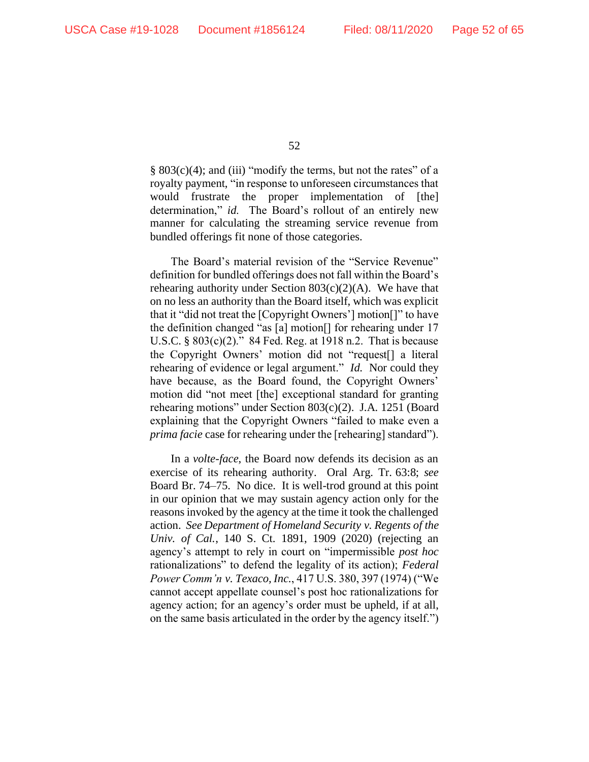§ 803(c)(4); and (iii) "modify the terms, but not the rates" of a royalty payment, "in response to unforeseen circumstances that would frustrate the proper implementation of [the] determination," *id.* The Board's rollout of an entirely new manner for calculating the streaming service revenue from bundled offerings fit none of those categories.

The Board's material revision of the "Service Revenue" definition for bundled offerings does not fall within the Board's rehearing authority under Section 803(c)(2)(A). We have that on no less an authority than the Board itself, which was explicit that it "did not treat the [Copyright Owners'] motion[]" to have the definition changed "as [a] motion[] for rehearing under 17 U.S.C. § 803(c)(2)." 84 Fed. Reg. at 1918 n.2. That is because the Copyright Owners' motion did not "request[] a literal rehearing of evidence or legal argument." *Id.* Nor could they have because, as the Board found, the Copyright Owners' motion did "not meet [the] exceptional standard for granting rehearing motions" under Section 803(c)(2). J.A. 1251 (Board explaining that the Copyright Owners "failed to make even a *prima facie* case for rehearing under the [rehearing] standard").

In a *volte-face*, the Board now defends its decision as an exercise of its rehearing authority. Oral Arg. Tr. 63:8; *see* Board Br. 74–75. No dice. It is well-trod ground at this point in our opinion that we may sustain agency action only for the reasons invoked by the agency at the time it took the challenged action. *See Department of Homeland Security v. Regents of the Univ. of Cal.*, 140 S. Ct. 1891, 1909 (2020) (rejecting an agency's attempt to rely in court on "impermissible *post hoc* rationalizations" to defend the legality of its action); *Federal Power Comm'n v. Texaco, Inc.*, 417 U.S. 380, 397 (1974) ("We cannot accept appellate counsel's post hoc rationalizations for agency action; for an agency's order must be upheld, if at all, on the same basis articulated in the order by the agency itself.")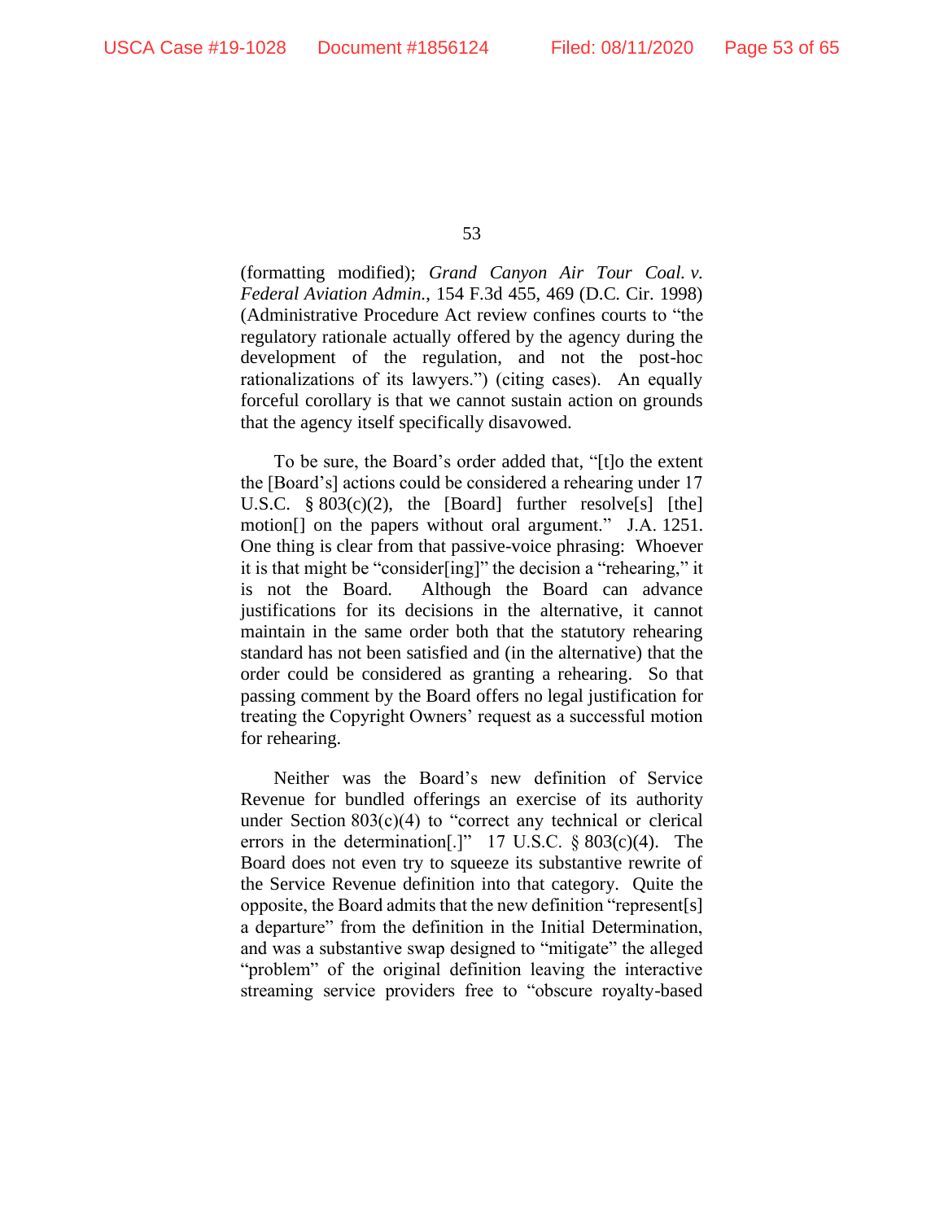(formatting modified); *Grand Canyon Air Tour Coal. v. Federal Aviation Admin.*, 154 F.3d 455, 469 (D.C. Cir. 1998) (Administrative Procedure Act review confines courts to "the regulatory rationale actually offered by the agency during the development of the regulation, and not the post-hoc rationalizations of its lawyers.") (citing cases). An equally forceful corollary is that we cannot sustain action on grounds that the agency itself specifically disavowed.

To be sure, the Board's order added that, "[t]o the extent the [Board's] actions could be considered a rehearing under 17 U.S.C. § 803(c)(2), the [Board] further resolve[s] [the] motion[] on the papers without oral argument." J.A. 1251. One thing is clear from that passive-voice phrasing: Whoever it is that might be "consider[ing]" the decision a "rehearing," it is not the Board. Although the Board can advance justifications for its decisions in the alternative, it cannot maintain in the same order both that the statutory rehearing standard has not been satisfied and (in the alternative) that the order could be considered as granting a rehearing. So that passing comment by the Board offers no legal justification for treating the Copyright Owners' request as a successful motion for rehearing.

Neither was the Board's new definition of Service Revenue for bundled offerings an exercise of its authority under Section 803(c)(4) to "correct any technical or clerical errors in the determination[.]" 17 U.S.C. § 803(c)(4). The Board does not even try to squeeze its substantive rewrite of the Service Revenue definition into that category. Quite the opposite, the Board admits that the new definition "represent[s] a departure" from the definition in the Initial Determination, and was a substantive swap designed to "mitigate" the alleged "problem" of the original definition leaving the interactive streaming service providers free to "obscure royalty-based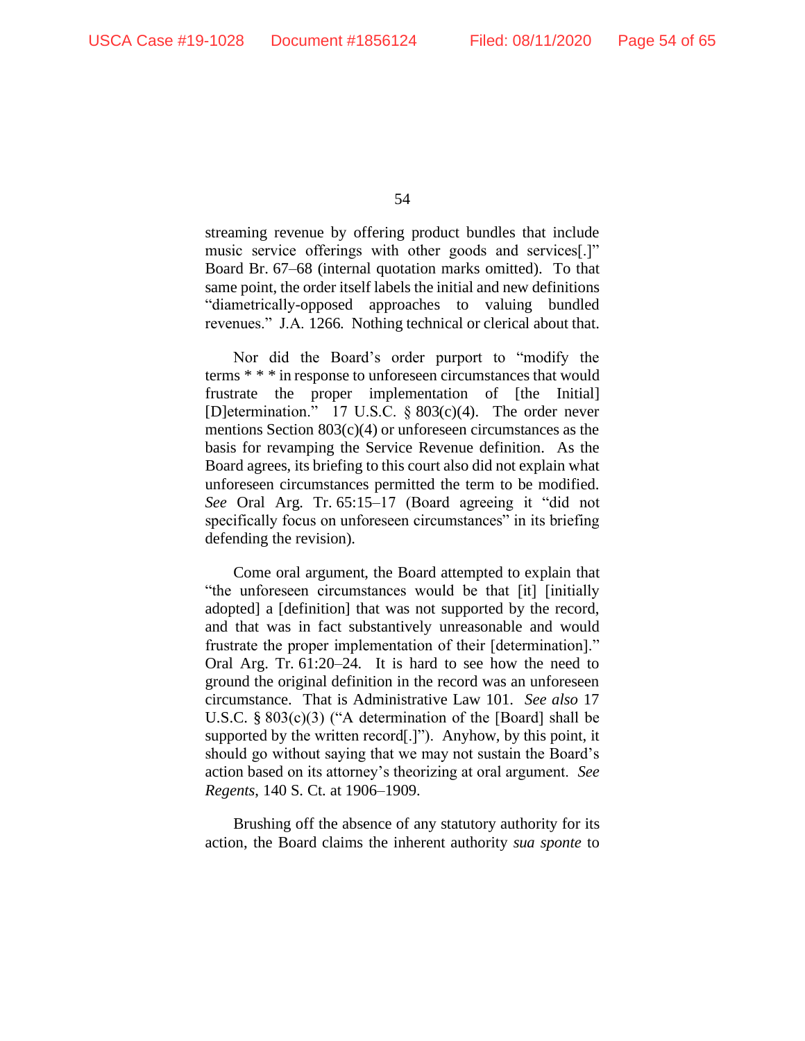streaming revenue by offering product bundles that include music service offerings with other goods and services[.]" Board Br. 67–68 (internal quotation marks omitted). To that same point, the order itself labels the initial and new definitions "diametrically-opposed approaches to valuing bundled revenues." J.A. 1266. Nothing technical or clerical about that.

Nor did the Board's order purport to "modify the terms * * * in response to unforeseen circumstances that would frustrate the proper implementation of [the Initial] [D]etermination." 17 U.S.C. § 803(c)(4). The order never mentions Section 803(c)(4) or unforeseen circumstances as the basis for revamping the Service Revenue definition. As the Board agrees, its briefing to this court also did not explain what unforeseen circumstances permitted the term to be modified. *See* Oral Arg. Tr. 65:15–17 (Board agreeing it "did not specifically focus on unforeseen circumstances" in its briefing defending the revision).

Come oral argument, the Board attempted to explain that "the unforeseen circumstances would be that [it] [initially adopted] a [definition] that was not supported by the record, and that was in fact substantively unreasonable and would frustrate the proper implementation of their [determination]." Oral Arg. Tr. 61:20–24. It is hard to see how the need to ground the original definition in the record was an unforeseen circumstance. That is Administrative Law 101. *See also* 17 U.S.C. § 803(c)(3) ("A determination of the [Board] shall be supported by the written record[.]"). Anyhow, by this point, it should go without saying that we may not sustain the Board's action based on its attorney's theorizing at oral argument. *See Regents*, 140 S. Ct. at 1906–1909.

Brushing off the absence of any statutory authority for its action, the Board claims the inherent authority *sua sponte* to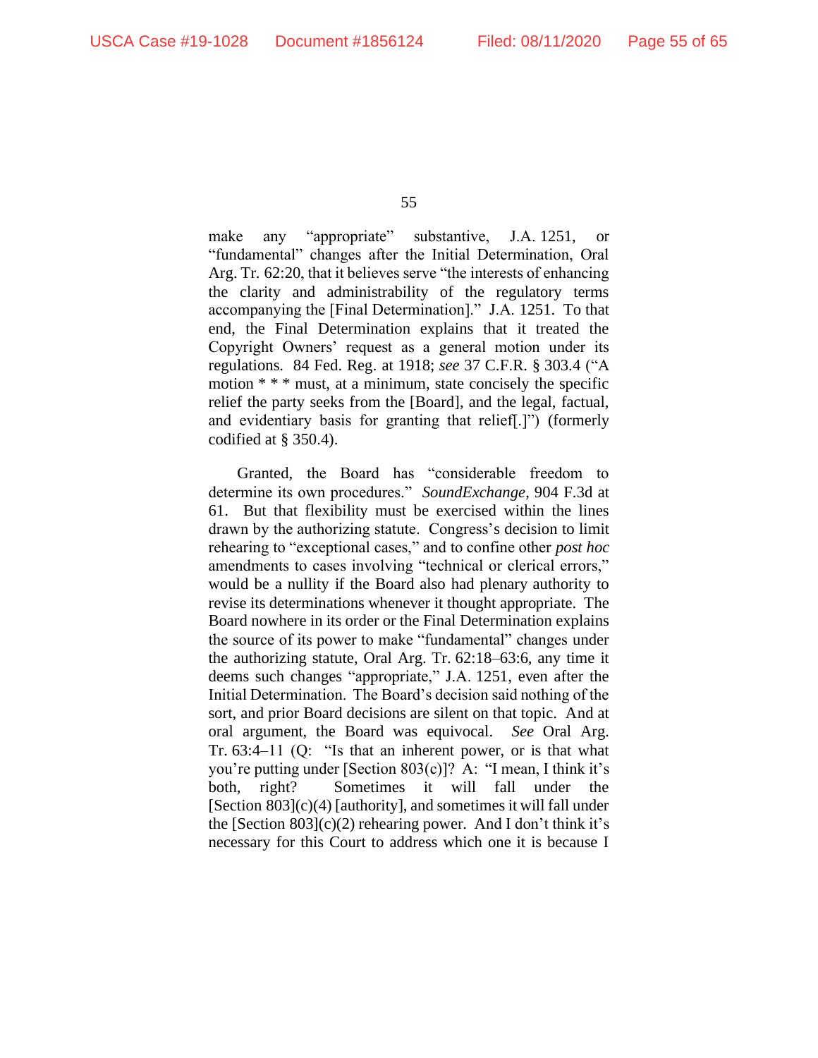make any "appropriate" substantive, J.A. 1251, or "fundamental" changes after the Initial Determination, Oral Arg. Tr. 62:20, that it believes serve "the interests of enhancing the clarity and administrability of the regulatory terms accompanying the [Final Determination]." J.A. 1251. To that end, the Final Determination explains that it treated the Copyright Owners' request as a general motion under its regulations. 84 Fed. Reg. at 1918; *see* 37 C.F.R. § 303.4 ("A motion * * * must, at a minimum, state concisely the specific relief the party seeks from the [Board], and the legal, factual, and evidentiary basis for granting that relief[.]") (formerly codified at § 350.4).

Granted, the Board has "considerable freedom to determine its own procedures." *SoundExchange*, 904 F.3d at 61. But that flexibility must be exercised within the lines drawn by the authorizing statute. Congress's decision to limit rehearing to "exceptional cases," and to confine other *post hoc* amendments to cases involving "technical or clerical errors," would be a nullity if the Board also had plenary authority to revise its determinations whenever it thought appropriate. The Board nowhere in its order or the Final Determination explains the source of its power to make "fundamental" changes under the authorizing statute, Oral Arg. Tr. 62:18–63:6, any time it deems such changes "appropriate," J.A. 1251, even after the Initial Determination. The Board's decision said nothing of the sort, and prior Board decisions are silent on that topic. And at oral argument, the Board was equivocal. *See* Oral Arg. Tr. 63:4–11 (Q: "Is that an inherent power, or is that what you're putting under [Section 803(c)]? A: "I mean, I think it's both, right? Sometimes it will fall under the [Section 803](c)(4) [authority], and sometimes it will fall under the [Section 803](c)(2) rehearing power. And I don't think it's necessary for this Court to address which one it is because I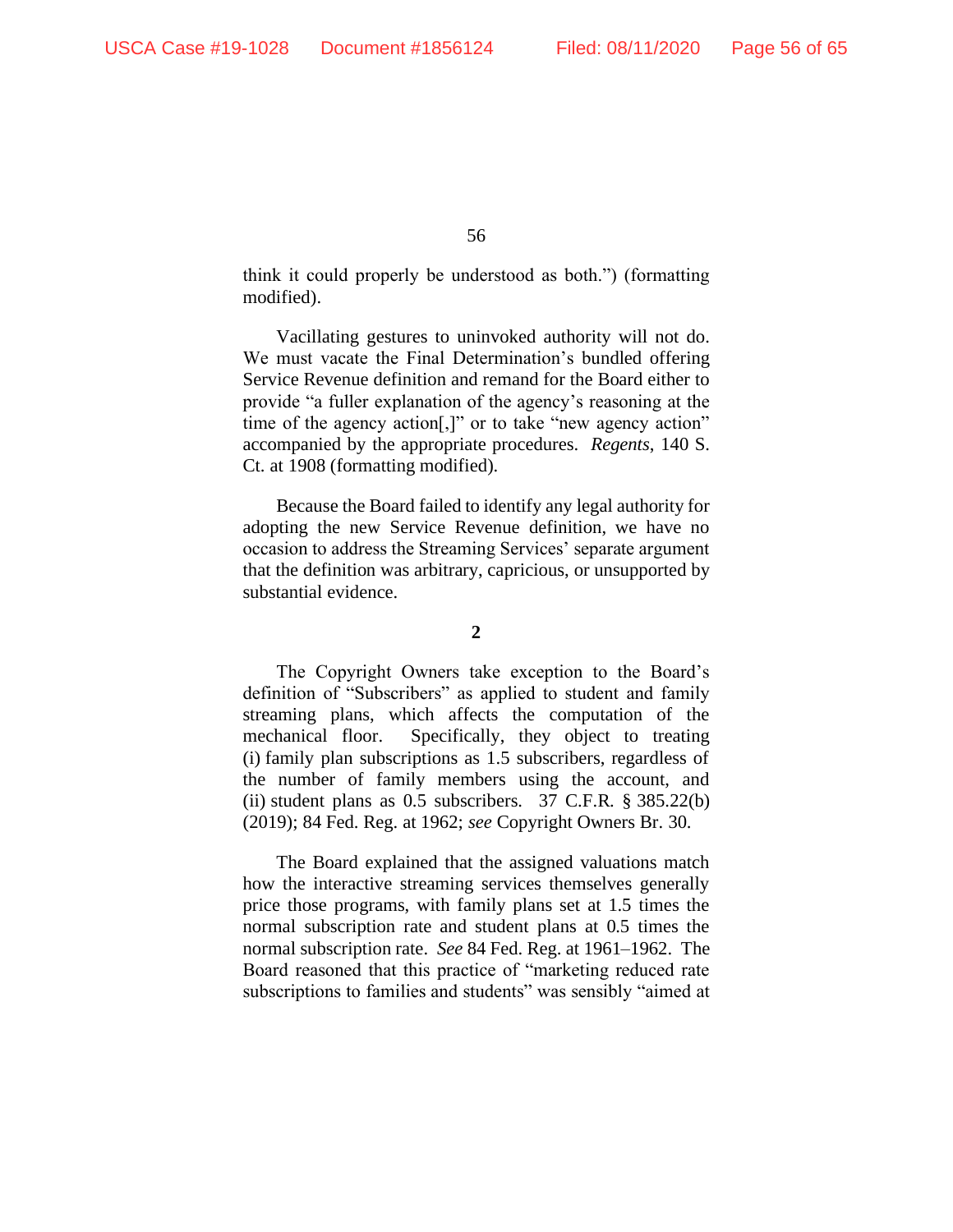think it could properly be understood as both.") (formatting modified).

Vacillating gestures to uninvoked authority will not do. We must vacate the Final Determination's bundled offering Service Revenue definition and remand for the Board either to provide "a fuller explanation of the agency's reasoning at the time of the agency action[,]" or to take "new agency action" accompanied by the appropriate procedures. *Regents*, 140 S. Ct. at 1908 (formatting modified).

Because the Board failed to identify any legal authority for adopting the new Service Revenue definition, we have no occasion to address the Streaming Services' separate argument that the definition was arbitrary, capricious, or unsupported by substantial evidence.

**2**

The Copyright Owners take exception to the Board's definition of "Subscribers" as applied to student and family streaming plans, which affects the computation of the mechanical floor. Specifically, they object to treating (i) family plan subscriptions as 1.5 subscribers, regardless of the number of family members using the account, and (ii) student plans as 0.5 subscribers. 37 C.F.R. § 385.22(b) (2019); 84 Fed. Reg. at 1962; *see* Copyright Owners Br. 30.

The Board explained that the assigned valuations match how the interactive streaming services themselves generally price those programs, with family plans set at 1.5 times the normal subscription rate and student plans at 0.5 times the normal subscription rate. *See* 84 Fed. Reg. at 1961–1962. The Board reasoned that this practice of "marketing reduced rate subscriptions to families and students" was sensibly "aimed at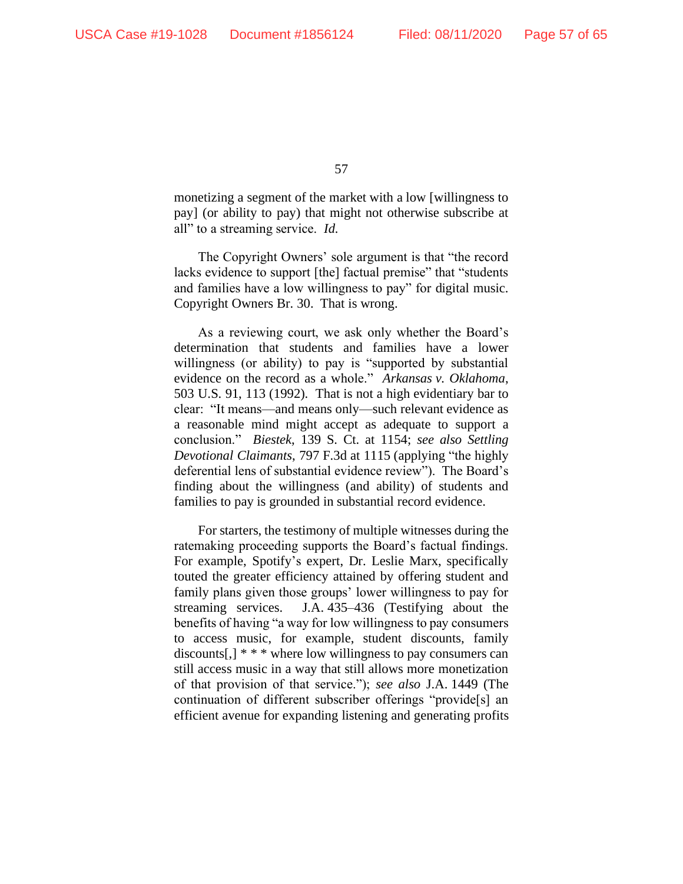monetizing a segment of the market with a low [willingness to pay] (or ability to pay) that might not otherwise subscribe at all" to a streaming service. *Id.*

The Copyright Owners' sole argument is that "the record lacks evidence to support [the] factual premise" that "students and families have a low willingness to pay" for digital music. Copyright Owners Br. 30. That is wrong.

As a reviewing court, we ask only whether the Board's determination that students and families have a lower willingness (or ability) to pay is "supported by substantial evidence on the record as a whole." *Arkansas v. Oklahoma*, 503 U.S. 91, 113 (1992). That is not a high evidentiary bar to clear: "It means—and means only—such relevant evidence as a reasonable mind might accept as adequate to support a conclusion." *Biestek*, 139 S. Ct. at 1154; *see also Settling Devotional Claimants*, 797 F.3d at 1115 (applying "the highly deferential lens of substantial evidence review"). The Board's finding about the willingness (and ability) of students and families to pay is grounded in substantial record evidence.

For starters, the testimony of multiple witnesses during the ratemaking proceeding supports the Board's factual findings. For example, Spotify's expert, Dr. Leslie Marx, specifically touted the greater efficiency attained by offering student and family plans given those groups' lower willingness to pay for streaming services. J.A. 435–436 (Testifying about the benefits of having "a way for low willingness to pay consumers to access music, for example, student discounts, family discounts[,] * * * where low willingness to pay consumers can still access music in a way that still allows more monetization of that provision of that service."); *see also* J.A. 1449 (The continuation of different subscriber offerings "provide[s] an efficient avenue for expanding listening and generating profits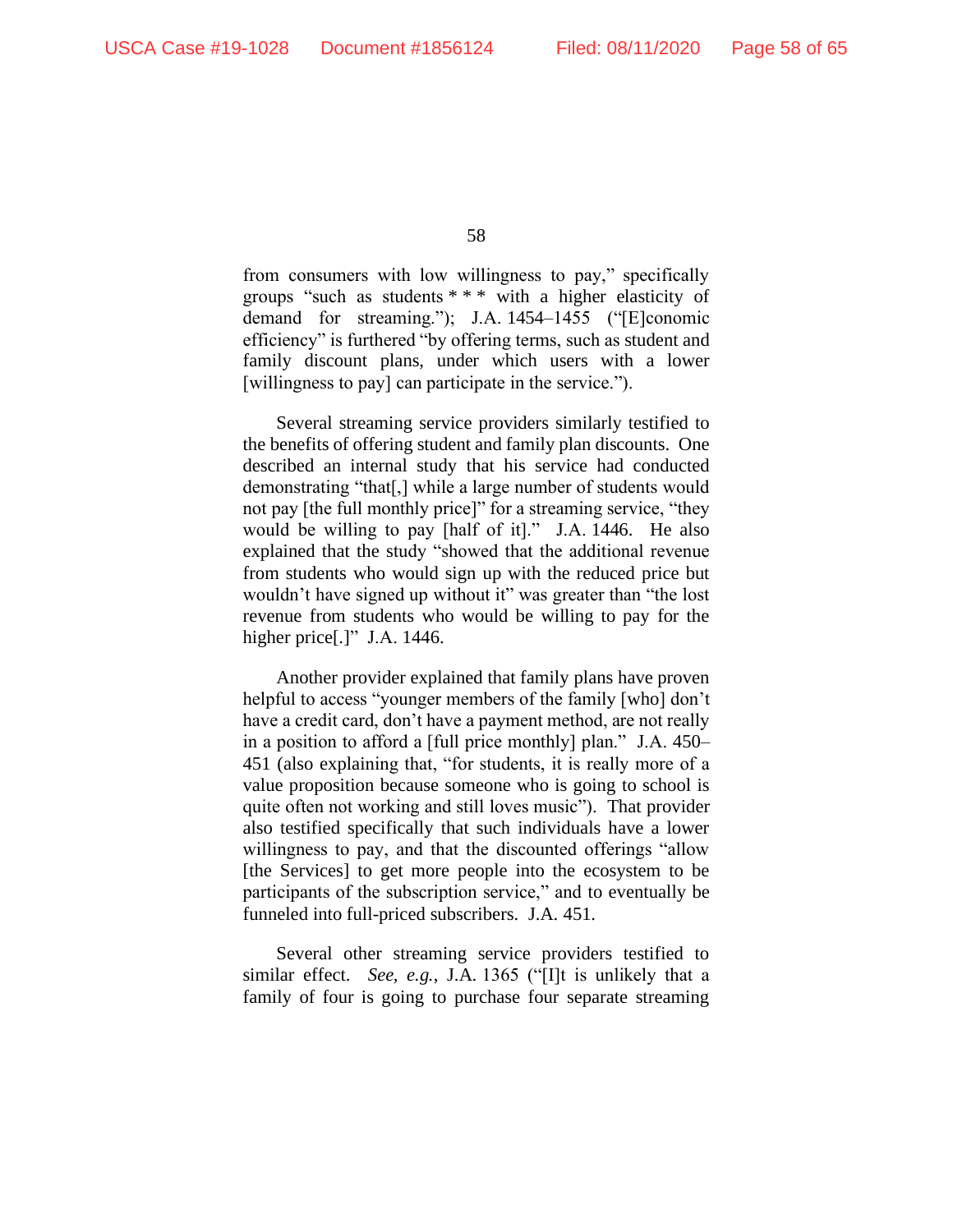from consumers with low willingness to pay," specifically groups "such as students * * * with a higher elasticity of demand for streaming."); J.A. 1454–1455 ("[E]conomic efficiency" is furthered "by offering terms, such as student and family discount plans, under which users with a lower [willingness to pay] can participate in the service.").

Several streaming service providers similarly testified to the benefits of offering student and family plan discounts. One described an internal study that his service had conducted demonstrating "that[,] while a large number of students would not pay [the full monthly price]" for a streaming service, "they would be willing to pay [half of it]." J.A. 1446. He also explained that the study "showed that the additional revenue from students who would sign up with the reduced price but wouldn't have signed up without it" was greater than "the lost revenue from students who would be willing to pay for the higher price[.]" J.A. 1446.

Another provider explained that family plans have proven helpful to access "younger members of the family [who] don't have a credit card, don't have a payment method, are not really in a position to afford a [full price monthly] plan." J.A. 450–451 (also explaining that, "for students, it is really more of a value proposition because someone who is going to school is quite often not working and still loves music"). That provider also testified specifically that such individuals have a lower willingness to pay, and that the discounted offerings "allow [the Services] to get more people into the ecosystem to be participants of the subscription service," and to eventually be funneled into full-priced subscribers. J.A. 451.

Several other streaming service providers testified to similar effect. *See, e.g.*, J.A. 1365 ("[I]t is unlikely that a family of four is going to purchase four separate streaming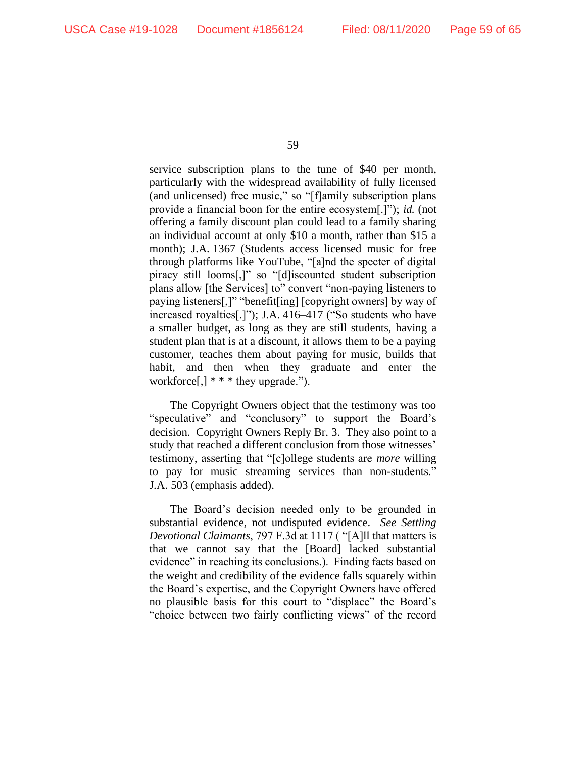service subscription plans to the tune of $40 per month, particularly with the widespread availability of fully licensed (and unlicensed) free music," so "[f]amily subscription plans provide a financial boon for the entire ecosystem[.]"); *id.* (not offering a family discount plan could lead to a family sharing an individual account at only $10 a month, rather than $15 a month); J.A. 1367 (Students access licensed music for free through platforms like YouTube, "[a]nd the specter of digital piracy still looms[,]" so "[d]iscounted student subscription plans allow [the Services] to" convert "non-paying listeners to paying listeners[,]" "benefit[ing] [copyright owners] by way of increased royalties[.]"); J.A. 416–417 ("So students who have a smaller budget, as long as they are still students, having a student plan that is at a discount, it allows them to be a paying customer, teaches them about paying for music, builds that habit, and then when they graduate and enter the workforce[,] * * * they upgrade.").

The Copyright Owners object that the testimony was too "speculative" and "conclusory" to support the Board's decision. Copyright Owners Reply Br. 3. They also point to a study that reached a different conclusion from those witnesses' testimony, asserting that "[c]ollege students are *more* willing to pay for music streaming services than non-students." J.A. 503 (emphasis added).

The Board's decision needed only to be grounded in substantial evidence, not undisputed evidence. *See Settling Devotional Claimants*, 797 F.3d at 1117 ( "[A]ll that matters is that we cannot say that the [Board] lacked substantial evidence" in reaching its conclusions.). Finding facts based on the weight and credibility of the evidence falls squarely within the Board's expertise, and the Copyright Owners have offered no plausible basis for this court to "displace" the Board's "choice between two fairly conflicting views" of the record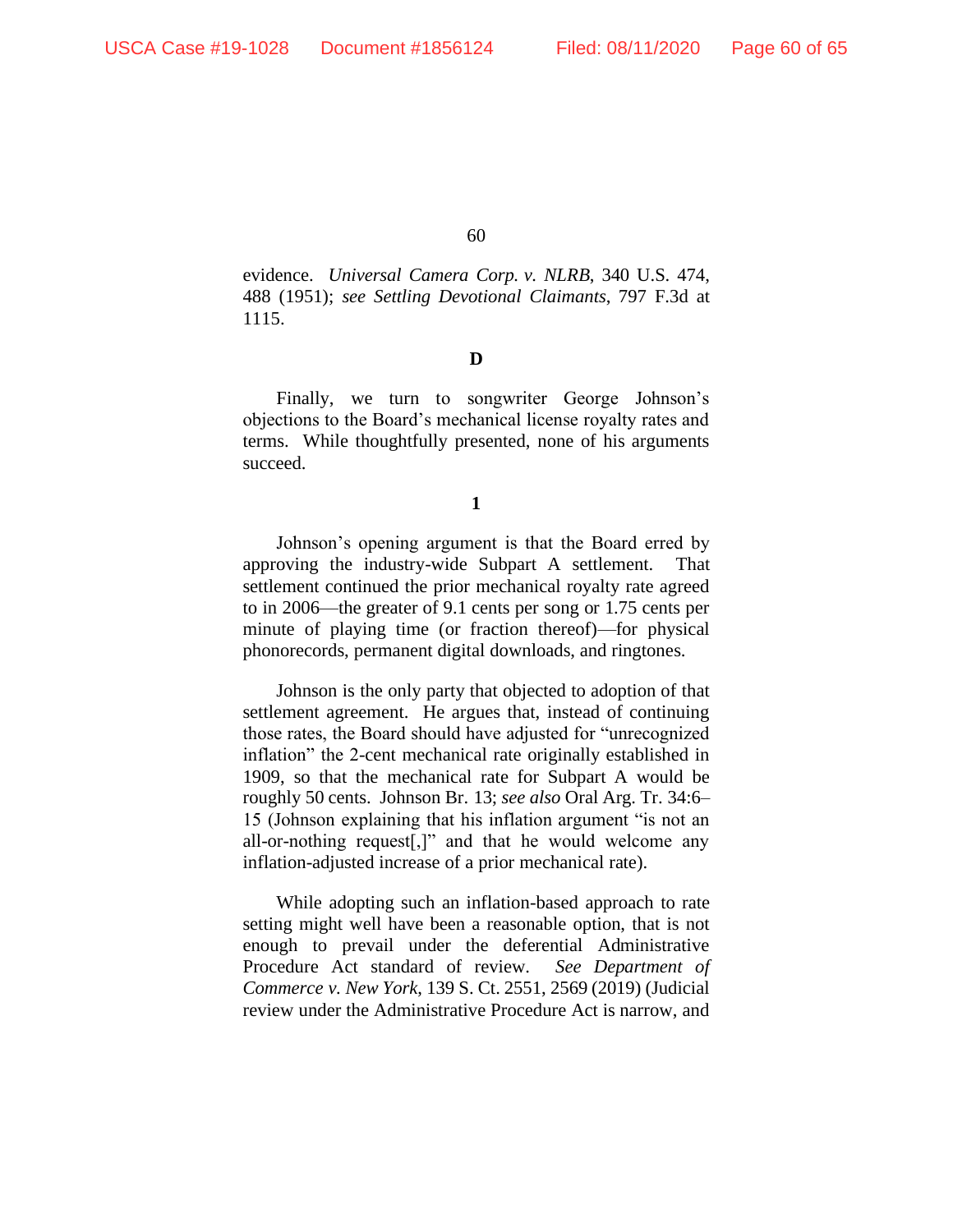evidence. *Universal Camera Corp. v. NLRB*, 340 U.S. 474, 488 (1951); *see Settling Devotional Claimants*, 797 F.3d at 1115.

**D**

Finally, we turn to songwriter George Johnson's objections to the Board's mechanical license royalty rates and terms. While thoughtfully presented, none of his arguments succeed.

**1**

Johnson's opening argument is that the Board erred by approving the industry-wide Subpart A settlement. That settlement continued the prior mechanical royalty rate agreed to in 2006—the greater of 9.1 cents per song or 1.75 cents per minute of playing time (or fraction thereof)—for physical phonorecords, permanent digital downloads, and ringtones.

Johnson is the only party that objected to adoption of that settlement agreement. He argues that, instead of continuing those rates, the Board should have adjusted for "unrecognized inflation" the 2-cent mechanical rate originally established in 1909, so that the mechanical rate for Subpart A would be roughly 50 cents. Johnson Br. 13; *see also* Oral Arg. Tr. 34:6–15 (Johnson explaining that his inflation argument "is not an all-or-nothing request[,]" and that he would welcome any inflation-adjusted increase of a prior mechanical rate).

While adopting such an inflation-based approach to rate setting might well have been a reasonable option, that is not enough to prevail under the deferential Administrative Procedure Act standard of review. *See Department of Commerce v. New York*, 139 S. Ct. 2551, 2569 (2019) (Judicial review under the Administrative Procedure Act is narrow, and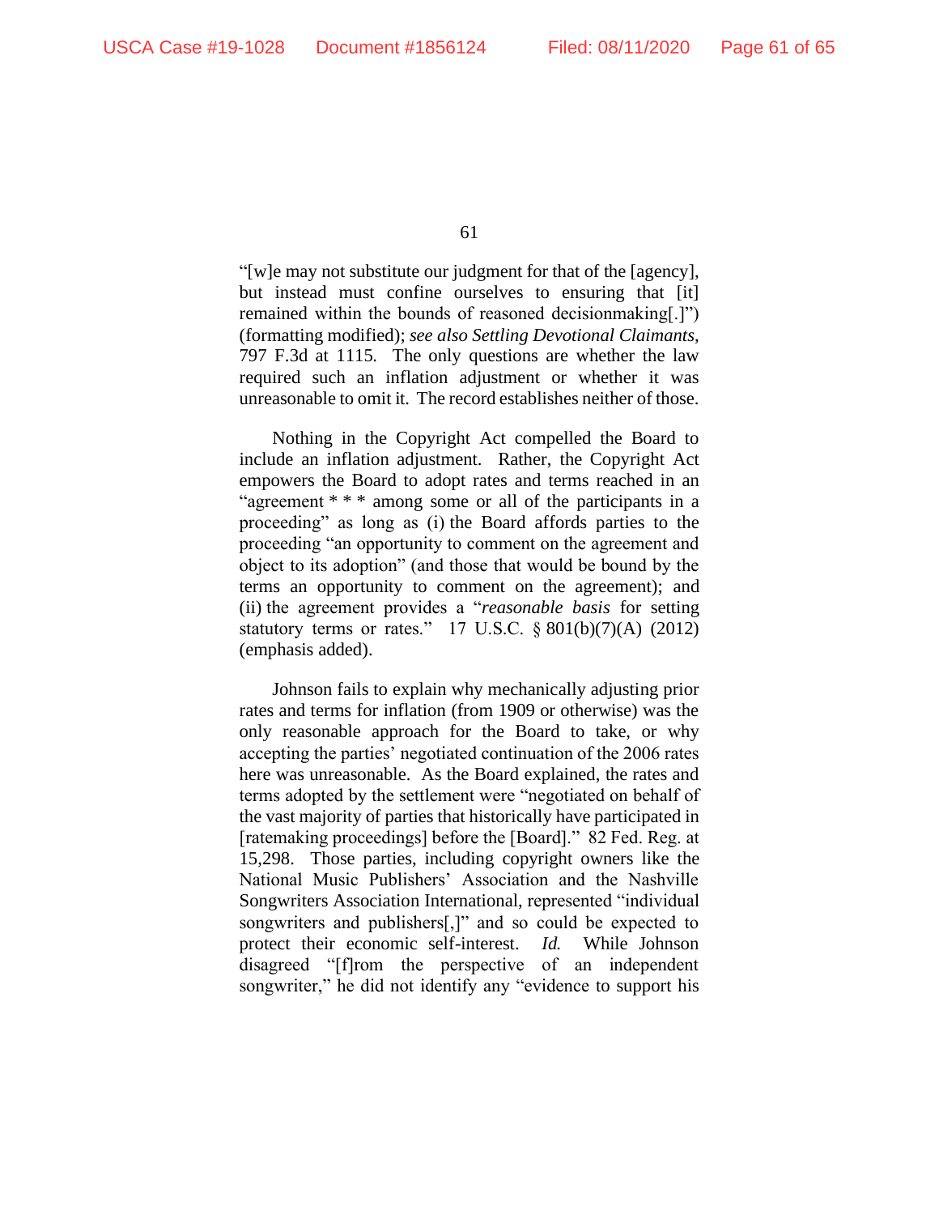"[w]e may not substitute our judgment for that of the [agency], but instead must confine ourselves to ensuring that [it] remained within the bounds of reasoned decisionmaking[.]") (formatting modified); *see also Settling Devotional Claimants*, 797 F.3d at 1115. The only questions are whether the law required such an inflation adjustment or whether it was unreasonable to omit it. The record establishes neither of those.

Nothing in the Copyright Act compelled the Board to include an inflation adjustment. Rather, the Copyright Act empowers the Board to adopt rates and terms reached in an "agreement * * * among some or all of the participants in a proceeding" as long as (i) the Board affords parties to the proceeding "an opportunity to comment on the agreement and object to its adoption" (and those that would be bound by the terms an opportunity to comment on the agreement); and (ii) the agreement provides a "*reasonable basis* for setting statutory terms or rates." 17 U.S.C. § 801(b)(7)(A) (2012) (emphasis added).

Johnson fails to explain why mechanically adjusting prior rates and terms for inflation (from 1909 or otherwise) was the only reasonable approach for the Board to take, or why accepting the parties' negotiated continuation of the 2006 rates here was unreasonable. As the Board explained, the rates and terms adopted by the settlement were "negotiated on behalf of the vast majority of parties that historically have participated in [ratemaking proceedings] before the [Board]." 82 Fed. Reg. at 15,298. Those parties, including copyright owners like the National Music Publishers' Association and the Nashville Songwriters Association International, represented "individual songwriters and publishers[,]" and so could be expected to protect their economic self-interest. *Id.* While Johnson disagreed "[f]rom the perspective of an independent songwriter," he did not identify any "evidence to support his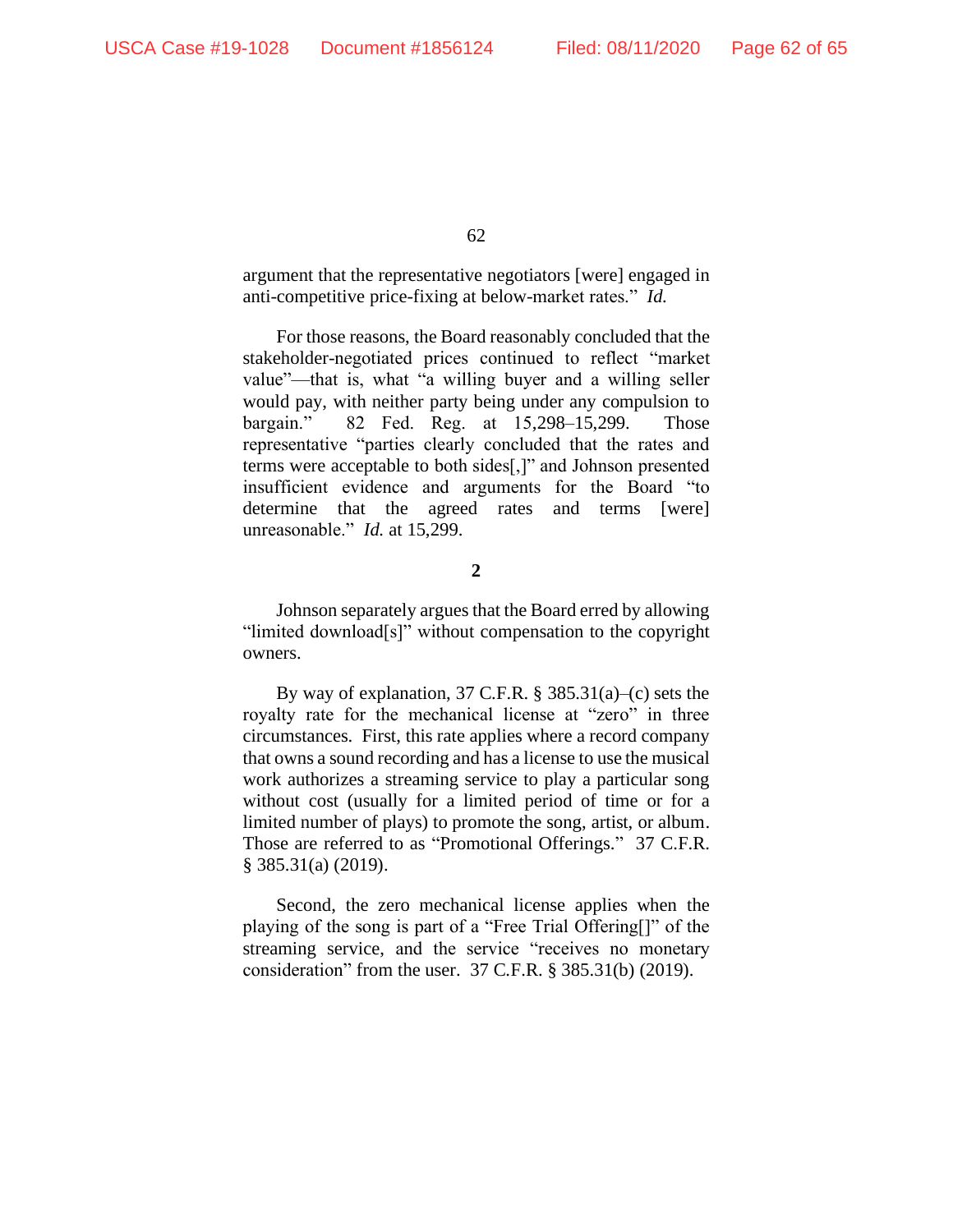argument that the representative negotiators [were] engaged in anti-competitive price-fixing at below-market rates." *Id.*

For those reasons, the Board reasonably concluded that the stakeholder-negotiated prices continued to reflect "market value"—that is, what "a willing buyer and a willing seller would pay, with neither party being under any compulsion to bargain." 82 Fed. Reg. at 15,298–15,299. Those representative "parties clearly concluded that the rates and terms were acceptable to both sides[,]" and Johnson presented insufficient evidence and arguments for the Board "to determine that the agreed rates and terms [were] unreasonable." *Id.* at 15,299.

**2**

Johnson separately argues that the Board erred by allowing "limited download[s]" without compensation to the copyright owners.

By way of explanation, 37 C.F.R. § 385.31(a)–(c) sets the royalty rate for the mechanical license at "zero" in three circumstances. First, this rate applies where a record company that owns a sound recording and has a license to use the musical work authorizes a streaming service to play a particular song without cost (usually for a limited period of time or for a limited number of plays) to promote the song, artist, or album. Those are referred to as "Promotional Offerings." 37 C.F.R. § 385.31(a) (2019).

Second, the zero mechanical license applies when the playing of the song is part of a "Free Trial Offering[]" of the streaming service, and the service "receives no monetary consideration" from the user. 37 C.F.R. § 385.31(b) (2019).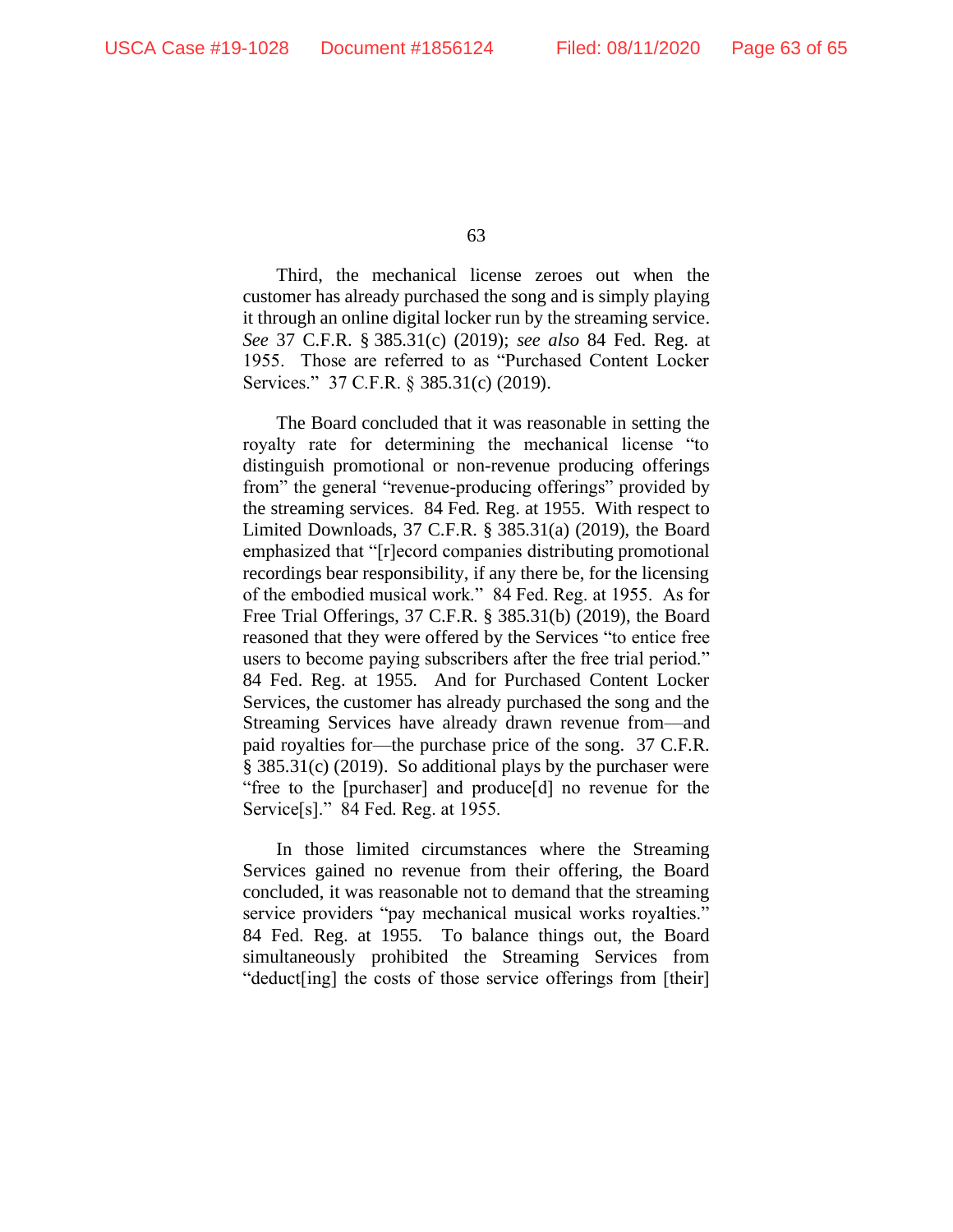Third, the mechanical license zeroes out when the customer has already purchased the song and is simply playing it through an online digital locker run by the streaming service. *See* 37 C.F.R. § 385.31(c) (2019); *see also* 84 Fed. Reg. at 1955. Those are referred to as "Purchased Content Locker Services." 37 C.F.R. § 385.31(c) (2019).

The Board concluded that it was reasonable in setting the royalty rate for determining the mechanical license "to distinguish promotional or non-revenue producing offerings from" the general "revenue-producing offerings" provided by the streaming services. 84 Fed. Reg. at 1955. With respect to Limited Downloads, 37 C.F.R. § 385.31(a) (2019), the Board emphasized that "[r]ecord companies distributing promotional recordings bear responsibility, if any there be, for the licensing of the embodied musical work." 84 Fed. Reg. at 1955. As for Free Trial Offerings, 37 C.F.R. § 385.31(b) (2019), the Board reasoned that they were offered by the Services "to entice free users to become paying subscribers after the free trial period." 84 Fed. Reg. at 1955. And for Purchased Content Locker Services, the customer has already purchased the song and the Streaming Services have already drawn revenue from—and paid royalties for—the purchase price of the song. 37 C.F.R. § 385.31(c) (2019). So additional plays by the purchaser were "free to the [purchaser] and produce[d] no revenue for the Service[s]." 84 Fed. Reg. at 1955.

In those limited circumstances where the Streaming Services gained no revenue from their offering, the Board concluded, it was reasonable not to demand that the streaming service providers "pay mechanical musical works royalties." 84 Fed. Reg. at 1955. To balance things out, the Board simultaneously prohibited the Streaming Services from "deduct[ing] the costs of those service offerings from [their]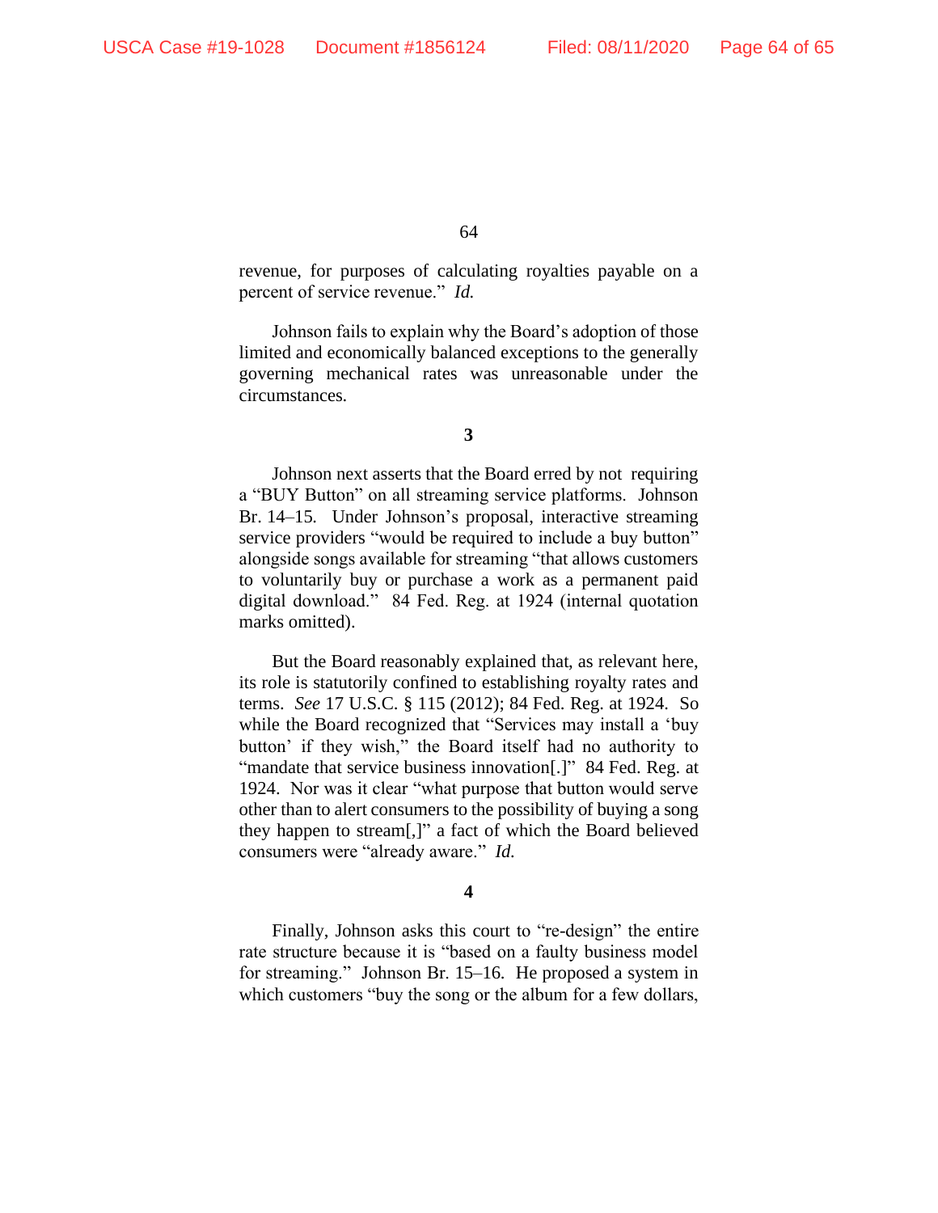revenue, for purposes of calculating royalties payable on a percent of service revenue." *Id.*

Johnson fails to explain why the Board's adoption of those limited and economically balanced exceptions to the generally governing mechanical rates was unreasonable under the circumstances.

**3**

Johnson next asserts that the Board erred by not requiring a "BUY Button" on all streaming service platforms. Johnson Br. 14–15. Under Johnson's proposal, interactive streaming service providers "would be required to include a buy button" alongside songs available for streaming "that allows customers to voluntarily buy or purchase a work as a permanent paid digital download." 84 Fed. Reg. at 1924 (internal quotation marks omitted).

But the Board reasonably explained that, as relevant here, its role is statutorily confined to establishing royalty rates and terms. *See* 17 U.S.C. § 115 (2012); 84 Fed. Reg. at 1924. So while the Board recognized that "Services may install a 'buy button' if they wish," the Board itself had no authority to "mandate that service business innovation[.]" 84 Fed. Reg. at 1924. Nor was it clear "what purpose that button would serve other than to alert consumers to the possibility of buying a song they happen to stream[,]" a fact of which the Board believed consumers were "already aware." *Id.*

**4**

Finally, Johnson asks this court to "re-design" the entire rate structure because it is "based on a faulty business model for streaming." Johnson Br. 15–16. He proposed a system in which customers "buy the song or the album for a few dollars,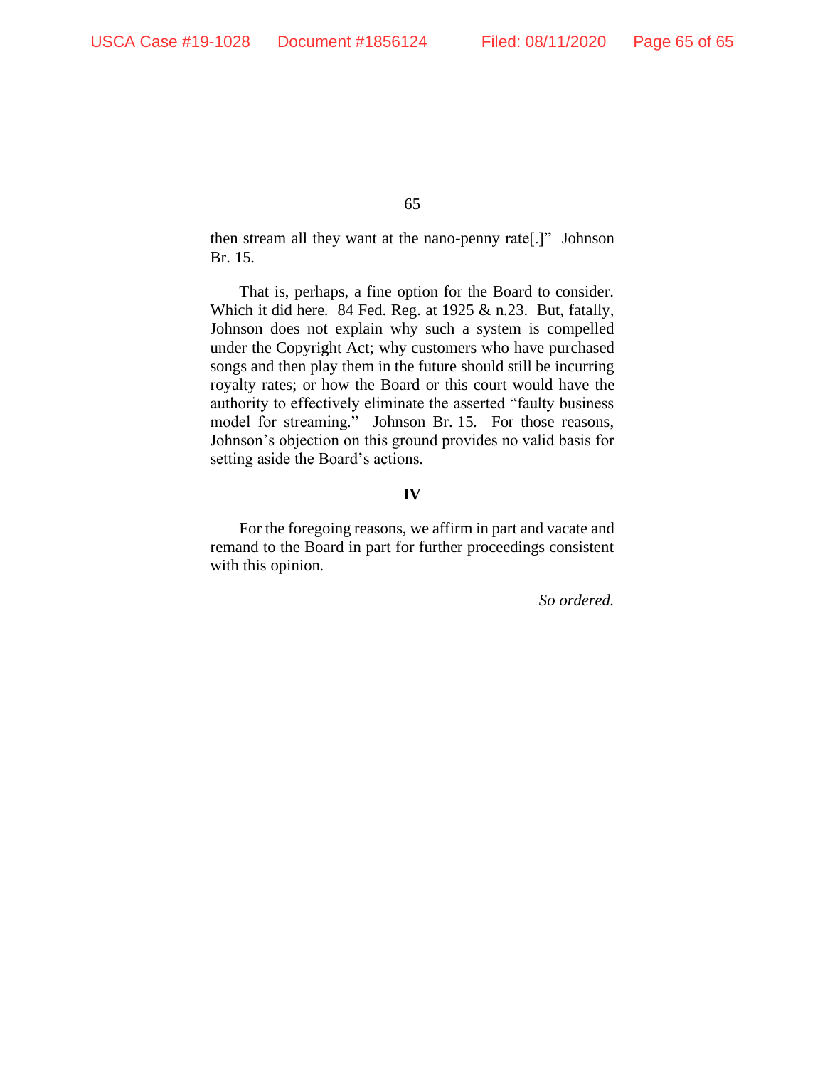then stream all they want at the nano-penny rate[.]" Johnson Br. 15.

That is, perhaps, a fine option for the Board to consider. Which it did here. 84 Fed. Reg. at 1925 & n.23. But, fatally, Johnson does not explain why such a system is compelled under the Copyright Act; why customers who have purchased songs and then play them in the future should still be incurring royalty rates; or how the Board or this court would have the authority to effectively eliminate the asserted "faulty business model for streaming." Johnson Br. 15. For those reasons, Johnson's objection on this ground provides no valid basis for setting aside the Board's actions.

## IV

For the foregoing reasons, we affirm in part and vacate and remand to the Board in part for further proceedings consistent with this opinion.

*So ordered.*